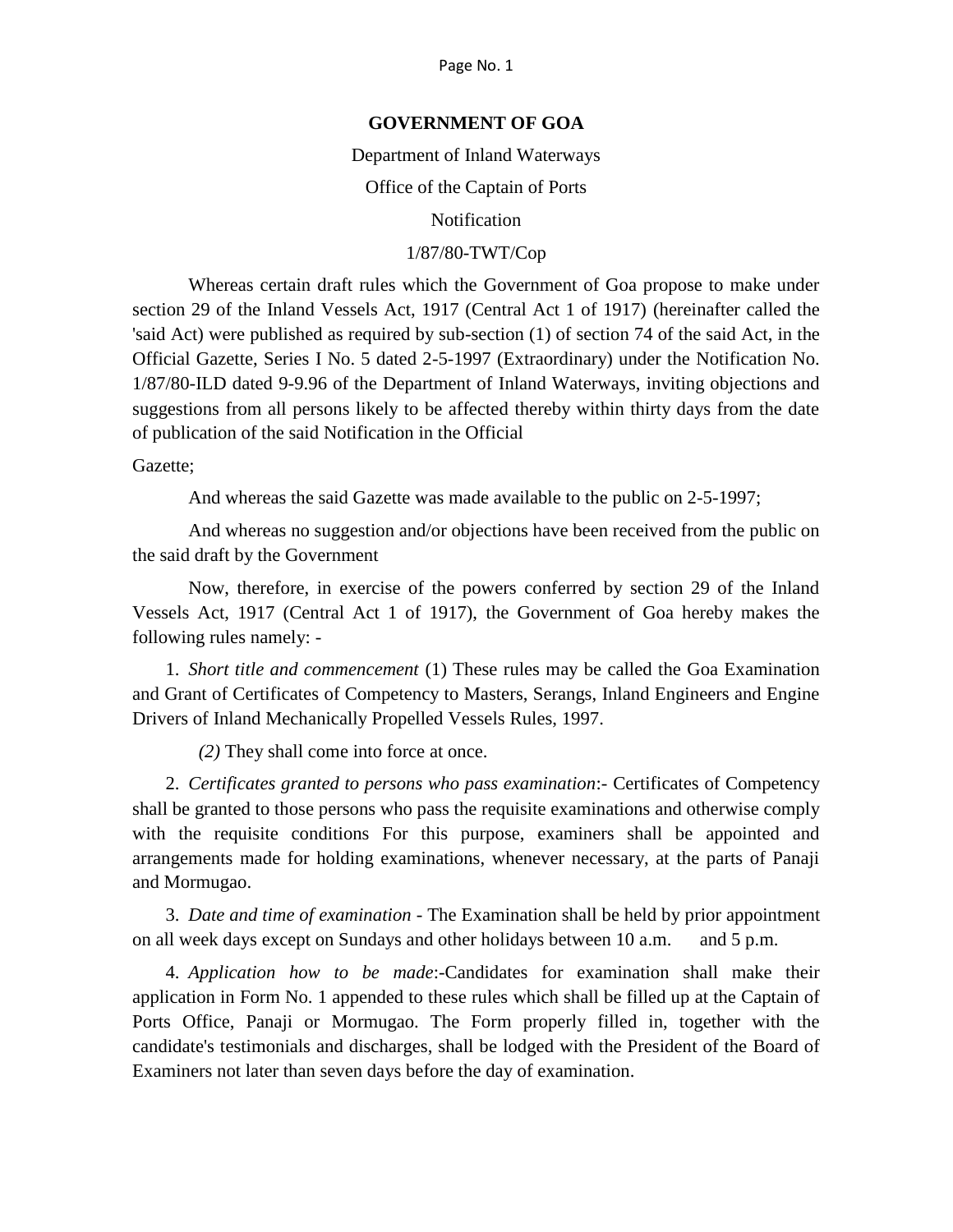**GOVERNMENT OF GOA**

Department of Inland Waterways

Office of the Captain of Ports

Notification

1/87/80-TWT/Cop

Whereas certain draft rules which the Government of Goa propose to make under section 29 of the Inland Vessels Act, 1917 (Central Act 1 of 1917) (hereinafter called the 'said Act) were published as required by sub-section (1) of section 74 of the said Act, in the Official Gazette, Series I No. 5 dated 2-5-1997 (Extraordinary) under the Notification No. 1/87/80-ILD dated 9-9.96 of the Department of Inland Waterways, inviting objections and suggestions from all persons likely to be affected thereby within thirty days from the date of publication of the said Notification in the Official

Gazette;

And whereas the said Gazette was made available to the public on 2-5-1997;

And whereas no suggestion and/or objections have been received from the public on the said draft by the Government

Now, therefore, in exercise of the powers conferred by section 29 of the Inland Vessels Act, 1917 (Central Act 1 of 1917), the Government of Goa hereby makes the following rules namely: -

1. *Short title and commencement* (1) These rules may be called the Goa Examination and Grant of Certificates of Competency to Masters, Serangs, Inland Engineers and Engine Drivers of Inland Mechanically Propelled Vessels Rules, 1997.

   *(2)* They shall come into force at once.

2. *Certificates granted to persons who pass examination*:- Certificates of Competency shall be granted to those persons who pass the requisite examinations and otherwise comply with the requisite conditions For this purpose, examiners shall be appointed and arrangements made for holding examinations, whenever necessary, at the parts of Panaji and Mormugao.

3. *Date and time of examination* - The Examination shall be held by prior appointment on all week days except on Sundays and other holidays between 10 a.m. and 5 p.m.

4. *Application how to be made*:-Candidates for examination shall make their application in Form No. 1 appended to these rules which shall be filled up at the Captain of Ports Office, Panaji or Mormugao. The Form properly filled in, together with the candidate's testimonials and discharges, shall be lodged with the President of the Board of Examiners not later than seven days before the day of examination.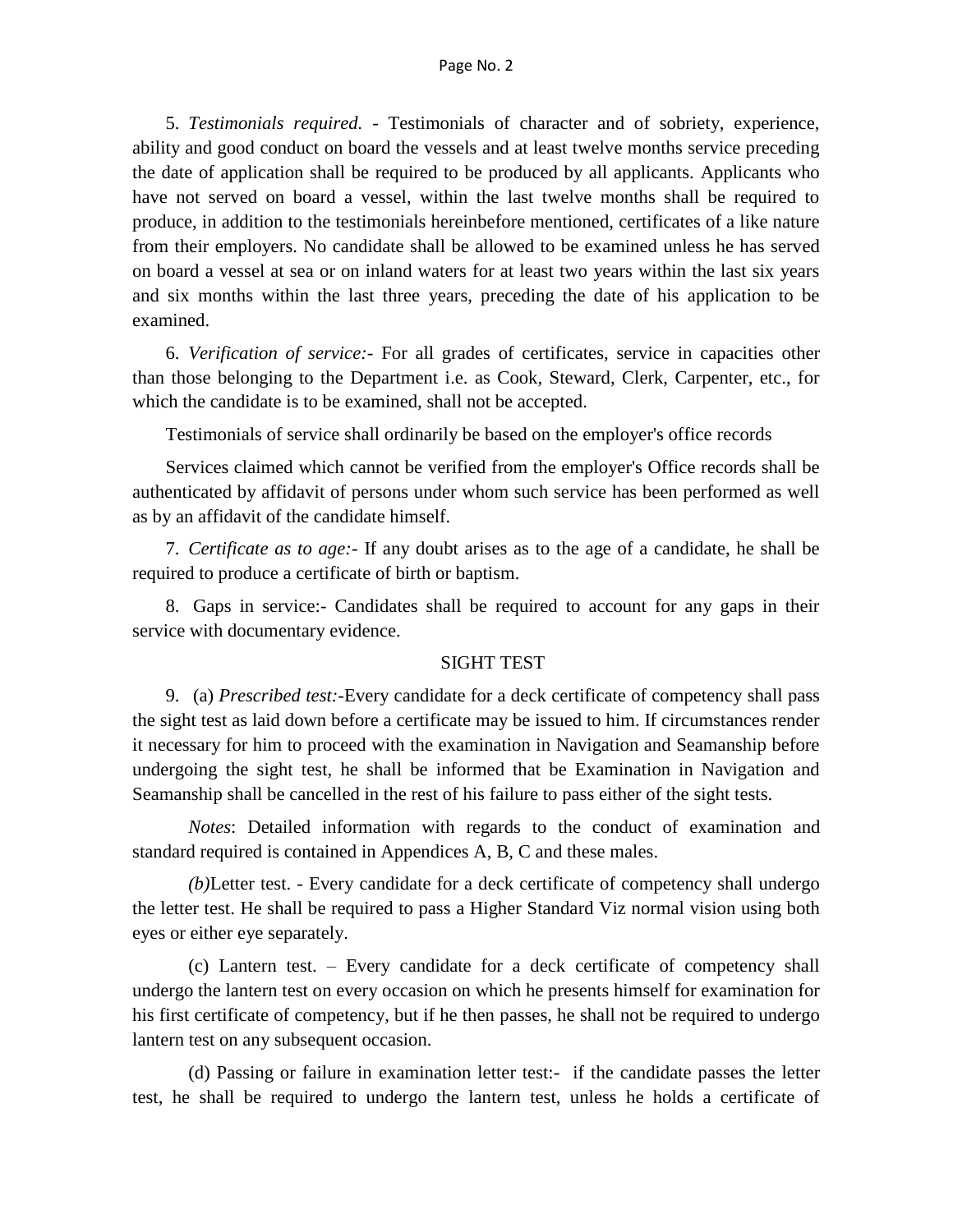5. *Testimonials required.* - Testimonials of character and of sobriety, experience, ability and good conduct on board the vessels and at least twelve months service preceding the date of application shall be required to be produced by all applicants. Applicants who have not served on board a vessel, within the last twelve months shall be required to produce, in addition to the testimonials hereinbefore mentioned, certificates of a like nature from their employers. No candidate shall be allowed to be examined unless he has served on board a vessel at sea or on inland waters for at least two years within the last six years and six months within the last three years, preceding the date of his application to be examined.

6. *Verification of service:-* For all grades of certificates, service in capacities other than those belonging to the Department i.e. as Cook, Steward, Clerk, Carpenter, etc., for which the candidate is to be examined, shall not be accepted.

Testimonials of service shall ordinarily be based on the employer's office records

Services claimed which cannot be verified from the employer's Office records shall be authenticated by affidavit of persons under whom such service has been performed as well as by an affidavit of the candidate himself.

7. *Certificate as to age:-* If any doubt arises as to the age of a candidate, he shall be required to produce a certificate of birth or baptism.

8. Gaps in service:- Candidates shall be required to account for any gaps in their service with documentary evidence.

## SIGHT TEST

9. (a) *Prescribed test:-*Every candidate for a deck certificate of competency shall pass the sight test as laid down before a certificate may be issued to him. If circumstances render it necessary for him to proceed with the examination in Navigation and Seamanship before undergoing the sight test, he shall be informed that be Examination in Navigation and Seamanship shall be cancelled in the rest of his failure to pass either of the sight tests.

*Notes*: Detailed information with regards to the conduct of examination and standard required is contained in Appendices A, B, C and these males.

*(b)*Letter test. - Every candidate for a deck certificate of competency shall undergo the letter test. He shall be required to pass a Higher Standard Viz normal vision using both eyes or either eye separately.

(c) Lantern test. – Every candidate for a deck certificate of competency shall undergo the lantern test on every occasion on which he presents himself for examination for his first certificate of competency, but if he then passes, he shall not be required to undergo lantern test on any subsequent occasion.

(d) Passing or failure in examination letter test:- if the candidate passes the letter test, he shall be required to undergo the lantern test, unless he holds a certificate of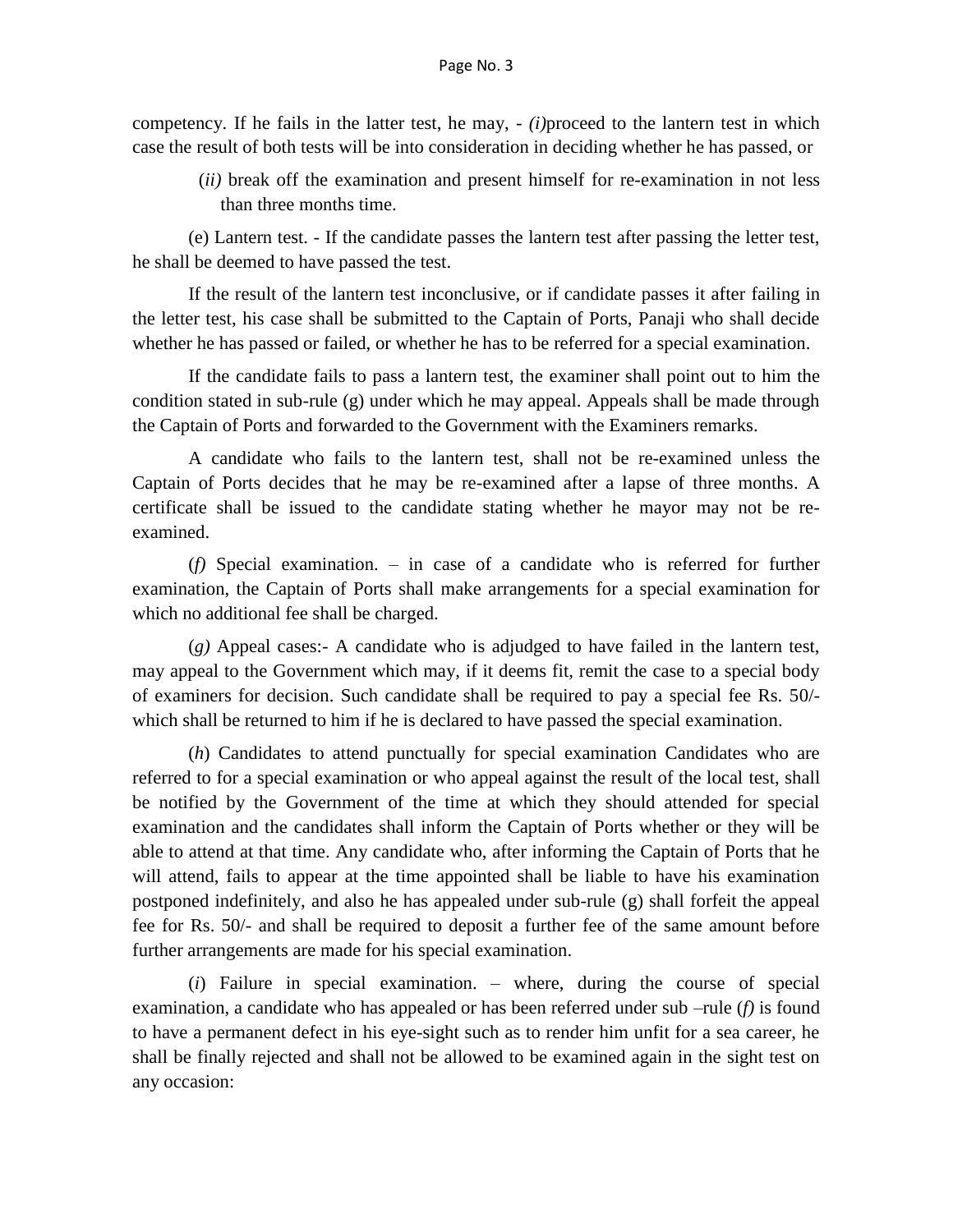competency. If he fails in the latter test, he may, - *(i)*proceed to the lantern test in which case the result of both tests will be into consideration in deciding whether he has passed, or

(*ii)* break off the examination and present himself for re-examination in not less than three months time.

(e) Lantern test. - If the candidate passes the lantern test after passing the letter test, he shall be deemed to have passed the test.

If the result of the lantern test inconclusive, or if candidate passes it after failing in the letter test, his case shall be submitted to the Captain of Ports, Panaji who shall decide whether he has passed or failed, or whether he has to be referred for a special examination.

If the candidate fails to pass a lantern test, the examiner shall point out to him the condition stated in sub-rule (g) under which he may appeal. Appeals shall be made through the Captain of Ports and forwarded to the Government with the Examiners remarks.

A candidate who fails to the lantern test, shall not be re-examined unless the Captain of Ports decides that he may be re-examined after a lapse of three months. A certificate shall be issued to the candidate stating whether he mayor may not be re-examined.

(*f)* Special examination. – in case of a candidate who is referred for further examination, the Captain of Ports shall make arrangements for a special examination for which no additional fee shall be charged.

(*g)* Appeal cases:- A candidate who is adjudged to have failed in the lantern test, may appeal to the Government which may, if it deems fit, remit the case to a special body of examiners for decision. Such candidate shall be required to pay a special fee Rs. 50/- which shall be returned to him if he is declared to have passed the special examination.

(*h*) Candidates to attend punctually for special examination Candidates who are referred to for a special examination or who appeal against the result of the local test, shall be notified by the Government of the time at which they should attended for special examination and the candidates shall inform the Captain of Ports whether or they will be able to attend at that time. Any candidate who, after informing the Captain of Ports that he will attend, fails to appear at the time appointed shall be liable to have his examination postponed indefinitely, and also he has appealed under sub-rule (g) shall forfeit the appeal fee for Rs. 50/- and shall be required to deposit a further fee of the same amount before further arrangements are made for his special examination.

(*i*) Failure in special examination. – where, during the course of special examination, a candidate who has appealed or has been referred under sub –rule (*f)* is found to have a permanent defect in his eye-sight such as to render him unfit for a sea career, he shall be finally rejected and shall not be allowed to be examined again in the sight test on any occasion: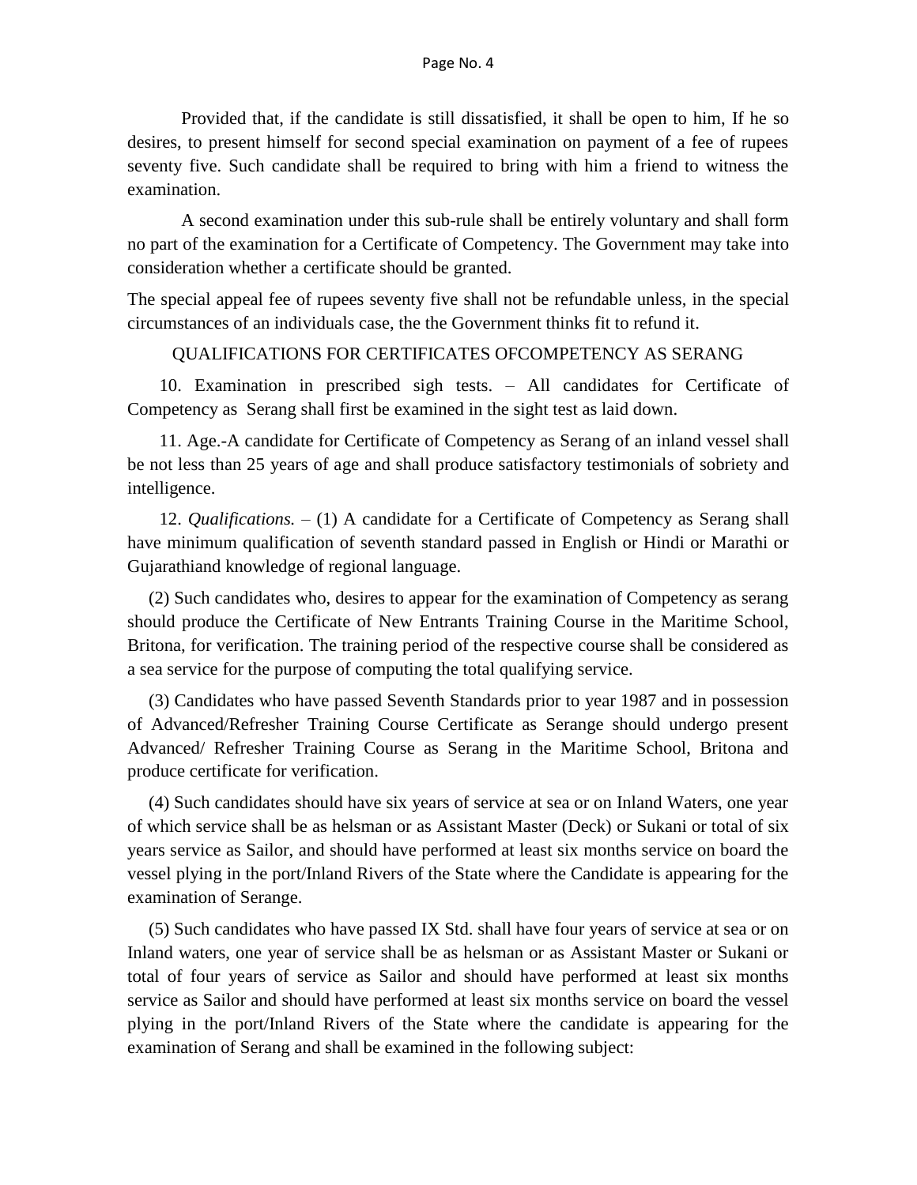Provided that, if the candidate is still dissatisfied, it shall be open to him, If he so desires, to present himself for second special examination on payment of a fee of rupees seventy five. Such candidate shall be required to bring with him a friend to witness the examination.

A second examination under this sub-rule shall be entirely voluntary and shall form no part of the examination for a Certificate of Competency. The Government may take into consideration whether a certificate should be granted.

The special appeal fee of rupees seventy five shall not be refundable unless, in the special circumstances of an individuals case, the the Government thinks fit to refund it.

## QUALIFICATIONS FOR CERTIFICATES OFCOMPETENCY AS SERANG

10. Examination in prescribed sigh tests. – All candidates for Certificate of Competency as Serang shall first be examined in the sight test as laid down.

11. Age.-A candidate for Certificate of Competency as Serang of an inland vessel shall be not less than 25 years of age and shall produce satisfactory testimonials of sobriety and intelligence.

12. *Qualifications.* – (1) A candidate for a Certificate of Competency as Serang shall have minimum qualification of seventh standard passed in English or Hindi or Marathi or Gujarathiand knowledge of regional language.

(2) Such candidates who, desires to appear for the examination of Competency as serang should produce the Certificate of New Entrants Training Course in the Maritime School, Britona, for verification. The training period of the respective course shall be considered as a sea service for the purpose of computing the total qualifying service.

(3) Candidates who have passed Seventh Standards prior to year 1987 and in possession of Advanced/Refresher Training Course Certificate as Serange should undergo present Advanced/ Refresher Training Course as Serang in the Maritime School, Britona and produce certificate for verification.

(4) Such candidates should have six years of service at sea or on Inland Waters, one year of which service shall be as helsman or as Assistant Master (Deck) or Sukani or total of six years service as Sailor, and should have performed at least six months service on board the vessel plying in the port/Inland Rivers of the State where the Candidate is appearing for the examination of Serange.

(5) Such candidates who have passed IX Std. shall have four years of service at sea or on Inland waters, one year of service shall be as helsman or as Assistant Master or Sukani or total of four years of service as Sailor and should have performed at least six months service as Sailor and should have performed at least six months service on board the vessel plying in the port/Inland Rivers of the State where the candidate is appearing for the examination of Serang and shall be examined in the following subject: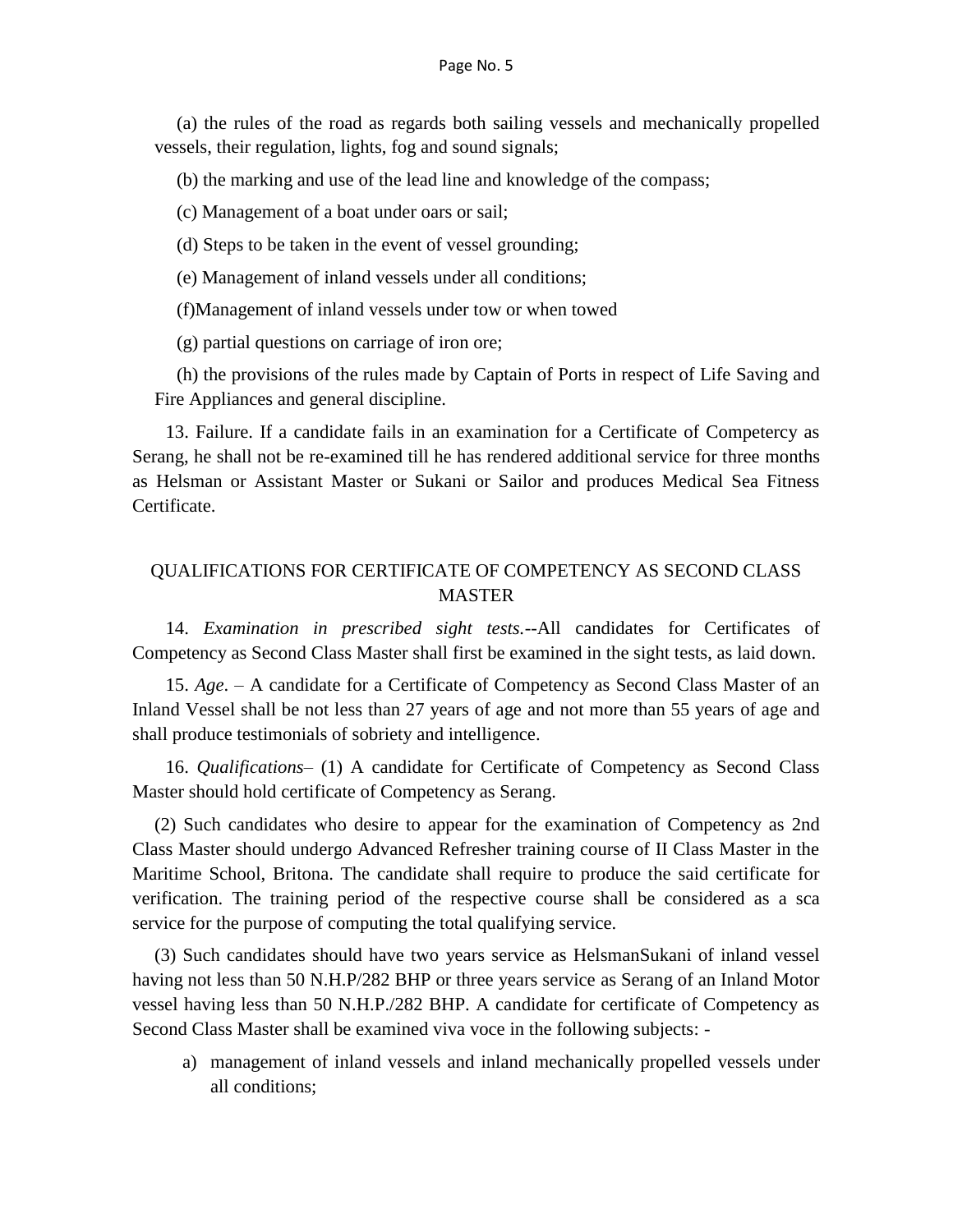(a) the rules of the road as regards both sailing vessels and mechanically propelled vessels, their regulation, lights, fog and sound signals;

(b) the marking and use of the lead line and knowledge of the compass;

(c) Management of a boat under oars or sail;

(d) Steps to be taken in the event of vessel grounding;

(e) Management of inland vessels under all conditions;

(f)Management of inland vessels under tow or when towed

(g) partial questions on carriage of iron ore;

(h) the provisions of the rules made by Captain of Ports in respect of Life Saving and Fire Appliances and general discipline.

13. Failure. If a candidate fails in an examination for a Certificate of Competercy as Serang, he shall not be re-examined till he has rendered additional service for three months as Helsman or Assistant Master or Sukani or Sailor and produces Medical Sea Fitness Certificate.

## QUALIFICATIONS FOR CERTIFICATE OF COMPETENCY AS SECOND CLASS MASTER

14. *Examination in prescribed sight tests.*--All candidates for Certificates of Competency as Second Class Master shall first be examined in the sight tests, as laid down.

15. *Age*. – A candidate for a Certificate of Competency as Second Class Master of an Inland Vessel shall be not less than 27 years of age and not more than 55 years of age and shall produce testimonials of sobriety and intelligence.

16. *Qualifications*– (1) A candidate for Certificate of Competency as Second Class Master should hold certificate of Competency as Serang.

(2) Such candidates who desire to appear for the examination of Competency as 2nd Class Master should undergo Advanced Refresher training course of II Class Master in the Maritime School, Britona. The candidate shall require to produce the said certificate for verification. The training period of the respective course shall be considered as a sca service for the purpose of computing the total qualifying service.

(3) Such candidates should have two years service as HelsmanSukani of inland vessel having not less than 50 N.H.P/282 BHP or three years service as Serang of an Inland Motor vessel having less than 50 N.H.P./282 BHP. A candidate for certificate of Competency as Second Class Master shall be examined viva voce in the following subjects: -

a) management of inland vessels and inland mechanically propelled vessels under all conditions;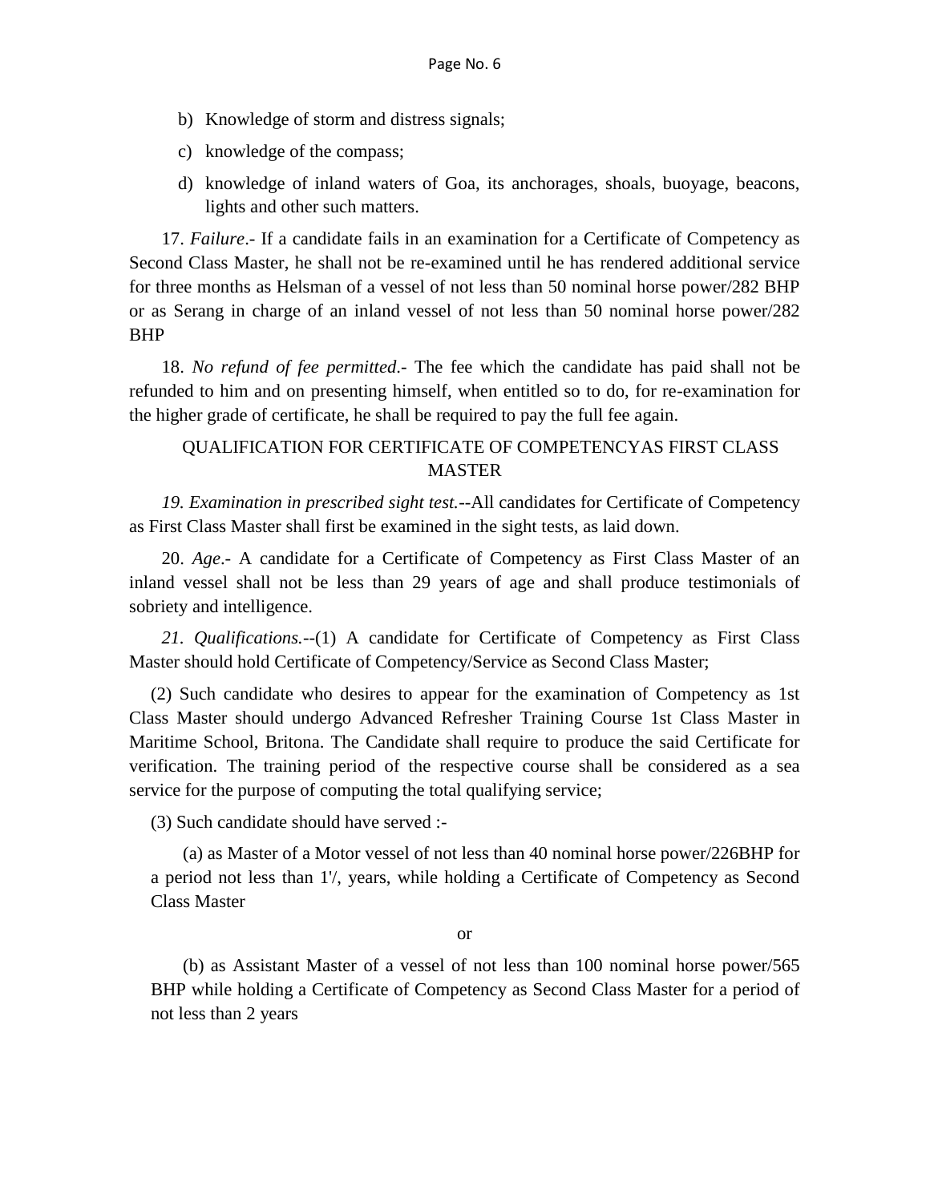b) Knowledge of storm and distress signals;

c) knowledge of the compass;

d) knowledge of inland waters of Goa, its anchorages, shoals, buoyage, beacons, lights and other such matters.

17. *Failure*.- If a candidate fails in an examination for a Certificate of Competency as Second Class Master, he shall not be re-examined until he has rendered additional service for three months as Helsman of a vessel of not less than 50 nominal horse power/282 BHP or as Serang in charge of an inland vessel of not less than 50 nominal horse power/282 BHP

18. *No refund of fee permitted*.- The fee which the candidate has paid shall not be refunded to him and on presenting himself, when entitled so to do, for re-examination for the higher grade of certificate, he shall be required to pay the full fee again.

QUALIFICATION FOR CERTIFICATE OF COMPETENCYAS FIRST CLASS MASTER

*19. Examination in prescribed sight test.*--All candidates for Certificate of Competency as First Class Master shall first be examined in the sight tests, as laid down.

20. *Age*.- A candidate for a Certificate of Competency as First Class Master of an inland vessel shall not be less than 29 years of age and shall produce testimonials of sobriety and intelligence.

*21. Qualifications.*--(1) A candidate for Certificate of Competency as First Class Master should hold Certificate of Competency/Service as Second Class Master;

(2) Such candidate who desires to appear for the examination of Competency as 1st Class Master should undergo Advanced Refresher Training Course 1st Class Master in Maritime School, Britona. The Candidate shall require to produce the said Certificate for verification. The training period of the respective course shall be considered as a sea service for the purpose of computing the total qualifying service;

(3) Such candidate should have served :-

(a) as Master of a Motor vessel of not less than 40 nominal horse power/226BHP for a period not less than 1'/, years, while holding a Certificate of Competency as Second Class Master

or

(b) as Assistant Master of a vessel of not less than 100 nominal horse power/565 BHP while holding a Certificate of Competency as Second Class Master for a period of not less than 2 years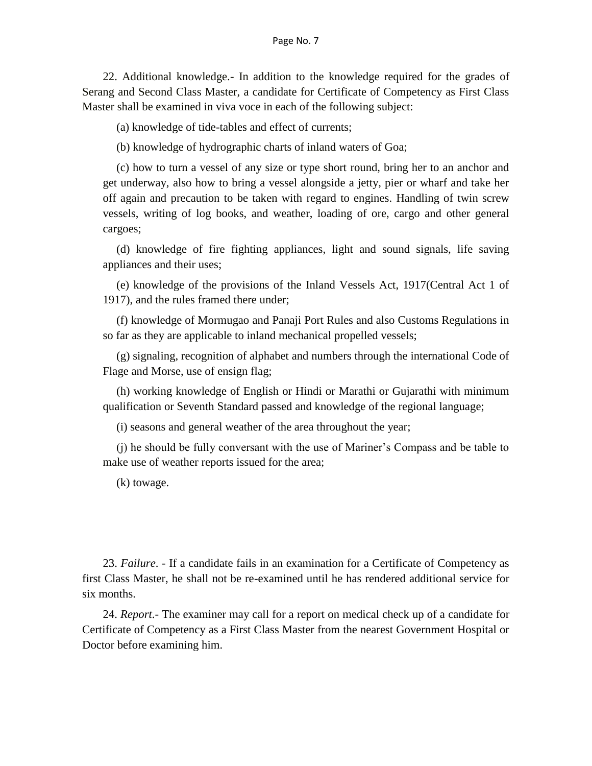22. Additional knowledge.- In addition to the knowledge required for the grades of Serang and Second Class Master, a candidate for Certificate of Competency as First Class Master shall be examined in viva voce in each of the following subject:

(a) knowledge of tide-tables and effect of currents;

(b) knowledge of hydrographic charts of inland waters of Goa;

(c) how to turn a vessel of any size or type short round, bring her to an anchor and get underway, also how to bring a vessel alongside a jetty, pier or wharf and take her off again and precaution to be taken with regard to engines. Handling of twin screw vessels, writing of log books, and weather, loading of ore, cargo and other general cargoes;

(d) knowledge of fire fighting appliances, light and sound signals, life saving appliances and their uses;

(e) knowledge of the provisions of the Inland Vessels Act, 1917(Central Act 1 of 1917), and the rules framed there under;

(f) knowledge of Mormugao and Panaji Port Rules and also Customs Regulations in so far as they are applicable to inland mechanical propelled vessels;

(g) signaling, recognition of alphabet and numbers through the international Code of Flage and Morse, use of ensign flag;

(h) working knowledge of English or Hindi or Marathi or Gujarathi with minimum qualification or Seventh Standard passed and knowledge of the regional language;

(i) seasons and general weather of the area throughout the year;

(j) he should be fully conversant with the use of Mariner's Compass and be table to make use of weather reports issued for the area;

(k) towage.

23. *Failure*. - If a candidate fails in an examination for a Certificate of Competency as first Class Master, he shall not be re-examined until he has rendered additional service for six months.

24. *Report*.- The examiner may call for a report on medical check up of a candidate for Certificate of Competency as a First Class Master from the nearest Government Hospital or Doctor before examining him.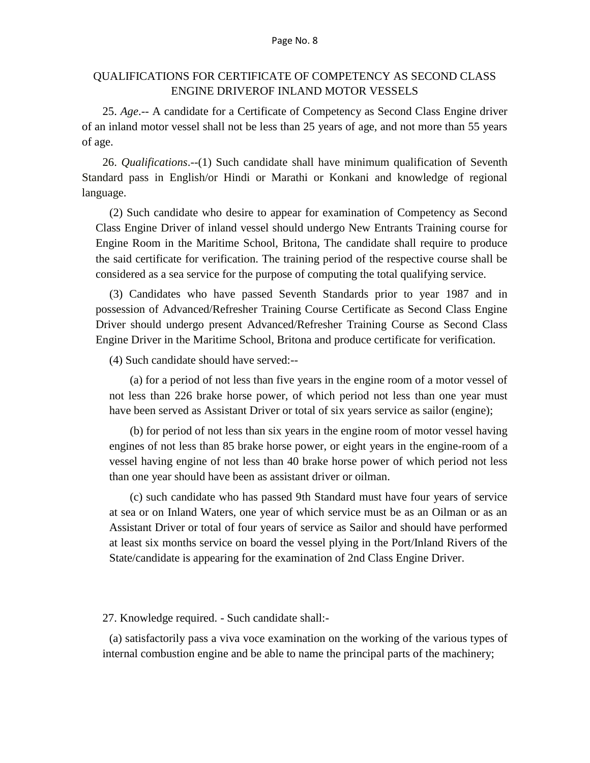## QUALIFICATIONS FOR CERTIFICATE OF COMPETENCY AS SECOND CLASS ENGINE DRIVEROF INLAND MOTOR VESSELS

25. *Age*.-- A candidate for a Certificate of Competency as Second Class Engine driver of an inland motor vessel shall not be less than 25 years of age, and not more than 55 years of age.

26. *Qualifications*.--(1) Such candidate shall have minimum qualification of Seventh Standard pass in English/or Hindi or Marathi or Konkani and knowledge of regional language.

(2) Such candidate who desire to appear for examination of Competency as Second Class Engine Driver of inland vessel should undergo New Entrants Training course for Engine Room in the Maritime School, Britona, The candidate shall require to produce the said certificate for verification. The training period of the respective course shall be considered as a sea service for the purpose of computing the total qualifying service.

(3) Candidates who have passed Seventh Standards prior to year 1987 and in possession of Advanced/Refresher Training Course Certificate as Second Class Engine Driver should undergo present Advanced/Refresher Training Course as Second Class Engine Driver in the Maritime School, Britona and produce certificate for verification.

(4) Such candidate should have served:--

(a) for a period of not less than five years in the engine room of a motor vessel of not less than 226 brake horse power, of which period not less than one year must have been served as Assistant Driver or total of six years service as sailor (engine);

(b) for period of not less than six years in the engine room of motor vessel having engines of not less than 85 brake horse power, or eight years in the engine-room of a vessel having engine of not less than 40 brake horse power of which period not less than one year should have been as assistant driver or oilman.

(c) such candidate who has passed 9th Standard must have four years of service at sea or on Inland Waters, one year of which service must be as an Oilman or as an Assistant Driver or total of four years of service as Sailor and should have performed at least six months service on board the vessel plying in the Port/Inland Rivers of the State/candidate is appearing for the examination of 2nd Class Engine Driver.

27. Knowledge required. - Such candidate shall:-

(a) satisfactorily pass a viva voce examination on the working of the various types of internal combustion engine and be able to name the principal parts of the machinery;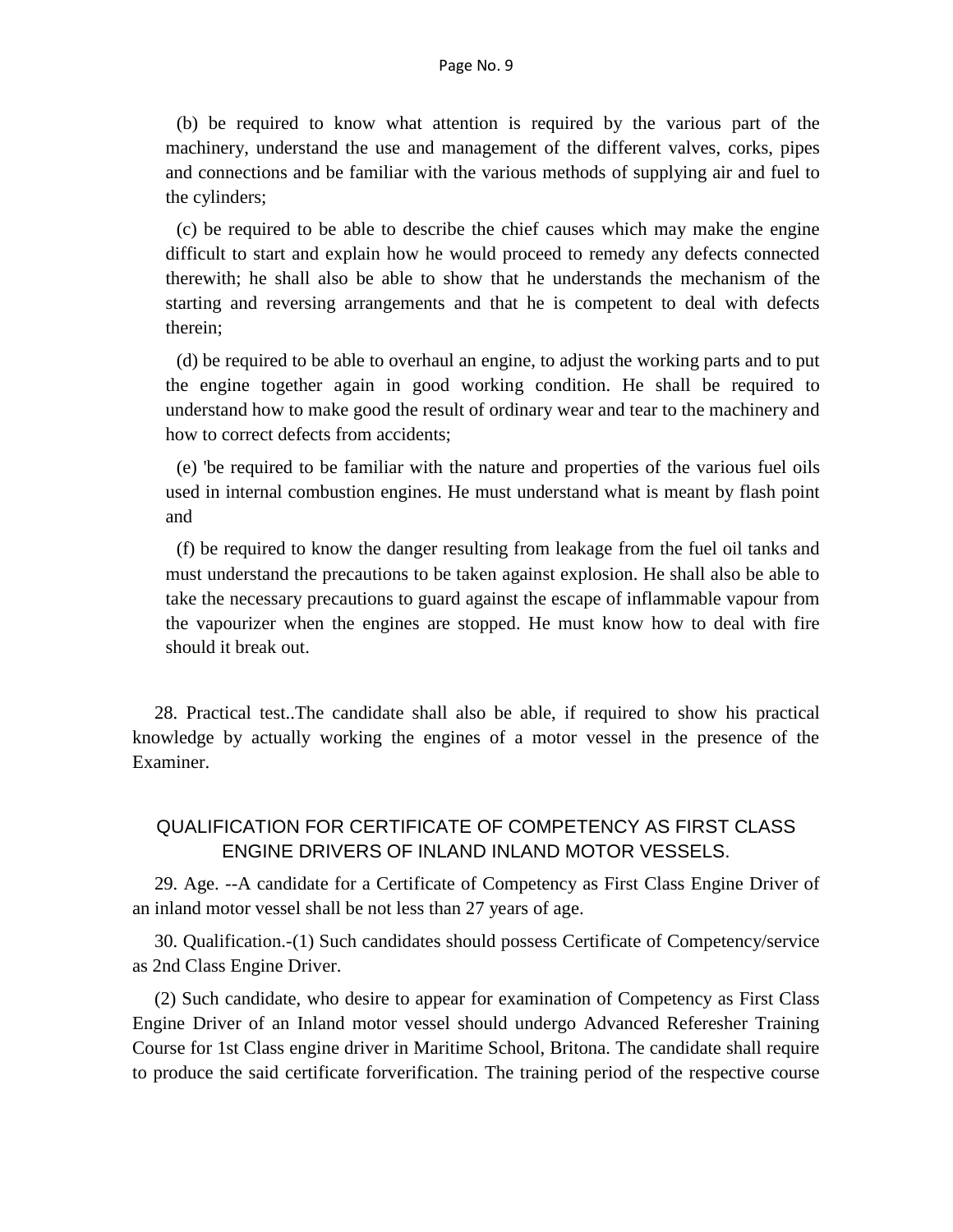(b) be required to know what attention is required by the various part of the machinery, understand the use and management of the different valves, corks, pipes and connections and be familiar with the various methods of supplying air and fuel to the cylinders;

(c) be required to be able to describe the chief causes which may make the engine difficult to start and explain how he would proceed to remedy any defects connected therewith; he shall also be able to show that he understands the mechanism of the starting and reversing arrangements and that he is competent to deal with defects therein;

(d) be required to be able to overhaul an engine, to adjust the working parts and to put the engine together again in good working condition. He shall be required to understand how to make good the result of ordinary wear and tear to the machinery and how to correct defects from accidents;

(e) 'be required to be familiar with the nature and properties of the various fuel oils used in internal combustion engines. He must understand what is meant by flash point and

(f) be required to know the danger resulting from leakage from the fuel oil tanks and must understand the precautions to be taken against explosion. He shall also be able to take the necessary precautions to guard against the escape of inflammable vapour from the vapourizer when the engines are stopped. He must know how to deal with fire should it break out.

28. Practical test..The candidate shall also be able, if required to show his practical knowledge by actually working the engines of a motor vessel in the presence of the Examiner.

## QUALIFICATION FOR CERTIFICATE OF COMPETENCY AS FIRST CLASS ENGINE DRIVERS OF INLAND INLAND MOTOR VESSELS.

29. Age. --A candidate for a Certificate of Competency as First Class Engine Driver of an inland motor vessel shall be not less than 27 years of age.

30. Qualification.-(1) Such candidates should possess Certificate of Competency/service as 2nd Class Engine Driver.

(2) Such candidate, who desire to appear for examination of Competency as First Class Engine Driver of an Inland motor vessel should undergo Advanced Referesher Training Course for 1st Class engine driver in Maritime School, Britona. The candidate shall require to produce the said certificate forverification. The training period of the respective course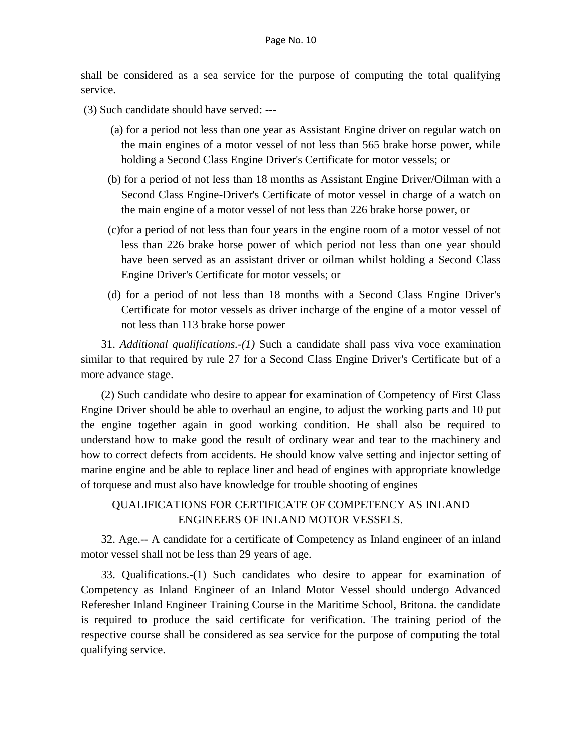shall be considered as a sea service for the purpose of computing the total qualifying service.

(3) Such candidate should have served: ---

(a) for a period not less than one year as Assistant Engine driver on regular watch on the main engines of a motor vessel of not less than 565 brake horse power, while holding a Second Class Engine Driver's Certificate for motor vessels; or

(b) for a period of not less than 18 months as Assistant Engine Driver/Oilman with a Second Class Engine-Driver's Certificate of motor vessel in charge of a watch on the main engine of a motor vessel of not less than 226 brake horse power, or

(c)for a period of not less than four years in the engine room of a motor vessel of not less than 226 brake horse power of which period not less than one year should have been served as an assistant driver or oilman whilst holding a Second Class Engine Driver's Certificate for motor vessels; or

(d) for a period of not less than 18 months with a Second Class Engine Driver's Certificate for motor vessels as driver incharge of the engine of a motor vessel of not less than 113 brake horse power

31. *Additional qualifications.-(1)* Such a candidate shall pass viva voce examination similar to that required by rule 27 for a Second Class Engine Driver's Certificate but of a more advance stage.

(2) Such candidate who desire to appear for examination of Competency of First Class Engine Driver should be able to overhaul an engine, to adjust the working parts and 10 put the engine together again in good working condition. He shall also be required to understand how to make good the result of ordinary wear and tear to the machinery and how to correct defects from accidents. He should know valve setting and injector setting of marine engine and be able to replace liner and head of engines with appropriate knowledge of torquese and must also have knowledge for trouble shooting of engines

## QUALIFICATIONS FOR CERTIFICATE OF COMPETENCY AS INLAND ENGINEERS OF INLAND MOTOR VESSELS.

32. Age.-- A candidate for a certificate of Competency as Inland engineer of an inland motor vessel shall not be less than 29 years of age.

33. Qualifications.-(1) Such candidates who desire to appear for examination of Competency as Inland Engineer of an Inland Motor Vessel should undergo Advanced Referesher Inland Engineer Training Course in the Maritime School, Britona. the candidate is required to produce the said certificate for verification. The training period of the respective course shall be considered as sea service for the purpose of computing the total qualifying service.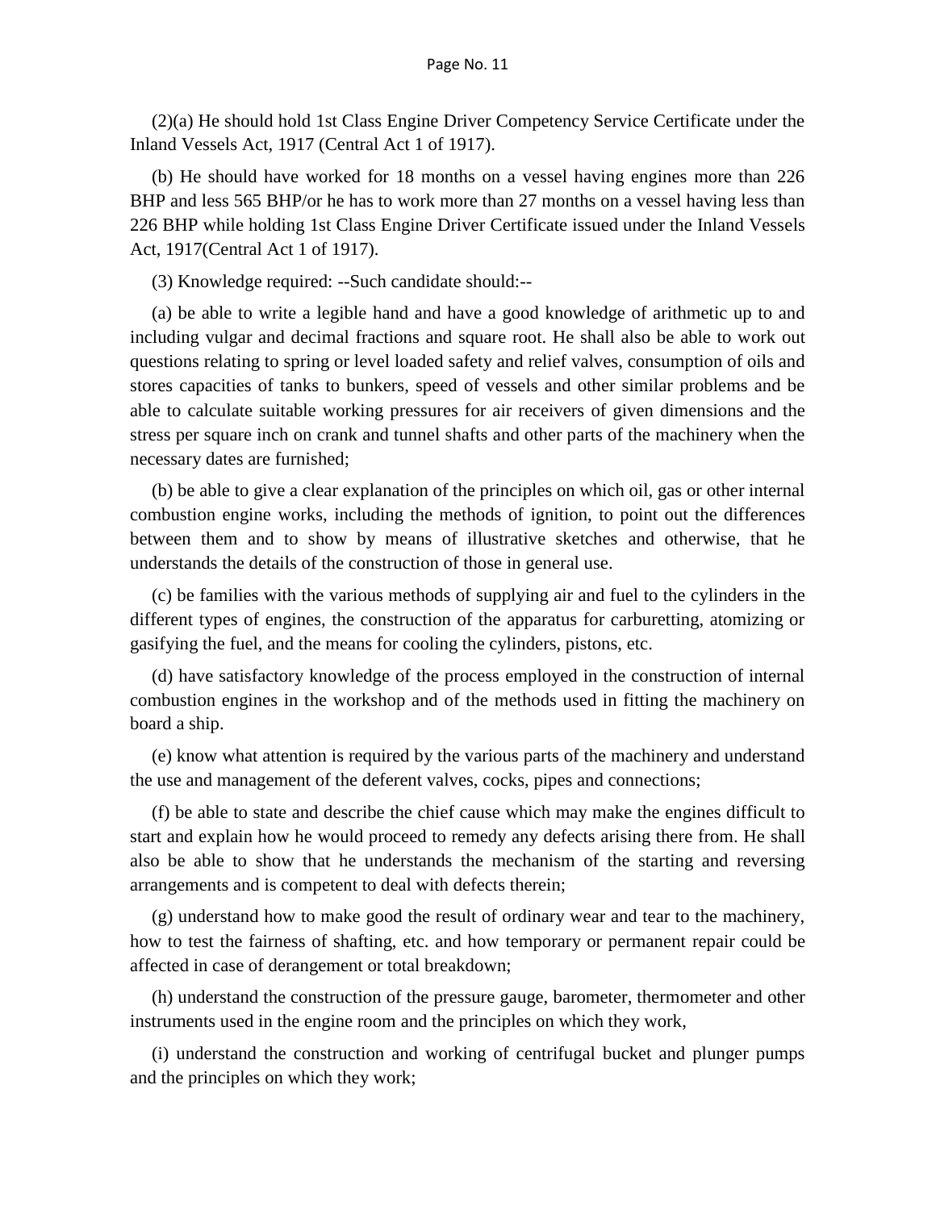(2)(a) He should hold 1st Class Engine Driver Competency Service Certificate under the Inland Vessels Act, 1917 (Central Act 1 of 1917).

(b) He should have worked for 18 months on a vessel having engines more than 226 BHP and less 565 BHP/or he has to work more than 27 months on a vessel having less than 226 BHP while holding 1st Class Engine Driver Certificate issued under the Inland Vessels Act, 1917(Central Act 1 of 1917).

(3) Knowledge required: --Such candidate should:--

(a) be able to write a legible hand and have a good knowledge of arithmetic up to and including vulgar and decimal fractions and square root. He shall also be able to work out questions relating to spring or level loaded safety and relief valves, consumption of oils and stores capacities of tanks to bunkers, speed of vessels and other similar problems and be able to calculate suitable working pressures for air receivers of given dimensions and the stress per square inch on crank and tunnel shafts and other parts of the machinery when the necessary dates are furnished;

(b) be able to give a clear explanation of the principles on which oil, gas or other internal combustion engine works, including the methods of ignition, to point out the differences between them and to show by means of illustrative sketches and otherwise, that he understands the details of the construction of those in general use.

(c) be families with the various methods of supplying air and fuel to the cylinders in the different types of engines, the construction of the apparatus for carburetting, atomizing or gasifying the fuel, and the means for cooling the cylinders, pistons, etc.

(d) have satisfactory knowledge of the process employed in the construction of internal combustion engines in the workshop and of the methods used in fitting the machinery on board a ship.

(e) know what attention is required by the various parts of the machinery and understand the use and management of the deferent valves, cocks, pipes and connections;

(f) be able to state and describe the chief cause which may make the engines difficult to start and explain how he would proceed to remedy any defects arising there from. He shall also be able to show that he understands the mechanism of the starting and reversing arrangements and is competent to deal with defects therein;

(g) understand how to make good the result of ordinary wear and tear to the machinery, how to test the fairness of shafting, etc. and how temporary or permanent repair could be affected in case of derangement or total breakdown;

(h) understand the construction of the pressure gauge, barometer, thermometer and other instruments used in the engine room and the principles on which they work,

(i) understand the construction and working of centrifugal bucket and plunger pumps and the principles on which they work;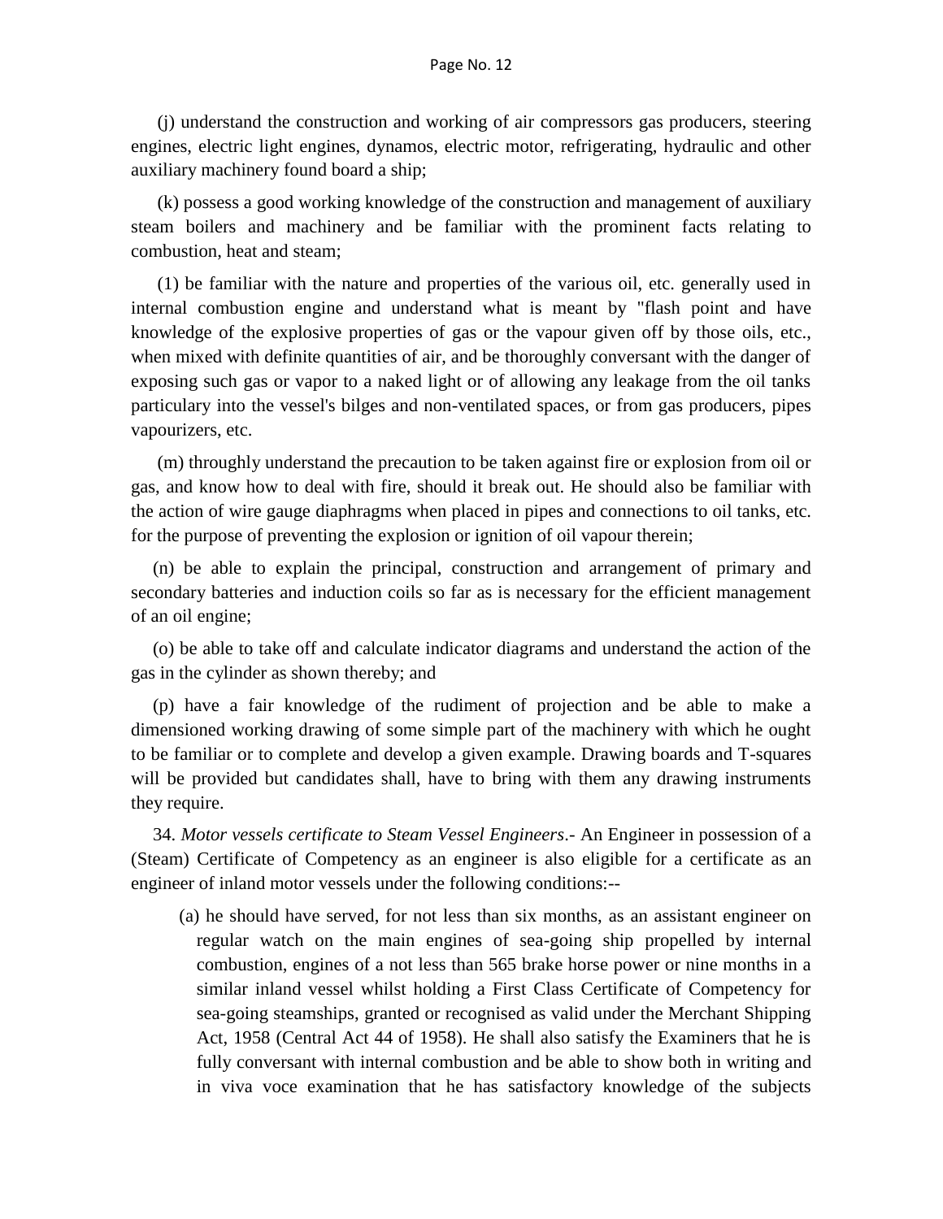(j) understand the construction and working of air compressors gas producers, steering engines, electric light engines, dynamos, electric motor, refrigerating, hydraulic and other auxiliary machinery found board a ship;

(k) possess a good working knowledge of the construction and management of auxiliary steam boilers and machinery and be familiar with the prominent facts relating to combustion, heat and steam;

(1) be familiar with the nature and properties of the various oil, etc. generally used in internal combustion engine and understand what is meant by "flash point and have knowledge of the explosive properties of gas or the vapour given off by those oils, etc., when mixed with definite quantities of air, and be thoroughly conversant with the danger of exposing such gas or vapor to a naked light or of allowing any leakage from the oil tanks particulary into the vessel's bilges and non-ventilated spaces, or from gas producers, pipes vapourizers, etc.

(m) throughly understand the precaution to be taken against fire or explosion from oil or gas, and know how to deal with fire, should it break out. He should also be familiar with the action of wire gauge diaphragms when placed in pipes and connections to oil tanks, etc. for the purpose of preventing the explosion or ignition of oil vapour therein;

(n) be able to explain the principal, construction and arrangement of primary and secondary batteries and induction coils so far as is necessary for the efficient management of an oil engine;

(o) be able to take off and calculate indicator diagrams and understand the action of the gas in the cylinder as shown thereby; and

(p) have a fair knowledge of the rudiment of projection and be able to make a dimensioned working drawing of some simple part of the machinery with which he ought to be familiar or to complete and develop a given example. Drawing boards and T-squares will be provided but candidates shall, have to bring with them any drawing instruments they require.

34. *Motor vessels certificate to Steam Vessel Engineers*.- An Engineer in possession of a (Steam) Certificate of Competency as an engineer is also eligible for a certificate as an engineer of inland motor vessels under the following conditions:--

(a) he should have served, for not less than six months, as an assistant engineer on regular watch on the main engines of sea-going ship propelled by internal combustion, engines of a not less than 565 brake horse power or nine months in a similar inland vessel whilst holding a First Class Certificate of Competency for sea-going steamships, granted or recognised as valid under the Merchant Shipping Act, 1958 (Central Act 44 of 1958). He shall also satisfy the Examiners that he is fully conversant with internal combustion and be able to show both in writing and in viva voce examination that he has satisfactory knowledge of the subjects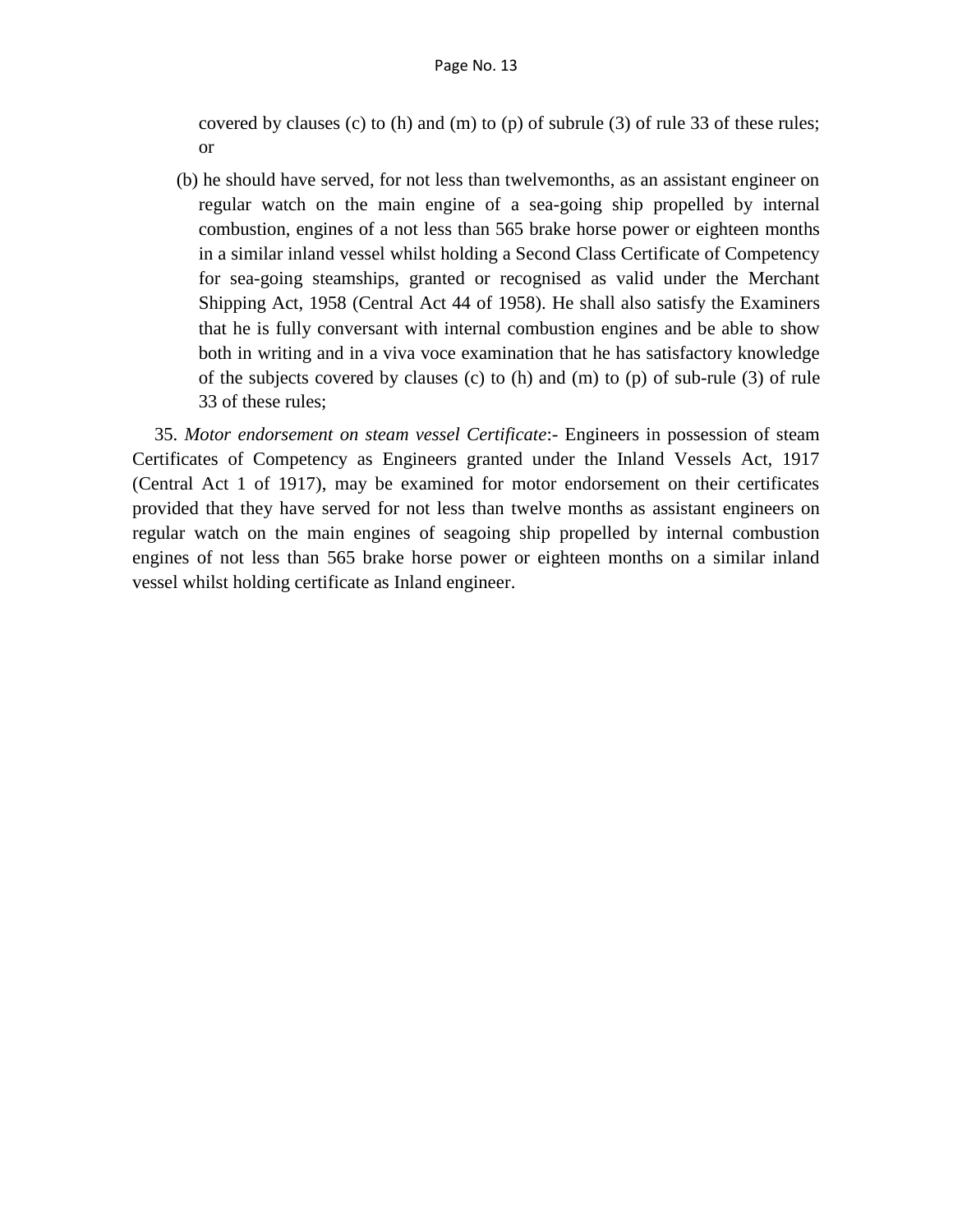covered by clauses (c) to (h) and (m) to (p) of subrule (3) of rule 33 of these rules; or

(b) he should have served, for not less than twelvemonths, as an assistant engineer on regular watch on the main engine of a sea-going ship propelled by internal combustion, engines of a not less than 565 brake horse power or eighteen months in a similar inland vessel whilst holding a Second Class Certificate of Competency for sea-going steamships, granted or recognised as valid under the Merchant Shipping Act, 1958 (Central Act 44 of 1958). He shall also satisfy the Examiners that he is fully conversant with internal combustion engines and be able to show both in writing and in a viva voce examination that he has satisfactory knowledge of the subjects covered by clauses (c) to (h) and (m) to (p) of sub-rule (3) of rule 33 of these rules;

35. *Motor endorsement on steam vessel Certificate*:- Engineers in possession of steam Certificates of Competency as Engineers granted under the Inland Vessels Act, 1917 (Central Act 1 of 1917), may be examined for motor endorsement on their certificates provided that they have served for not less than twelve months as assistant engineers on regular watch on the main engines of seagoing ship propelled by internal combustion engines of not less than 565 brake horse power or eighteen months on a similar inland vessel whilst holding certificate as Inland engineer.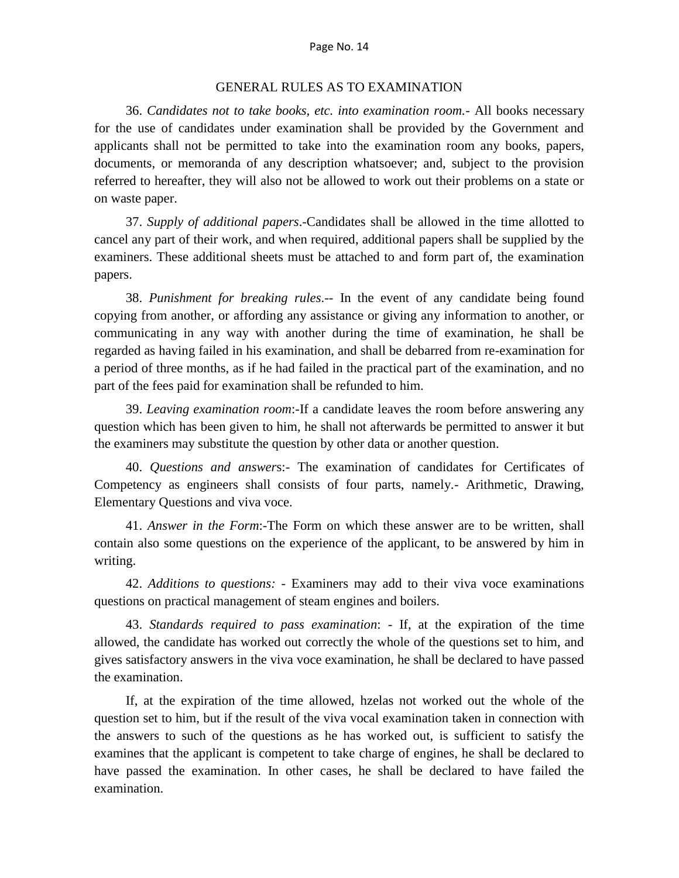## GENERAL RULES AS TO EXAMINATION

36. *Candidates not to take books, etc. into examination room.-* All books necessary for the use of candidates under examination shall be provided by the Government and applicants shall not be permitted to take into the examination room any books, papers, documents, or memoranda of any description whatsoever; and, subject to the provision referred to hereafter, they will also not be allowed to work out their problems on a state or on waste paper.

37. *Supply of additional papers*.-Candidates shall be allowed in the time allotted to cancel any part of their work, and when required, additional papers shall be supplied by the examiners. These additional sheets must be attached to and form part of, the examination papers.

38. *Punishment for breaking rules*.-- In the event of any candidate being found copying from another, or affording any assistance or giving any information to another, or communicating in any way with another during the time of examination, he shall be regarded as having failed in his examination, and shall be debarred from re-examination for a period of three months, as if he had failed in the practical part of the examination, and no part of the fees paid for examination shall be refunded to him.

39. *Leaving examination room*:-If a candidate leaves the room before answering any question which has been given to him, he shall not afterwards be permitted to answer it but the examiners may substitute the question by other data or another question.

40. *Questions and answers*:- The examination of candidates for Certificates of Competency as engineers shall consists of four parts, namely.- Arithmetic, Drawing, Elementary Questions and viva voce.

41. *Answer in the Form*:-The Form on which these answer are to be written, shall contain also some questions on the experience of the applicant, to be answered by him in writing.

42. *Additions to questions:* - Examiners may add to their viva voce examinations questions on practical management of steam engines and boilers.

43. *Standards required to pass examination*: - If, at the expiration of the time allowed, the candidate has worked out correctly the whole of the questions set to him, and gives satisfactory answers in the viva voce examination, he shall be declared to have passed the examination.

If, at the expiration of the time allowed, hzelas not worked out the whole of the question set to him, but if the result of the viva vocal examination taken in connection with the answers to such of the questions as he has worked out, is sufficient to satisfy the examines that the applicant is competent to take charge of engines, he shall be declared to have passed the examination. In other cases, he shall be declared to have failed the examination.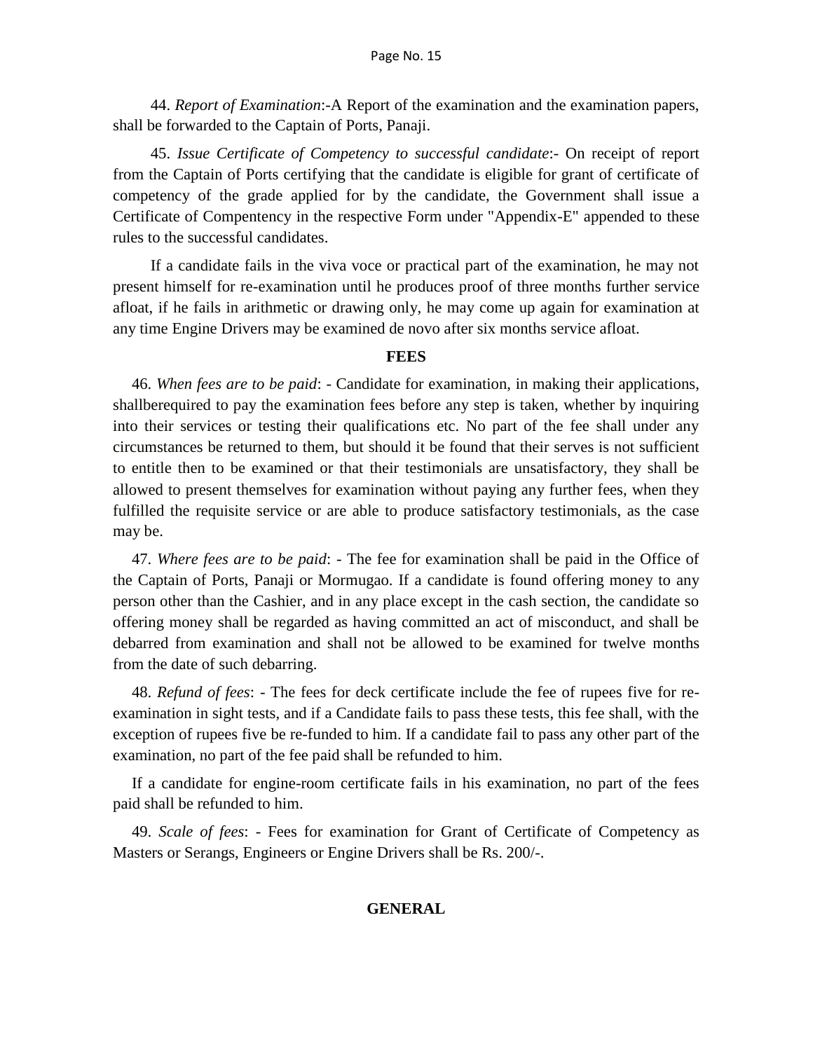44. *Report of Examination*:-A Report of the examination and the examination papers, shall be forwarded to the Captain of Ports, Panaji.

45. *Issue Certificate of Competency to successful candidate*:- On receipt of report from the Captain of Ports certifying that the candidate is eligible for grant of certificate of competency of the grade applied for by the candidate, the Government shall issue a Certificate of Compentency in the respective Form under "Appendix-E" appended to these rules to the successful candidates.

If a candidate fails in the viva voce or practical part of the examination, he may not present himself for re-examination until he produces proof of three months further service afloat, if he fails in arithmetic or drawing only, he may come up again for examination at any time Engine Drivers may be examined de novo after six months service afloat.

## FEES

46. *When fees are to be paid*: - Candidate for examination, in making their applications, shallberequired to pay the examination fees before any step is taken, whether by inquiring into their services or testing their qualifications etc. No part of the fee shall under any circumstances be returned to them, but should it be found that their serves is not sufficient to entitle then to be examined or that their testimonials are unsatisfactory, they shall be allowed to present themselves for examination without paying any further fees, when they fulfilled the requisite service or are able to produce satisfactory testimonials, as the case may be.

47. *Where fees are to be paid*: - The fee for examination shall be paid in the Office of the Captain of Ports, Panaji or Mormugao. If a candidate is found offering money to any person other than the Cashier, and in any place except in the cash section, the candidate so offering money shall be regarded as having committed an act of misconduct, and shall be debarred from examination and shall not be allowed to be examined for twelve months from the date of such debarring.

48. *Refund of fees*: - The fees for deck certificate include the fee of rupees five for re-examination in sight tests, and if a Candidate fails to pass these tests, this fee shall, with the exception of rupees five be re-funded to him. If a candidate fail to pass any other part of the examination, no part of the fee paid shall be refunded to him.

If a candidate for engine-room certificate fails in his examination, no part of the fees paid shall be refunded to him.

49. *Scale of fees*: - Fees for examination for Grant of Certificate of Competency as Masters or Serangs, Engineers or Engine Drivers shall be Rs. 200/-.

## GENERAL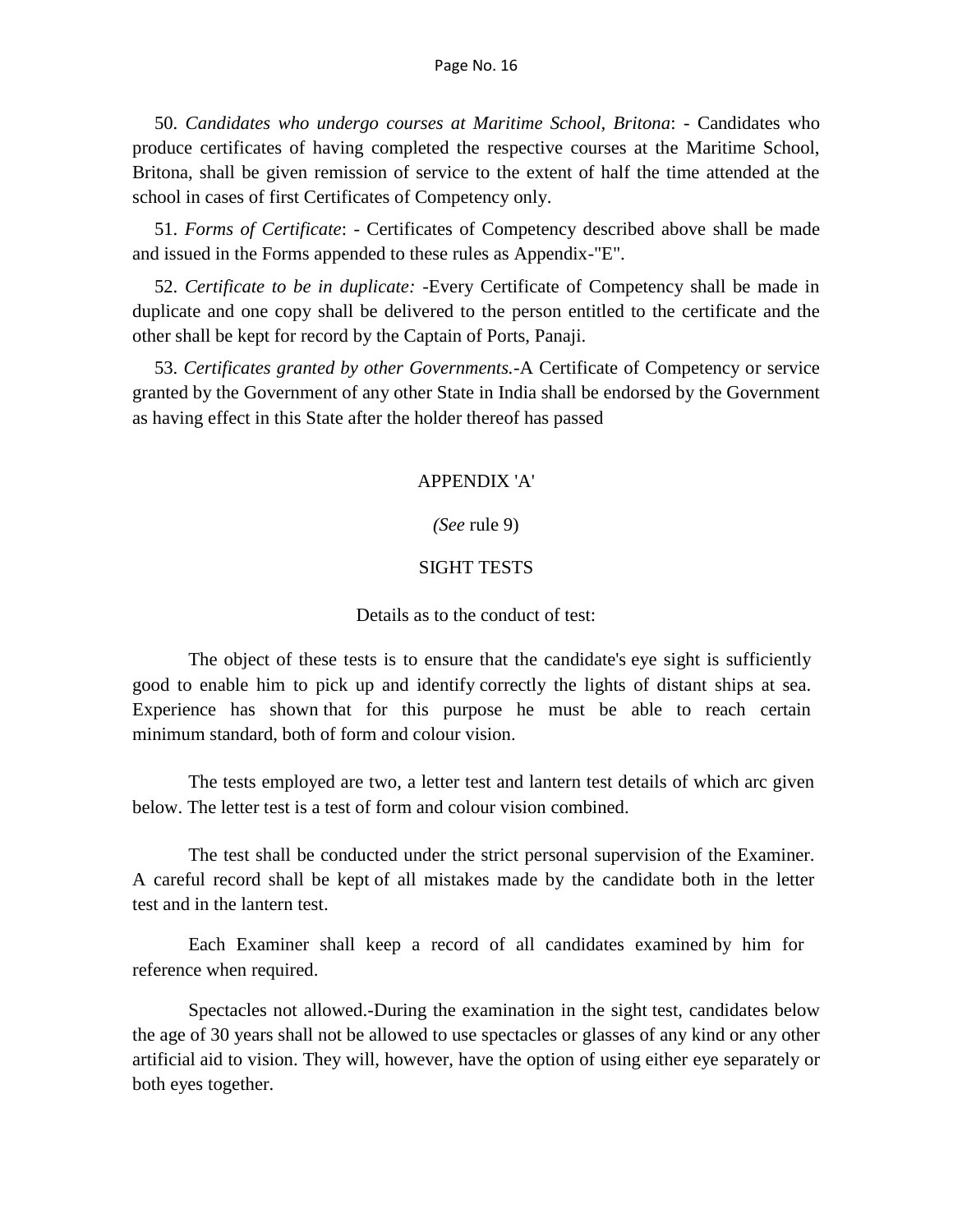50. *Candidates who undergo courses at Maritime School, Britona*: - Candidates who produce certificates of having completed the respective courses at the Maritime School, Britona, shall be given remission of service to the extent of half the time attended at the school in cases of first Certificates of Competency only.

51. *Forms of Certificate*: - Certificates of Competency described above shall be made and issued in the Forms appended to these rules as Appendix-"E".

52. *Certificate to be in duplicate:* -Every Certificate of Competency shall be made in duplicate and one copy shall be delivered to the person entitled to the certificate and the other shall be kept for record by the Captain of Ports, Panaji.

53. *Certificates granted by other Governments.*-A Certificate of Competency or service granted by the Government of any other State in India shall be endorsed by the Government as having effect in this State after the holder thereof has passed

## APPENDIX 'A'

*(See* rule 9)

## SIGHT TESTS

Details as to the conduct of test:

The object of these tests is to ensure that the candidate's eye sight is sufficiently good to enable him to pick up and identify correctly the lights of distant ships at sea. Experience has shown that for this purpose he must be able to reach certain minimum standard, both of form and colour vision.

The tests employed are two, a letter test and lantern test details of which arc given below. The letter test is a test of form and colour vision combined.

The test shall be conducted under the strict personal supervision of the Examiner. A careful record shall be kept of all mistakes made by the candidate both in the letter test and in the lantern test.

Each Examiner shall keep a record of all candidates examined by him for reference when required.

Spectacles not allowed.-During the examination in the sight test, candidates below the age of 30 years shall not be allowed to use spectacles or glasses of any kind or any other artificial aid to vision. They will, however, have the option of using either eye separately or both eyes together.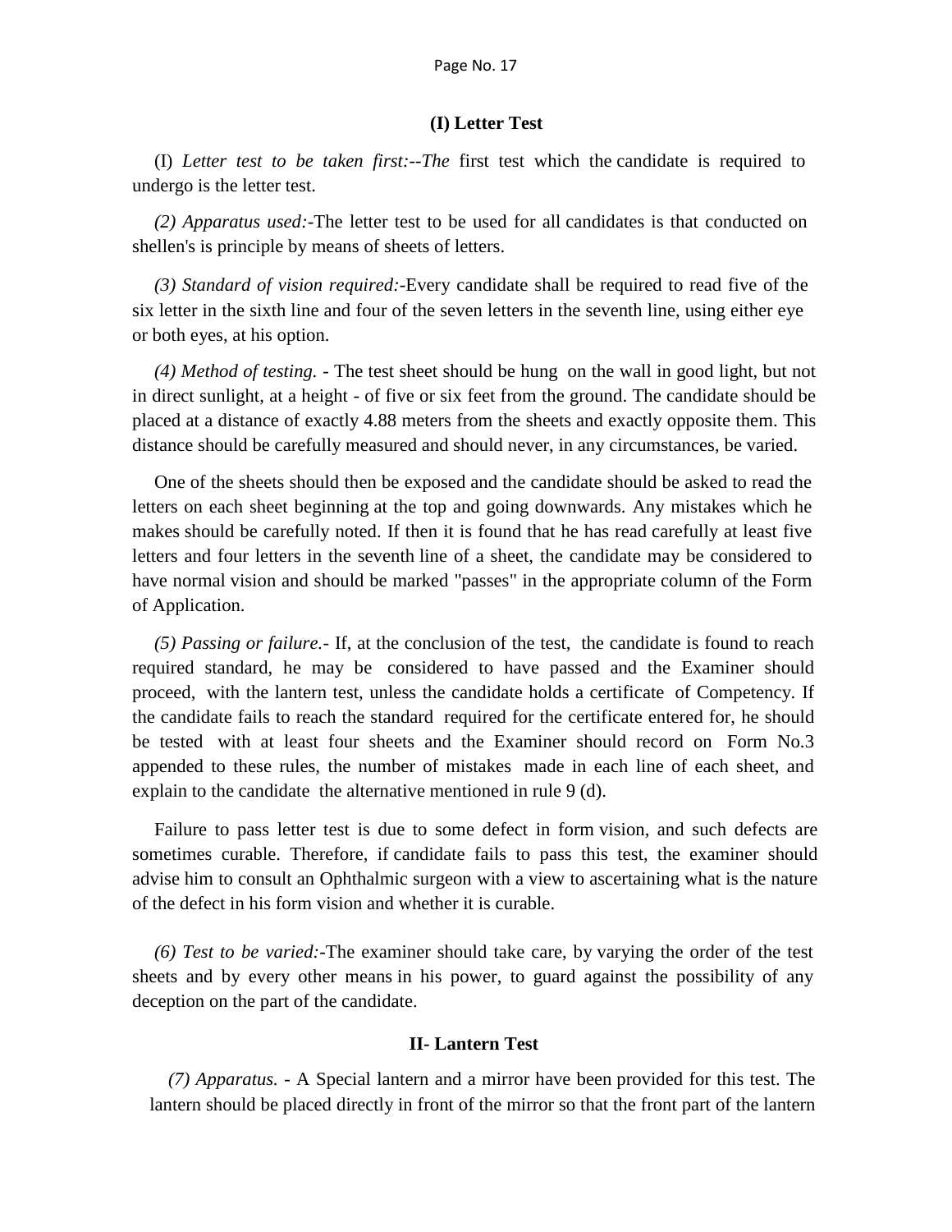### (I) Letter Test

(I) *Letter test to be taken first:--The* first test which the candidate is required to undergo is the letter test.

*(2) Apparatus used:*-The letter test to be used for all candidates is that conducted on shellen's is principle by means of sheets of letters.

*(3) Standard of vision required:*-Every candidate shall be required to read five of the six letter in the sixth line and four of the seven letters in the seventh line, using either eye or both eyes, at his option.

*(4) Method of testing.* - The test sheet should be hung on the wall in good light, but not in direct sunlight, at a height - of five or six feet from the ground. The candidate should be placed at a distance of exactly 4.88 meters from the sheets and exactly opposite them. This distance should be carefully measured and should never, in any circumstances, be varied.

One of the sheets should then be exposed and the candidate should be asked to read the letters on each sheet beginning at the top and going downwards. Any mistakes which he makes should be carefully noted. If then it is found that he has read carefully at least five letters and four letters in the seventh line of a sheet, the candidate may be considered to have normal vision and should be marked "passes" in the appropriate column of the Form of Application.

*(5) Passing or failure.*- If, at the conclusion of the test, the candidate is found to reach required standard, he may be considered to have passed and the Examiner should proceed, with the lantern test, unless the candidate holds a certificate of Competency. If the candidate fails to reach the standard required for the certificate entered for, he should be tested with at least four sheets and the Examiner should record on Form No.3 appended to these rules, the number of mistakes made in each line of each sheet, and explain to the candidate the alternative mentioned in rule 9 (d).

Failure to pass letter test is due to some defect in form vision, and such defects are sometimes curable. Therefore, if candidate fails to pass this test, the examiner should advise him to consult an Ophthalmic surgeon with a view to ascertaining what is the nature of the defect in his form vision and whether it is curable.

*(6) Test to be varied:*-The examiner should take care, by varying the order of the test sheets and by every other means in his power, to guard against the possibility of any deception on the part of the candidate.

### II- Lantern Test

*(7) Apparatus.* - A Special lantern and a mirror have been provided for this test. The lantern should be placed directly in front of the mirror so that the front part of the lantern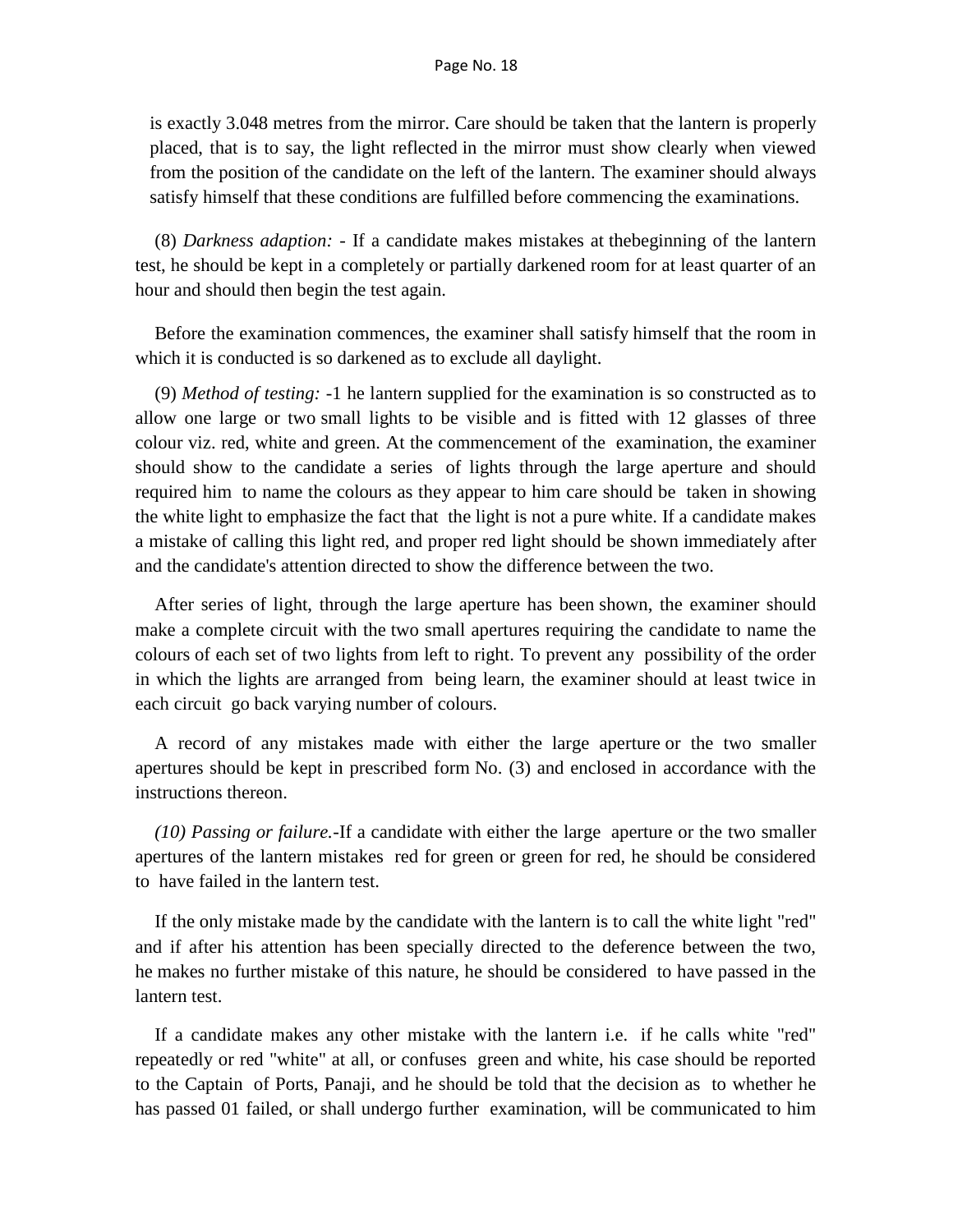is exactly 3.048 metres from the mirror. Care should be taken that the lantern is properly placed, that is to say, the light reflected in the mirror must show clearly when viewed from the position of the candidate on the left of the lantern. The examiner should always satisfy himself that these conditions are fulfilled before commencing the examinations.

(8) *Darkness adaption:* - If a candidate makes mistakes at thebeginning of the lantern test, he should be kept in a completely or partially darkened room for at least quarter of an hour and should then begin the test again.

Before the examination commences, the examiner shall satisfy himself that the room in which it is conducted is so darkened as to exclude all daylight.

(9) *Method of testing:* -1 he lantern supplied for the examination is so constructed as to allow one large or two small lights to be visible and is fitted with 12 glasses of three colour viz. red, white and green. At the commencement of the examination, the examiner should show to the candidate a series of lights through the large aperture and should required him to name the colours as they appear to him care should be taken in showing the white light to emphasize the fact that the light is not a pure white. If a candidate makes a mistake of calling this light red, and proper red light should be shown immediately after and the candidate's attention directed to show the difference between the two.

After series of light, through the large aperture has been shown, the examiner should make a complete circuit with the two small apertures requiring the candidate to name the colours of each set of two lights from left to right. To prevent any possibility of the order in which the lights are arranged from being learn, the examiner should at least twice in each circuit go back varying number of colours.

A record of any mistakes made with either the large aperture or the two smaller apertures should be kept in prescribed form No. (3) and enclosed in accordance with the instructions thereon.

*(10) Passing or failure.*-If a candidate with either the large aperture or the two smaller apertures of the lantern mistakes red for green or green for red, he should be considered to have failed in the lantern test.

If the only mistake made by the candidate with the lantern is to call the white light "red" and if after his attention has been specially directed to the deference between the two, he makes no further mistake of this nature, he should be considered to have passed in the lantern test.

If a candidate makes any other mistake with the lantern i.e. if he calls white "red" repeatedly or red "white" at all, or confuses green and white, his case should be reported to the Captain of Ports, Panaji, and he should be told that the decision as to whether he has passed 01 failed, or shall undergo further examination, will be communicated to him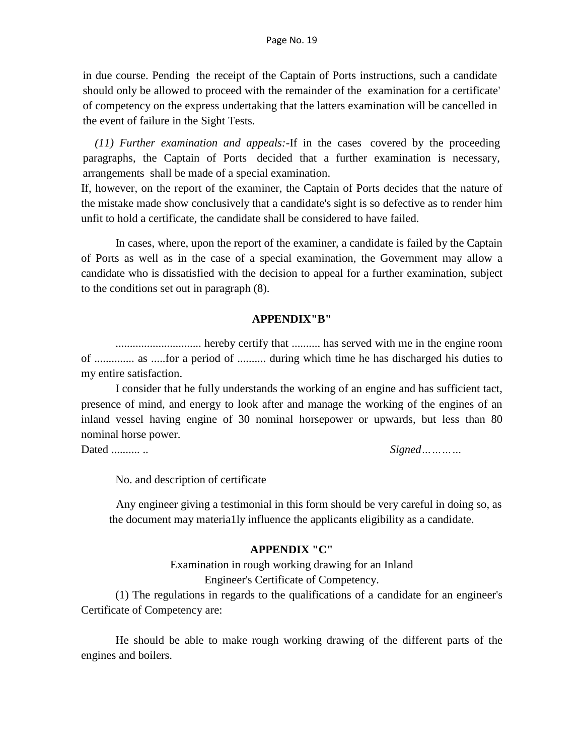in due course. Pending the receipt of the Captain of Ports instructions, such a candidate should only be allowed to proceed with the remainder of the examination for a certificate' of competency on the express undertaking that the latters examination will be cancelled in the event of failure in the Sight Tests.

*(11) Further examination and appeals:*-If in the cases covered by the proceeding paragraphs, the Captain of Ports decided that a further examination is necessary, arrangements shall be made of a special examination.

If, however, on the report of the examiner, the Captain of Ports decides that the nature of the mistake made show conclusively that a candidate's sight is so defective as to render him unfit to hold a certificate, the candidate shall be considered to have failed.

In cases, where, upon the report of the examiner, a candidate is failed by the Captain of Ports as well as in the case of a special examination, the Government may allow a candidate who is dissatisfied with the decision to appeal for a further examination, subject to the conditions set out in paragraph (8).

## APPENDIX"B"

............................. hereby certify that .......... has served with me in the engine room of .............. as .....for a period of .......... during which time he has discharged his duties to my entire satisfaction.

I consider that he fully understands the working of an engine and has sufficient tact, presence of mind, and energy to look after and manage the working of the engines of an inland vessel having engine of 30 nominal horsepower or upwards, but less than 80 nominal horse power.

Dated .......... .. *Signed…………*

No. and description of certificate

Any engineer giving a testimonial in this form should be very careful in doing so, as the document may materia1ly influence the applicants eligibility as a candidate.

## APPENDIX "C"

Examination in rough working drawing for an Inland Engineer's Certificate of Competency.

(1) The regulations in regards to the qualifications of a candidate for an engineer's Certificate of Competency are:

He should be able to make rough working drawing of the different parts of the engines and boilers.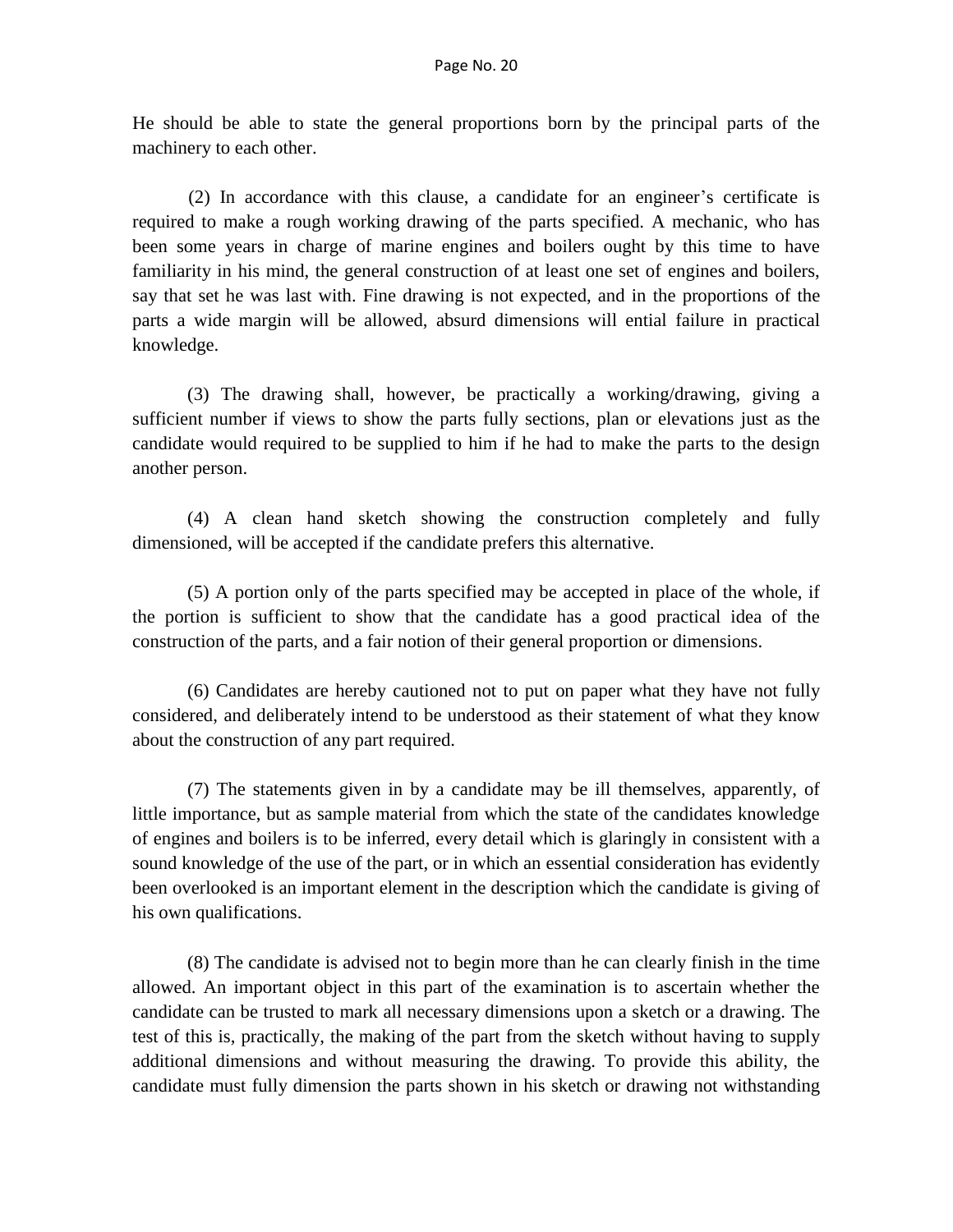He should be able to state the general proportions born by the principal parts of the machinery to each other.

(2) In accordance with this clause, a candidate for an engineer's certificate is required to make a rough working drawing of the parts specified. A mechanic, who has been some years in charge of marine engines and boilers ought by this time to have familiarity in his mind, the general construction of at least one set of engines and boilers, say that set he was last with. Fine drawing is not expected, and in the proportions of the parts a wide margin will be allowed, absurd dimensions will ential failure in practical knowledge.

(3) The drawing shall, however, be practically a working/drawing, giving a sufficient number if views to show the parts fully sections, plan or elevations just as the candidate would required to be supplied to him if he had to make the parts to the design another person.

(4) A clean hand sketch showing the construction completely and fully dimensioned, will be accepted if the candidate prefers this alternative.

(5) A portion only of the parts specified may be accepted in place of the whole, if the portion is sufficient to show that the candidate has a good practical idea of the construction of the parts, and a fair notion of their general proportion or dimensions.

(6) Candidates are hereby cautioned not to put on paper what they have not fully considered, and deliberately intend to be understood as their statement of what they know about the construction of any part required.

(7) The statements given in by a candidate may be ill themselves, apparently, of little importance, but as sample material from which the state of the candidates knowledge of engines and boilers is to be inferred, every detail which is glaringly in consistent with a sound knowledge of the use of the part, or in which an essential consideration has evidently been overlooked is an important element in the description which the candidate is giving of his own qualifications.

(8) The candidate is advised not to begin more than he can clearly finish in the time allowed. An important object in this part of the examination is to ascertain whether the candidate can be trusted to mark all necessary dimensions upon a sketch or a drawing. The test of this is, practically, the making of the part from the sketch without having to supply additional dimensions and without measuring the drawing. To provide this ability, the candidate must fully dimension the parts shown in his sketch or drawing not withstanding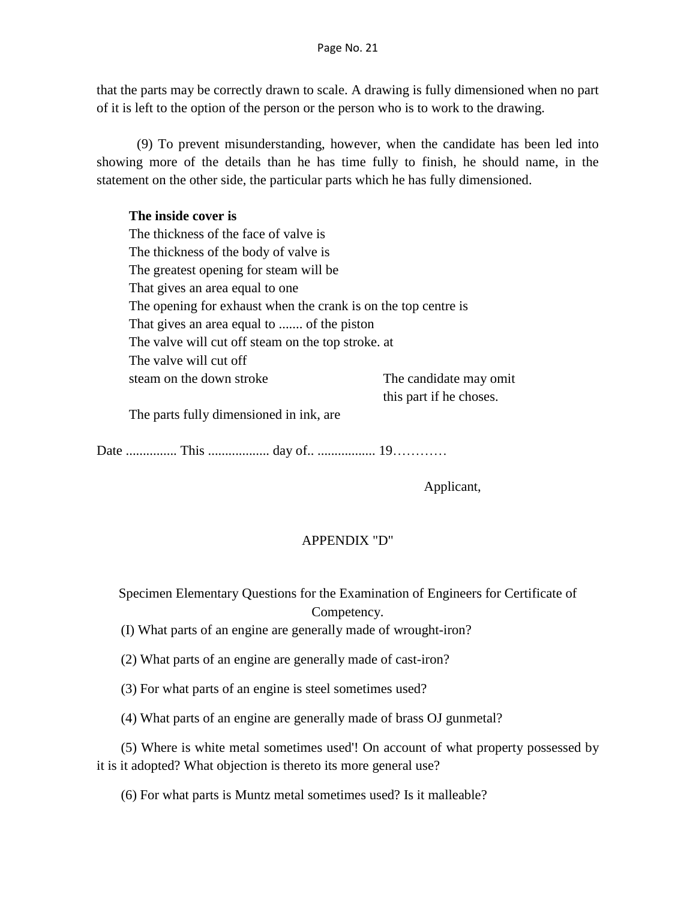that the parts may be correctly drawn to scale. A drawing is fully dimensioned when no part of it is left to the option of the person or the person who is to work to the drawing.

(9) To prevent misunderstanding, however, when the candidate has been led into showing more of the details than he has time fully to finish, he should name, in the statement on the other side, the particular parts which he has fully dimensioned.

**The inside cover is**
The thickness of the face of valve is
The thickness of the body of valve is
The greatest opening for steam will be
That gives an area equal to one
The opening for exhaust when the crank is on the top centre is
That gives an area equal to ....... of the piston
The valve will cut off steam on the top stroke. at
The valve will cut off
steam on the down stroke — The candidate may omit this part if he choses.

The parts fully dimensioned in ink, are

Date ............... This .................. day of.. ................. 19…………

Applicant,

APPENDIX "D"

Specimen Elementary Questions for the Examination of Engineers for Certificate of Competency.

(I) What parts of an engine are generally made of wrought-iron?

(2) What parts of an engine are generally made of cast-iron?

(3) For what parts of an engine is steel sometimes used?

(4) What parts of an engine are generally made of brass OJ gunmetal?

(5) Where is white metal sometimes used'! On account of what property possessed by it is it adopted? What objection is thereto its more general use?

(6) For what parts is Muntz metal sometimes used? Is it malleable?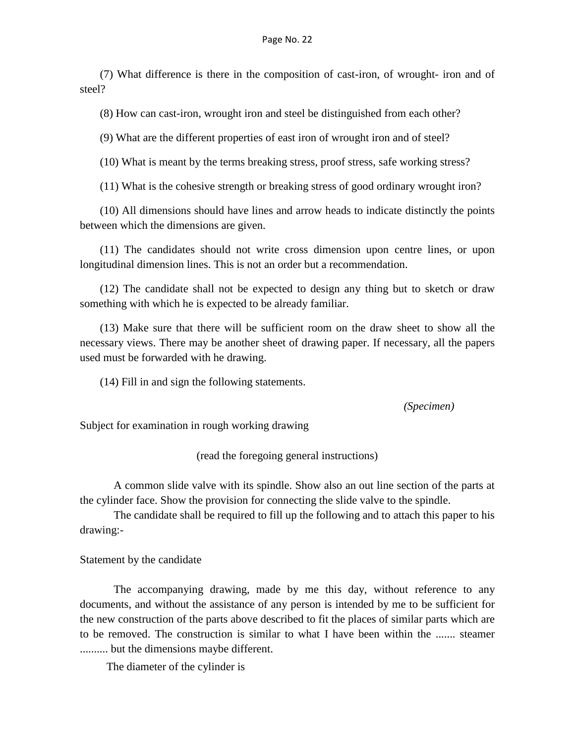(7) What difference is there in the composition of cast-iron, of wrought- iron and of steel?

(8) How can cast-iron, wrought iron and steel be distinguished from each other?

(9) What are the different properties of east iron of wrought iron and of steel?

(10) What is meant by the terms breaking stress, proof stress, safe working stress?

(11) What is the cohesive strength or breaking stress of good ordinary wrought iron?

(10) All dimensions should have lines and arrow heads to indicate distinctly the points between which the dimensions are given.

(11) The candidates should not write cross dimension upon centre lines, or upon longitudinal dimension lines. This is not an order but a recommendation.

(12) The candidate shall not be expected to design any thing but to sketch or draw something with which he is expected to be already familiar.

(13) Make sure that there will be sufficient room on the draw sheet to show all the necessary views. There may be another sheet of drawing paper. If necessary, all the papers used must be forwarded with he drawing.

(14) Fill in and sign the following statements.

*(Specimen)*

Subject for examination in rough working drawing

(read the foregoing general instructions)

A common slide valve with its spindle. Show also an out line section of the parts at the cylinder face. Show the provision for connecting the slide valve to the spindle.

The candidate shall be required to fill up the following and to attach this paper to his drawing:-

Statement by the candidate

The accompanying drawing, made by me this day, without reference to any documents, and without the assistance of any person is intended by me to be sufficient for the new construction of the parts above described to fit the places of similar parts which are to be removed. The construction is similar to what I have been within the ....... steamer .......... but the dimensions maybe different.

The diameter of the cylinder is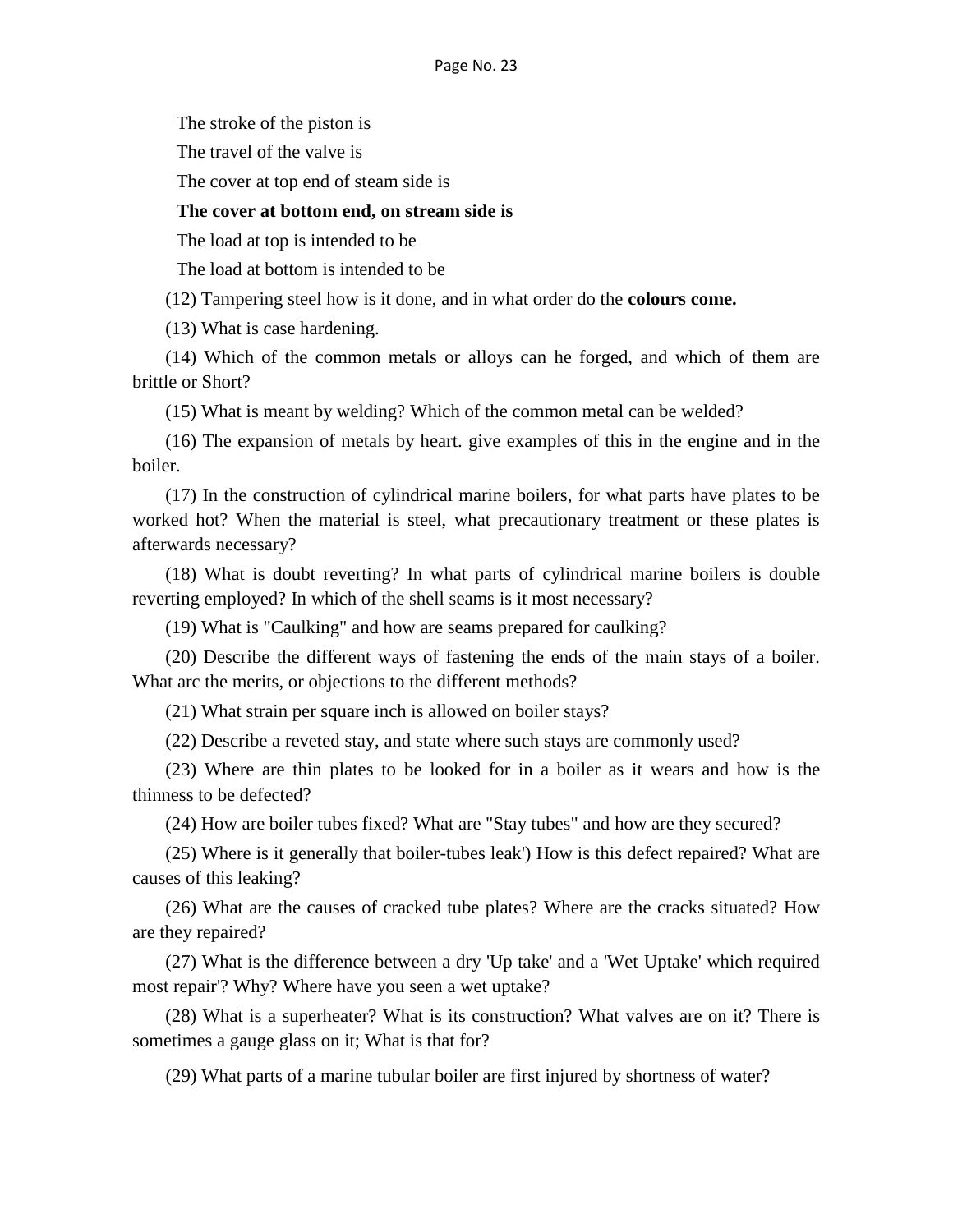The stroke of the piston is

The travel of the valve is

The cover at top end of steam side is

**The cover at bottom end, on stream side is**

The load at top is intended to be

The load at bottom is intended to be

(12) Tampering steel how is it done, and in what order do the **colours come.**

(13) What is case hardening.

(14) Which of the common metals or alloys can he forged, and which of them are brittle or Short?

(15) What is meant by welding? Which of the common metal can be welded?

(16) The expansion of metals by heart. give examples of this in the engine and in the boiler.

(17) In the construction of cylindrical marine boilers, for what parts have plates to be worked hot? When the material is steel, what precautionary treatment or these plates is afterwards necessary?

(18) What is doubt reverting? In what parts of cylindrical marine boilers is double reverting employed? In which of the shell seams is it most necessary?

(19) What is "Caulking" and how are seams prepared for caulking?

(20) Describe the different ways of fastening the ends of the main stays of a boiler. What arc the merits, or objections to the different methods?

(21) What strain per square inch is allowed on boiler stays?

(22) Describe a reveted stay, and state where such stays are commonly used?

(23) Where are thin plates to be looked for in a boiler as it wears and how is the thinness to be defected?

(24) How are boiler tubes fixed? What are "Stay tubes" and how are they secured?

(25) Where is it generally that boiler-tubes leak') How is this defect repaired? What are causes of this leaking?

(26) What are the causes of cracked tube plates? Where are the cracks situated? How are they repaired?

(27) What is the difference between a dry 'Up take' and a 'Wet Uptake' which required most repair'? Why? Where have you seen a wet uptake?

(28) What is a superheater? What is its construction? What valves are on it? There is sometimes a gauge glass on it; What is that for?

(29) What parts of a marine tubular boiler are first injured by shortness of water?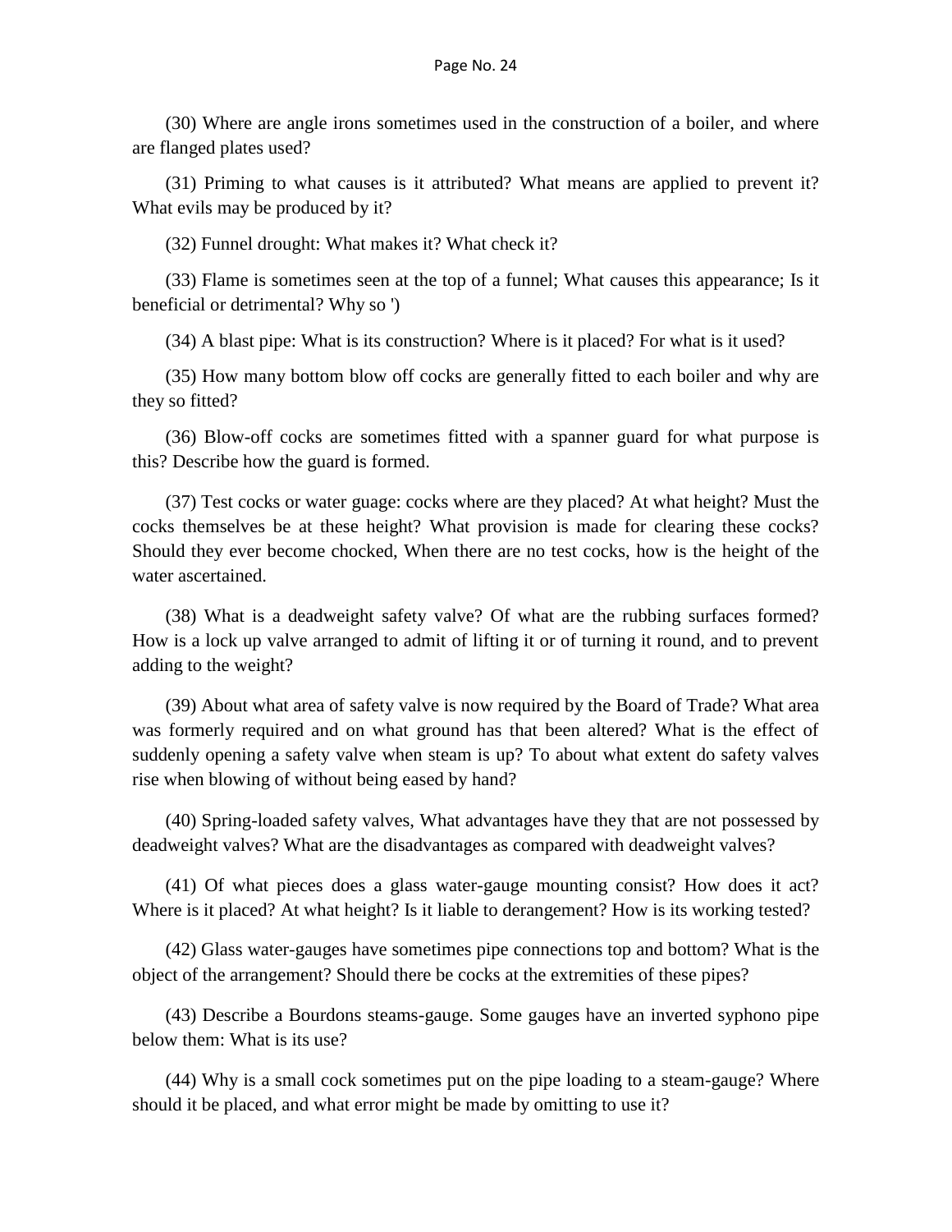(30) Where are angle irons sometimes used in the construction of a boiler, and where are flanged plates used?

(31) Priming to what causes is it attributed? What means are applied to prevent it? What evils may be produced by it?

(32) Funnel drought: What makes it? What check it?

(33) Flame is sometimes seen at the top of a funnel; What causes this appearance; Is it beneficial or detrimental? Why so ')

(34) A blast pipe: What is its construction? Where is it placed? For what is it used?

(35) How many bottom blow off cocks are generally fitted to each boiler and why are they so fitted?

(36) Blow-off cocks are sometimes fitted with a spanner guard for what purpose is this? Describe how the guard is formed.

(37) Test cocks or water guage: cocks where are they placed? At what height? Must the cocks themselves be at these height? What provision is made for clearing these cocks? Should they ever become chocked, When there are no test cocks, how is the height of the water ascertained.

(38) What is a deadweight safety valve? Of what are the rubbing surfaces formed? How is a lock up valve arranged to admit of lifting it or of turning it round, and to prevent adding to the weight?

(39) About what area of safety valve is now required by the Board of Trade? What area was formerly required and on what ground has that been altered? What is the effect of suddenly opening a safety valve when steam is up? To about what extent do safety valves rise when blowing of without being eased by hand?

(40) Spring-loaded safety valves, What advantages have they that are not possessed by deadweight valves? What are the disadvantages as compared with deadweight valves?

(41) Of what pieces does a glass water-gauge mounting consist? How does it act? Where is it placed? At what height? Is it liable to derangement? How is its working tested?

(42) Glass water-gauges have sometimes pipe connections top and bottom? What is the object of the arrangement? Should there be cocks at the extremities of these pipes?

(43) Describe a Bourdons steams-gauge. Some gauges have an inverted syphono pipe below them: What is its use?

(44) Why is a small cock sometimes put on the pipe loading to a steam-gauge? Where should it be placed, and what error might be made by omitting to use it?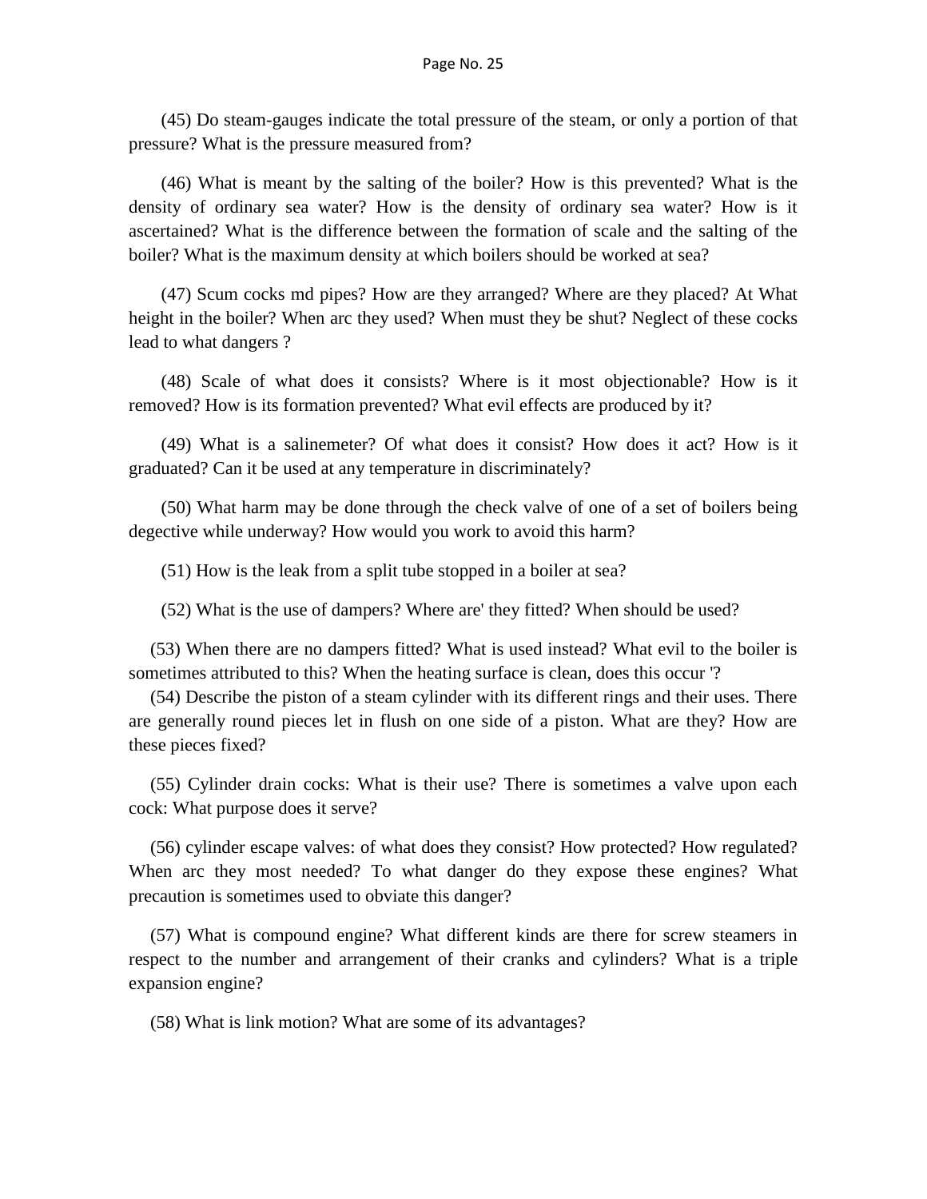(45) Do steam-gauges indicate the total pressure of the steam, or only a portion of that pressure? What is the pressure measured from?

(46) What is meant by the salting of the boiler? How is this prevented? What is the density of ordinary sea water? How is the density of ordinary sea water? How is it ascertained? What is the difference between the formation of scale and the salting of the boiler? What is the maximum density at which boilers should be worked at sea?

(47) Scum cocks md pipes? How are they arranged? Where are they placed? At What height in the boiler? When arc they used? When must they be shut? Neglect of these cocks lead to what dangers ?

(48) Scale of what does it consists? Where is it most objectionable? How is it removed? How is its formation prevented? What evil effects are produced by it?

(49) What is a salinemeter? Of what does it consist? How does it act? How is it graduated? Can it be used at any temperature in discriminately?

(50) What harm may be done through the check valve of one of a set of boilers being degective while underway? How would you work to avoid this harm?

(51) How is the leak from a split tube stopped in a boiler at sea?

(52) What is the use of dampers? Where are' they fitted? When should be used?

(53) When there are no dampers fitted? What is used instead? What evil to the boiler is sometimes attributed to this? When the heating surface is clean, does this occur '?

(54) Describe the piston of a steam cylinder with its different rings and their uses. There are generally round pieces let in flush on one side of a piston. What are they? How are these pieces fixed?

(55) Cylinder drain cocks: What is their use? There is sometimes a valve upon each cock: What purpose does it serve?

(56) cylinder escape valves: of what does they consist? How protected? How regulated? When arc they most needed? To what danger do they expose these engines? What precaution is sometimes used to obviate this danger?

(57) What is compound engine? What different kinds are there for screw steamers in respect to the number and arrangement of their cranks and cylinders? What is a triple expansion engine?

(58) What is link motion? What are some of its advantages?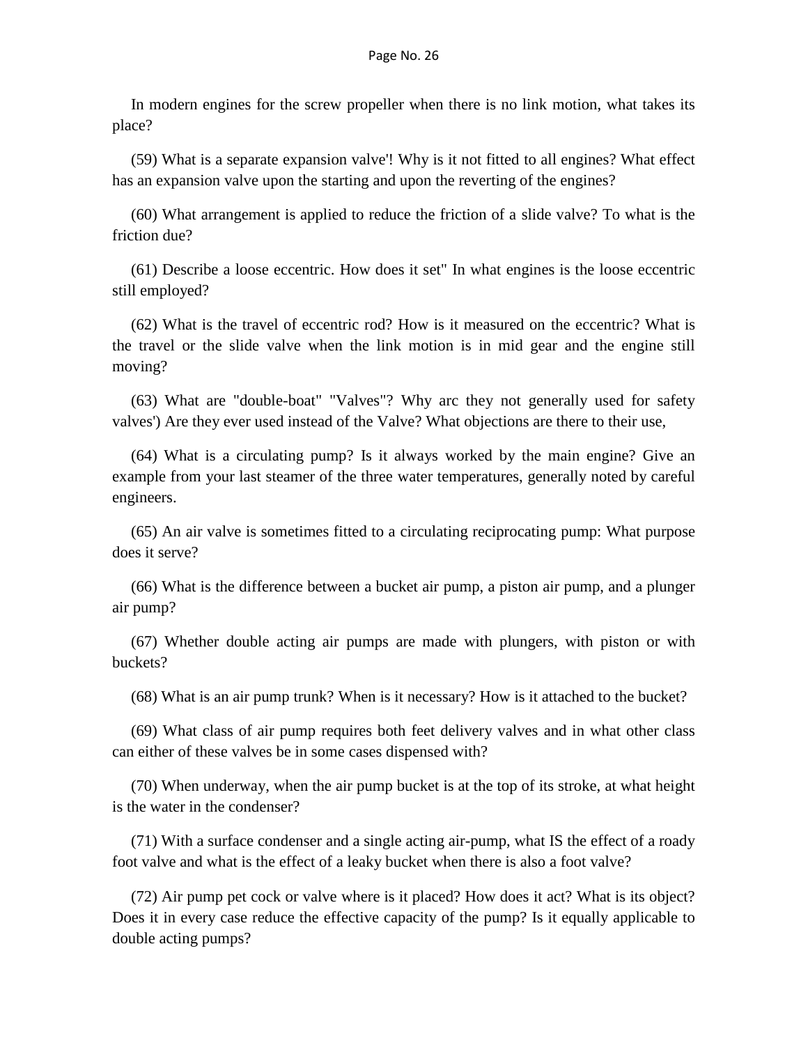In modern engines for the screw propeller when there is no link motion, what takes its place?

(59) What is a separate expansion valve'! Why is it not fitted to all engines? What effect has an expansion valve upon the starting and upon the reverting of the engines?

(60) What arrangement is applied to reduce the friction of a slide valve? To what is the friction due?

(61) Describe a loose eccentric. How does it set" In what engines is the loose eccentric still employed?

(62) What is the travel of eccentric rod? How is it measured on the eccentric? What is the travel or the slide valve when the link motion is in mid gear and the engine still moving?

(63) What are "double-boat" "Valves"? Why arc they not generally used for safety valves') Are they ever used instead of the Valve? What objections are there to their use,

(64) What is a circulating pump? Is it always worked by the main engine? Give an example from your last steamer of the three water temperatures, generally noted by careful engineers.

(65) An air valve is sometimes fitted to a circulating reciprocating pump: What purpose does it serve?

(66) What is the difference between a bucket air pump, a piston air pump, and a plunger air pump?

(67) Whether double acting air pumps are made with plungers, with piston or with buckets?

(68) What is an air pump trunk? When is it necessary? How is it attached to the bucket?

(69) What class of air pump requires both feet delivery valves and in what other class can either of these valves be in some cases dispensed with?

(70) When underway, when the air pump bucket is at the top of its stroke, at what height is the water in the condenser?

(71) With a surface condenser and a single acting air-pump, what IS the effect of a roady foot valve and what is the effect of a leaky bucket when there is also a foot valve?

(72) Air pump pet cock or valve where is it placed? How does it act? What is its object? Does it in every case reduce the effective capacity of the pump? Is it equally applicable to double acting pumps?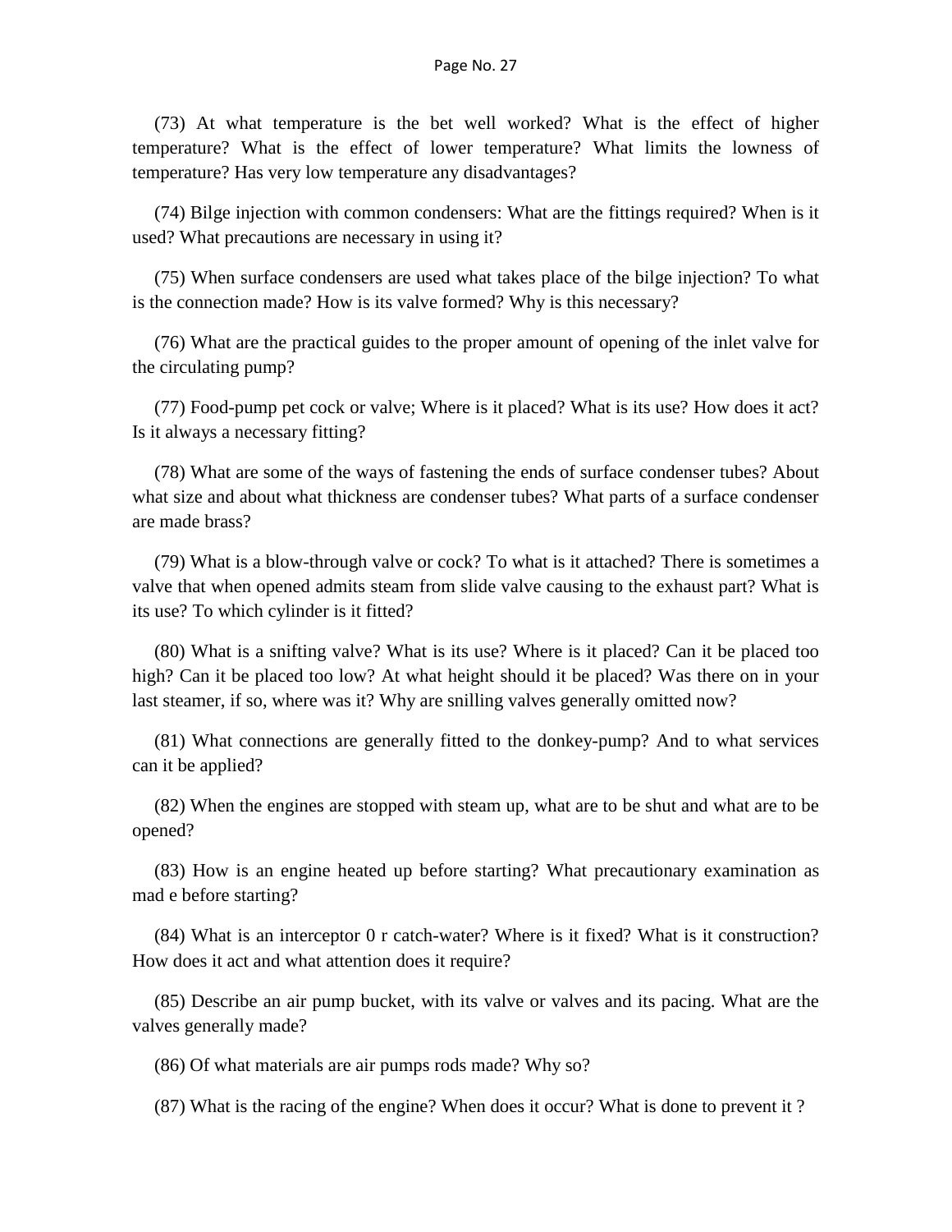(73) At what temperature is the bet well worked? What is the effect of higher temperature? What is the effect of lower temperature? What limits the lowness of temperature? Has very low temperature any disadvantages?

(74) Bilge injection with common condensers: What are the fittings required? When is it used? What precautions are necessary in using it?

(75) When surface condensers are used what takes place of the bilge injection? To what is the connection made? How is its valve formed? Why is this necessary?

(76) What are the practical guides to the proper amount of opening of the inlet valve for the circulating pump?

(77) Food-pump pet cock or valve; Where is it placed? What is its use? How does it act? Is it always a necessary fitting?

(78) What are some of the ways of fastening the ends of surface condenser tubes? About what size and about what thickness are condenser tubes? What parts of a surface condenser are made brass?

(79) What is a blow-through valve or cock? To what is it attached? There is sometimes a valve that when opened admits steam from slide valve causing to the exhaust part? What is its use? To which cylinder is it fitted?

(80) What is a snifting valve? What is its use? Where is it placed? Can it be placed too high? Can it be placed too low? At what height should it be placed? Was there on in your last steamer, if so, where was it? Why are snilling valves generally omitted now?

(81) What connections are generally fitted to the donkey-pump? And to what services can it be applied?

(82) When the engines are stopped with steam up, what are to be shut and what are to be opened?

(83) How is an engine heated up before starting? What precautionary examination as mad e before starting?

(84) What is an interceptor 0 r catch-water? Where is it fixed? What is it construction? How does it act and what attention does it require?

(85) Describe an air pump bucket, with its valve or valves and its pacing. What are the valves generally made?

(86) Of what materials are air pumps rods made? Why so?

(87) What is the racing of the engine? When does it occur? What is done to prevent it ?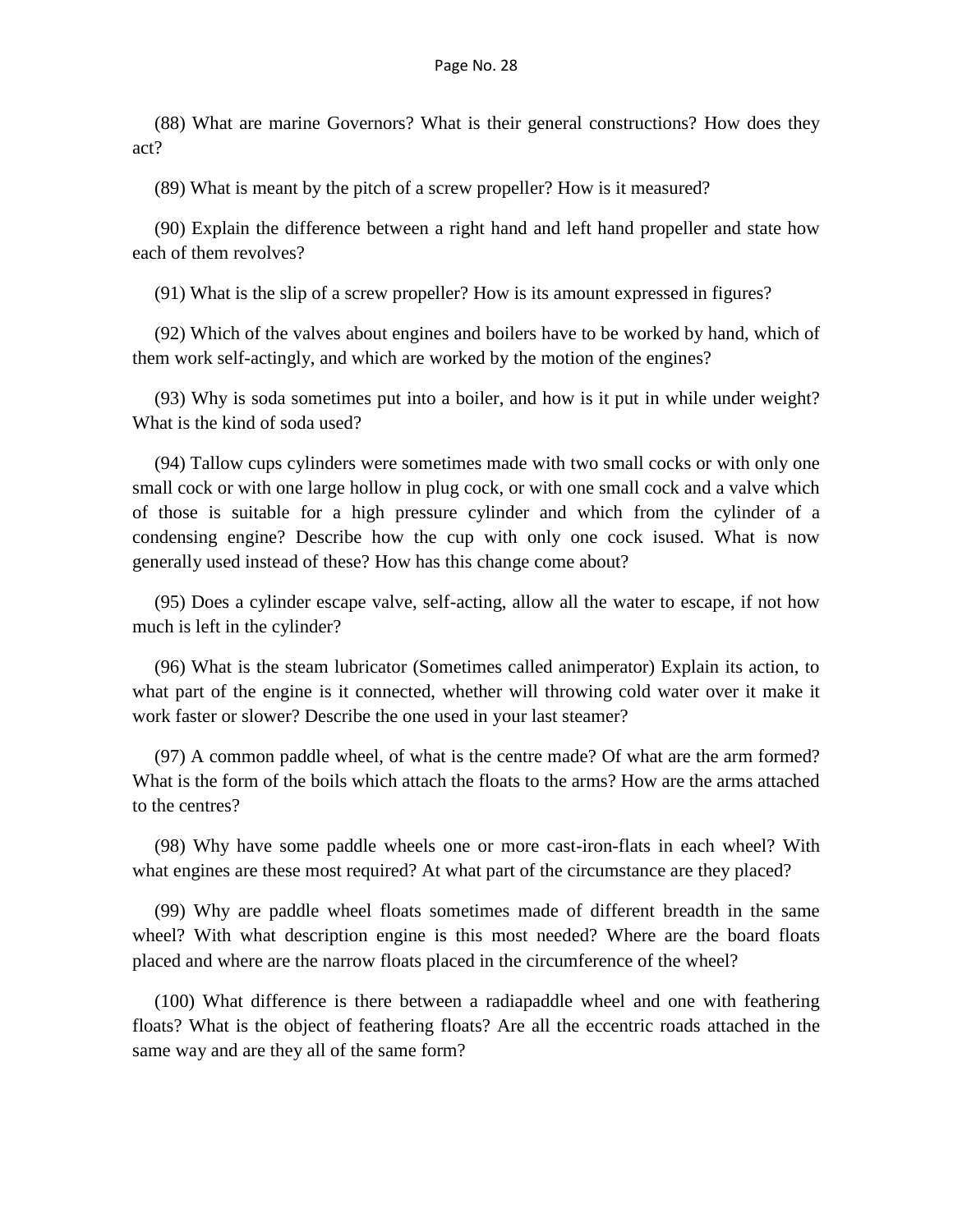(88) What are marine Governors? What is their general constructions? How does they act?

(89) What is meant by the pitch of a screw propeller? How is it measured?

(90) Explain the difference between a right hand and left hand propeller and state how each of them revolves?

(91) What is the slip of a screw propeller? How is its amount expressed in figures?

(92) Which of the valves about engines and boilers have to be worked by hand, which of them work self-actingly, and which are worked by the motion of the engines?

(93) Why is soda sometimes put into a boiler, and how is it put in while under weight? What is the kind of soda used?

(94) Tallow cups cylinders were sometimes made with two small cocks or with only one small cock or with one large hollow in plug cock, or with one small cock and a valve which of those is suitable for a high pressure cylinder and which from the cylinder of a condensing engine? Describe how the cup with only one cock isused. What is now generally used instead of these? How has this change come about?

(95) Does a cylinder escape valve, self-acting, allow all the water to escape, if not how much is left in the cylinder?

(96) What is the steam lubricator (Sometimes called animperator) Explain its action, to what part of the engine is it connected, whether will throwing cold water over it make it work faster or slower? Describe the one used in your last steamer?

(97) A common paddle wheel, of what is the centre made? Of what are the arm formed? What is the form of the boils which attach the floats to the arms? How are the arms attached to the centres?

(98) Why have some paddle wheels one or more cast-iron-flats in each wheel? With what engines are these most required? At what part of the circumstance are they placed?

(99) Why are paddle wheel floats sometimes made of different breadth in the same wheel? With what description engine is this most needed? Where are the board floats placed and where are the narrow floats placed in the circumference of the wheel?

(100) What difference is there between a radiapaddle wheel and one with feathering floats? What is the object of feathering floats? Are all the eccentric roads attached in the same way and are they all of the same form?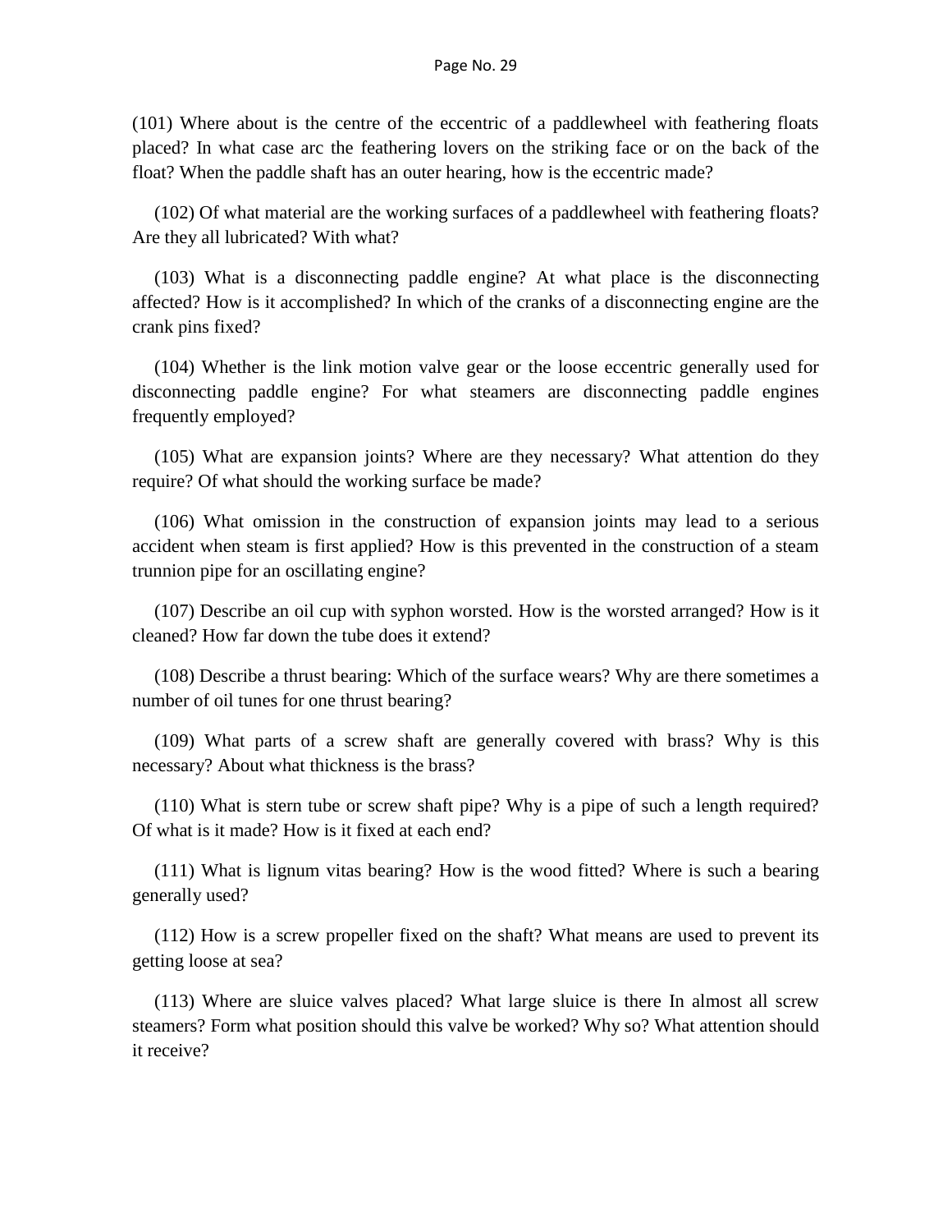(101) Where about is the centre of the eccentric of a paddlewheel with feathering floats placed? In what case arc the feathering lovers on the striking face or on the back of the float? When the paddle shaft has an outer hearing, how is the eccentric made?

(102) Of what material are the working surfaces of a paddlewheel with feathering floats? Are they all lubricated? With what?

(103) What is a disconnecting paddle engine? At what place is the disconnecting affected? How is it accomplished? In which of the cranks of a disconnecting engine are the crank pins fixed?

(104) Whether is the link motion valve gear or the loose eccentric generally used for disconnecting paddle engine? For what steamers are disconnecting paddle engines frequently employed?

(105) What are expansion joints? Where are they necessary? What attention do they require? Of what should the working surface be made?

(106) What omission in the construction of expansion joints may lead to a serious accident when steam is first applied? How is this prevented in the construction of a steam trunnion pipe for an oscillating engine?

(107) Describe an oil cup with syphon worsted. How is the worsted arranged? How is it cleaned? How far down the tube does it extend?

(108) Describe a thrust bearing: Which of the surface wears? Why are there sometimes a number of oil tunes for one thrust bearing?

(109) What parts of a screw shaft are generally covered with brass? Why is this necessary? About what thickness is the brass?

(110) What is stern tube or screw shaft pipe? Why is a pipe of such a length required? Of what is it made? How is it fixed at each end?

(111) What is lignum vitas bearing? How is the wood fitted? Where is such a bearing generally used?

(112) How is a screw propeller fixed on the shaft? What means are used to prevent its getting loose at sea?

(113) Where are sluice valves placed? What large sluice is there In almost all screw steamers? Form what position should this valve be worked? Why so? What attention should it receive?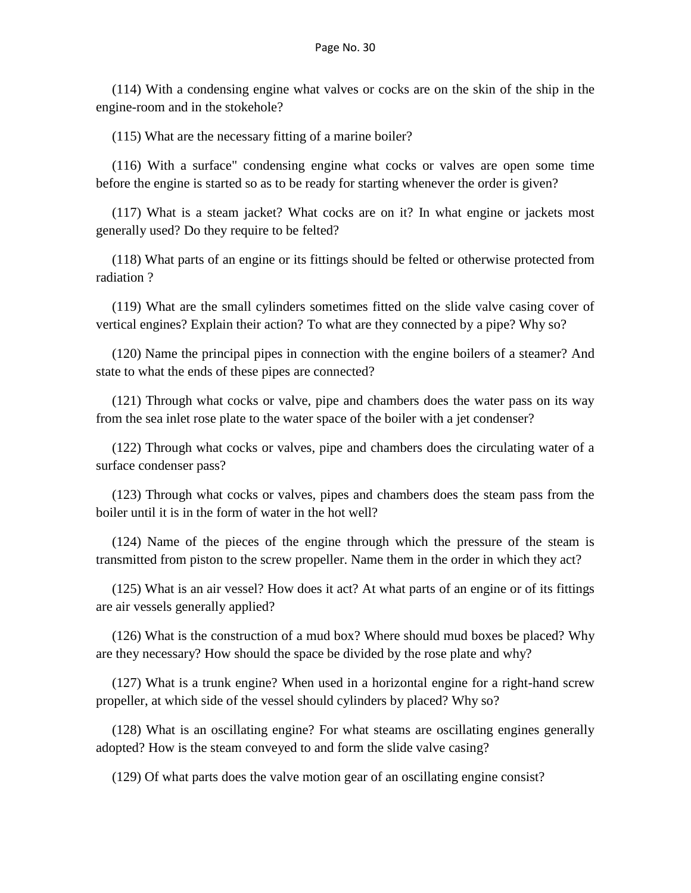(114) With a condensing engine what valves or cocks are on the skin of the ship in the engine-room and in the stokehole?

(115) What are the necessary fitting of a marine boiler?

(116) With a surface" condensing engine what cocks or valves are open some time before the engine is started so as to be ready for starting whenever the order is given?

(117) What is a steam jacket? What cocks are on it? In what engine or jackets most generally used? Do they require to be felted?

(118) What parts of an engine or its fittings should be felted or otherwise protected from radiation ?

(119) What are the small cylinders sometimes fitted on the slide valve casing cover of vertical engines? Explain their action? To what are they connected by a pipe? Why so?

(120) Name the principal pipes in connection with the engine boilers of a steamer? And state to what the ends of these pipes are connected?

(121) Through what cocks or valve, pipe and chambers does the water pass on its way from the sea inlet rose plate to the water space of the boiler with a jet condenser?

(122) Through what cocks or valves, pipe and chambers does the circulating water of a surface condenser pass?

(123) Through what cocks or valves, pipes and chambers does the steam pass from the boiler until it is in the form of water in the hot well?

(124) Name of the pieces of the engine through which the pressure of the steam is transmitted from piston to the screw propeller. Name them in the order in which they act?

(125) What is an air vessel? How does it act? At what parts of an engine or of its fittings are air vessels generally applied?

(126) What is the construction of a mud box? Where should mud boxes be placed? Why are they necessary? How should the space be divided by the rose plate and why?

(127) What is a trunk engine? When used in a horizontal engine for a right-hand screw propeller, at which side of the vessel should cylinders by placed? Why so?

(128) What is an oscillating engine? For what steams are oscillating engines generally adopted? How is the steam conveyed to and form the slide valve casing?

(129) Of what parts does the valve motion gear of an oscillating engine consist?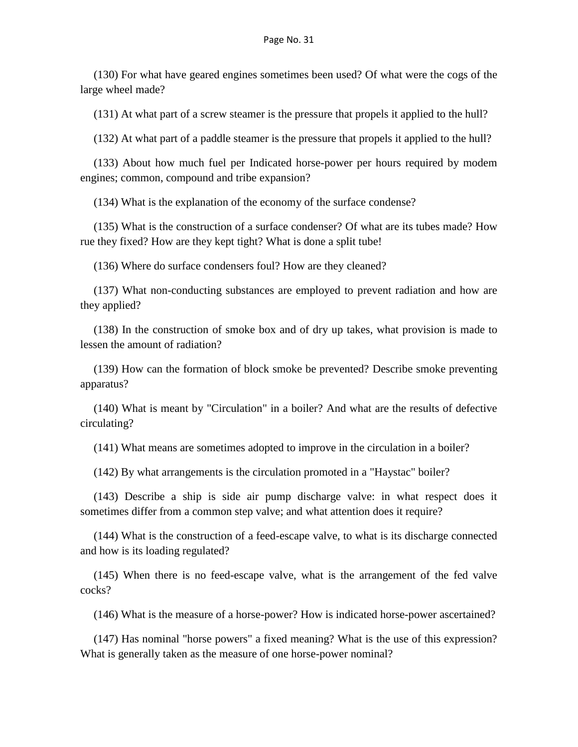(130) For what have geared engines sometimes been used? Of what were the cogs of the large wheel made?

(131) At what part of a screw steamer is the pressure that propels it applied to the hull?

(132) At what part of a paddle steamer is the pressure that propels it applied to the hull?

(133) About how much fuel per Indicated horse-power per hours required by modem engines; common, compound and tribe expansion?

(134) What is the explanation of the economy of the surface condense?

(135) What is the construction of a surface condenser? Of what are its tubes made? How rue they fixed? How are they kept tight? What is done a split tube!

(136) Where do surface condensers foul? How are they cleaned?

(137) What non-conducting substances are employed to prevent radiation and how are they applied?

(138) In the construction of smoke box and of dry up takes, what provision is made to lessen the amount of radiation?

(139) How can the formation of block smoke be prevented? Describe smoke preventing apparatus?

(140) What is meant by "Circulation" in a boiler? And what are the results of defective circulating?

(141) What means are sometimes adopted to improve in the circulation in a boiler?

(142) By what arrangements is the circulation promoted in a "Haystac" boiler?

(143) Describe a ship is side air pump discharge valve: in what respect does it sometimes differ from a common step valve; and what attention does it require?

(144) What is the construction of a feed-escape valve, to what is its discharge connected and how is its loading regulated?

(145) When there is no feed-escape valve, what is the arrangement of the fed valve cocks?

(146) What is the measure of a horse-power? How is indicated horse-power ascertained?

(147) Has nominal "horse powers" a fixed meaning? What is the use of this expression? What is generally taken as the measure of one horse-power nominal?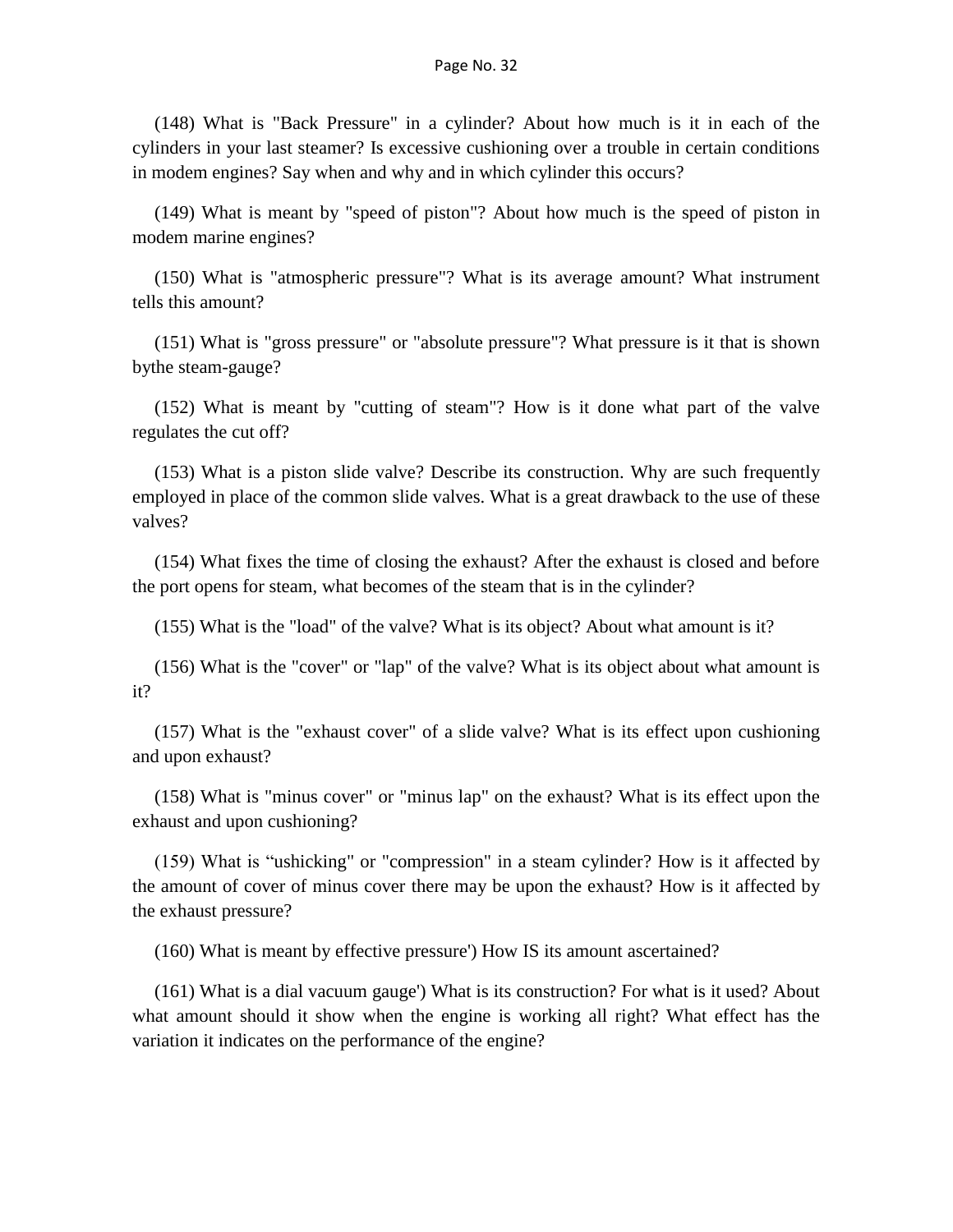(148) What is "Back Pressure" in a cylinder? About how much is it in each of the cylinders in your last steamer? Is excessive cushioning over a trouble in certain conditions in modem engines? Say when and why and in which cylinder this occurs?

(149) What is meant by "speed of piston"? About how much is the speed of piston in modem marine engines?

(150) What is "atmospheric pressure"? What is its average amount? What instrument tells this amount?

(151) What is "gross pressure" or "absolute pressure"? What pressure is it that is shown bythe steam-gauge?

(152) What is meant by "cutting of steam"? How is it done what part of the valve regulates the cut off?

(153) What is a piston slide valve? Describe its construction. Why are such frequently employed in place of the common slide valves. What is a great drawback to the use of these valves?

(154) What fixes the time of closing the exhaust? After the exhaust is closed and before the port opens for steam, what becomes of the steam that is in the cylinder?

(155) What is the "load" of the valve? What is its object? About what amount is it?

(156) What is the "cover" or "lap" of the valve? What is its object about what amount is it?

(157) What is the "exhaust cover" of a slide valve? What is its effect upon cushioning and upon exhaust?

(158) What is "minus cover" or "minus lap" on the exhaust? What is its effect upon the exhaust and upon cushioning?

(159) What is “ushicking" or "compression" in a steam cylinder? How is it affected by the amount of cover of minus cover there may be upon the exhaust? How is it affected by the exhaust pressure?

(160) What is meant by effective pressure') How IS its amount ascertained?

(161) What is a dial vacuum gauge') What is its construction? For what is it used? About what amount should it show when the engine is working all right? What effect has the variation it indicates on the performance of the engine?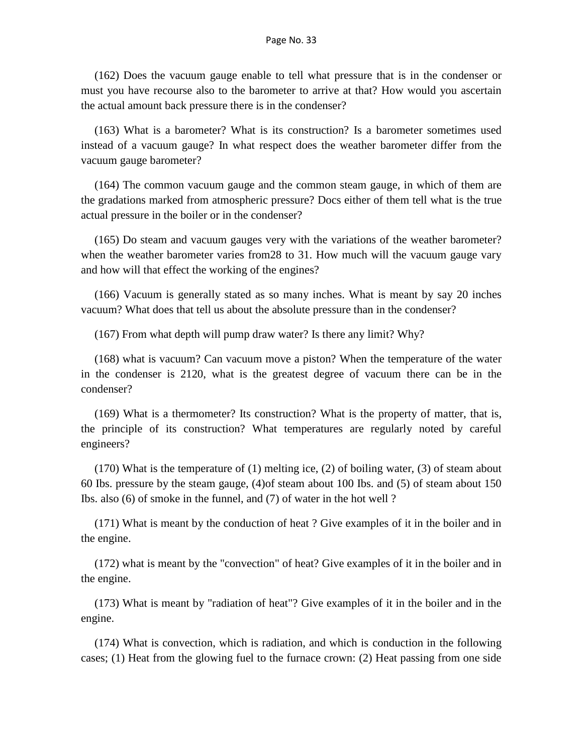(162) Does the vacuum gauge enable to tell what pressure that is in the condenser or must you have recourse also to the barometer to arrive at that? How would you ascertain the actual amount back pressure there is in the condenser?

(163) What is a barometer? What is its construction? Is a barometer sometimes used instead of a vacuum gauge? In what respect does the weather barometer differ from the vacuum gauge barometer?

(164) The common vacuum gauge and the common steam gauge, in which of them are the gradations marked from atmospheric pressure? Docs either of them tell what is the true actual pressure in the boiler or in the condenser?

(165) Do steam and vacuum gauges very with the variations of the weather barometer? when the weather barometer varies from28 to 31. How much will the vacuum gauge vary and how will that effect the working of the engines?

(166) Vacuum is generally stated as so many inches. What is meant by say 20 inches vacuum? What does that tell us about the absolute pressure than in the condenser?

(167) From what depth will pump draw water? Is there any limit? Why?

(168) what is vacuum? Can vacuum move a piston? When the temperature of the water in the condenser is 2120, what is the greatest degree of vacuum there can be in the condenser?

(169) What is a thermometer? Its construction? What is the property of matter, that is, the principle of its construction? What temperatures are regularly noted by careful engineers?

(170) What is the temperature of (1) melting ice, (2) of boiling water, (3) of steam about 60 Ibs. pressure by the steam gauge, (4)of steam about 100 Ibs. and (5) of steam about 150 Ibs. also (6) of smoke in the funnel, and (7) of water in the hot well ?

(171) What is meant by the conduction of heat ? Give examples of it in the boiler and in the engine.

(172) what is meant by the "convection" of heat? Give examples of it in the boiler and in the engine.

(173) What is meant by "radiation of heat"? Give examples of it in the boiler and in the engine.

(174) What is convection, which is radiation, and which is conduction in the following cases; (1) Heat from the glowing fuel to the furnace crown: (2) Heat passing from one side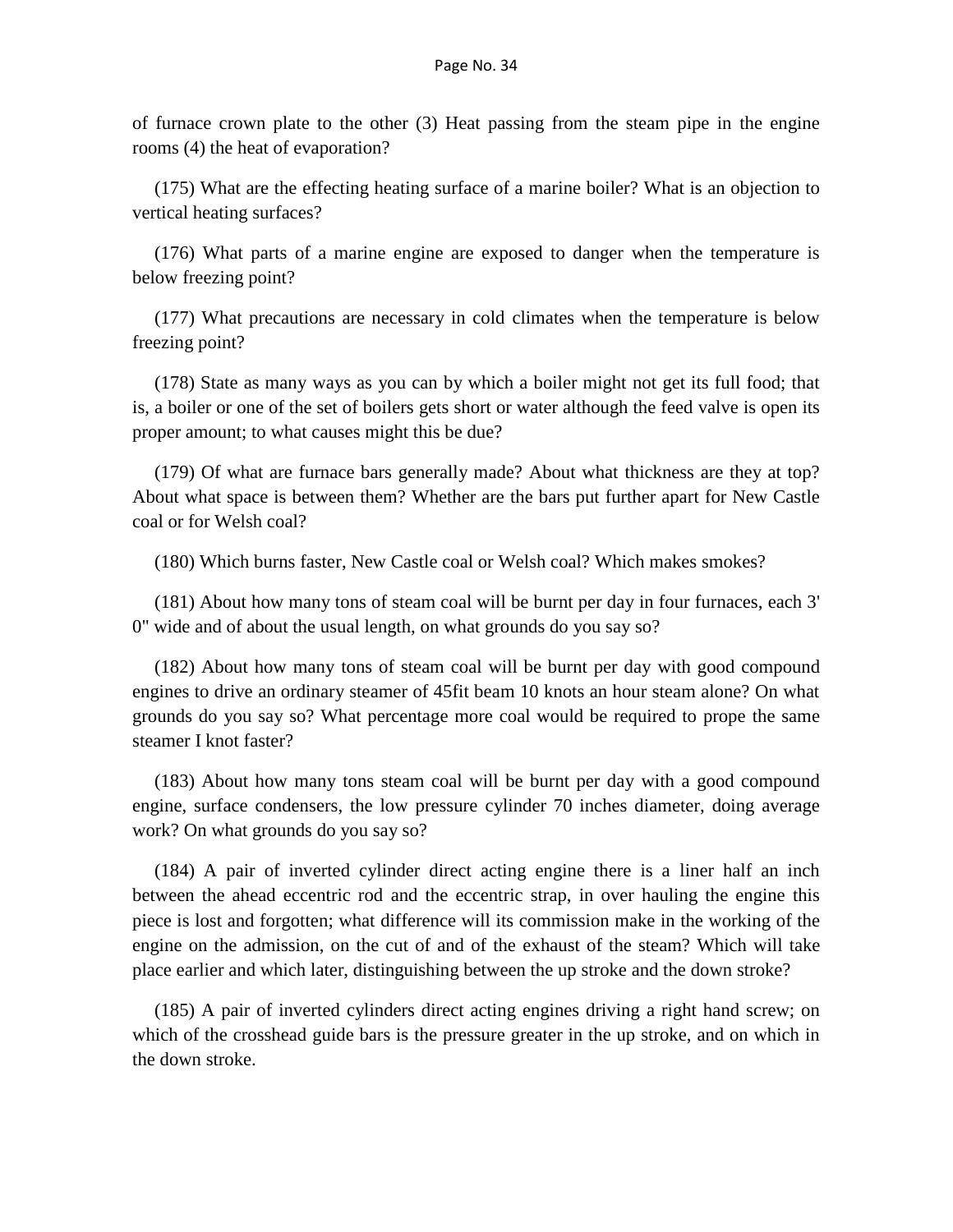of furnace crown plate to the other (3) Heat passing from the steam pipe in the engine rooms (4) the heat of evaporation?

(175) What are the effecting heating surface of a marine boiler? What is an objection to vertical heating surfaces?

(176) What parts of a marine engine are exposed to danger when the temperature is below freezing point?

(177) What precautions are necessary in cold climates when the temperature is below freezing point?

(178) State as many ways as you can by which a boiler might not get its full food; that is, a boiler or one of the set of boilers gets short or water although the feed valve is open its proper amount; to what causes might this be due?

(179) Of what are furnace bars generally made? About what thickness are they at top? About what space is between them? Whether are the bars put further apart for New Castle coal or for Welsh coal?

(180) Which burns faster, New Castle coal or Welsh coal? Which makes smokes?

(181) About how many tons of steam coal will be burnt per day in four furnaces, each 3' 0" wide and of about the usual length, on what grounds do you say so?

(182) About how many tons of steam coal will be burnt per day with good compound engines to drive an ordinary steamer of 45fit beam 10 knots an hour steam alone? On what grounds do you say so? What percentage more coal would be required to prope the same steamer I knot faster?

(183) About how many tons steam coal will be burnt per day with a good compound engine, surface condensers, the low pressure cylinder 70 inches diameter, doing average work? On what grounds do you say so?

(184) A pair of inverted cylinder direct acting engine there is a liner half an inch between the ahead eccentric rod and the eccentric strap, in over hauling the engine this piece is lost and forgotten; what difference will its commission make in the working of the engine on the admission, on the cut of and of the exhaust of the steam? Which will take place earlier and which later, distinguishing between the up stroke and the down stroke?

(185) A pair of inverted cylinders direct acting engines driving a right hand screw; on which of the crosshead guide bars is the pressure greater in the up stroke, and on which in the down stroke.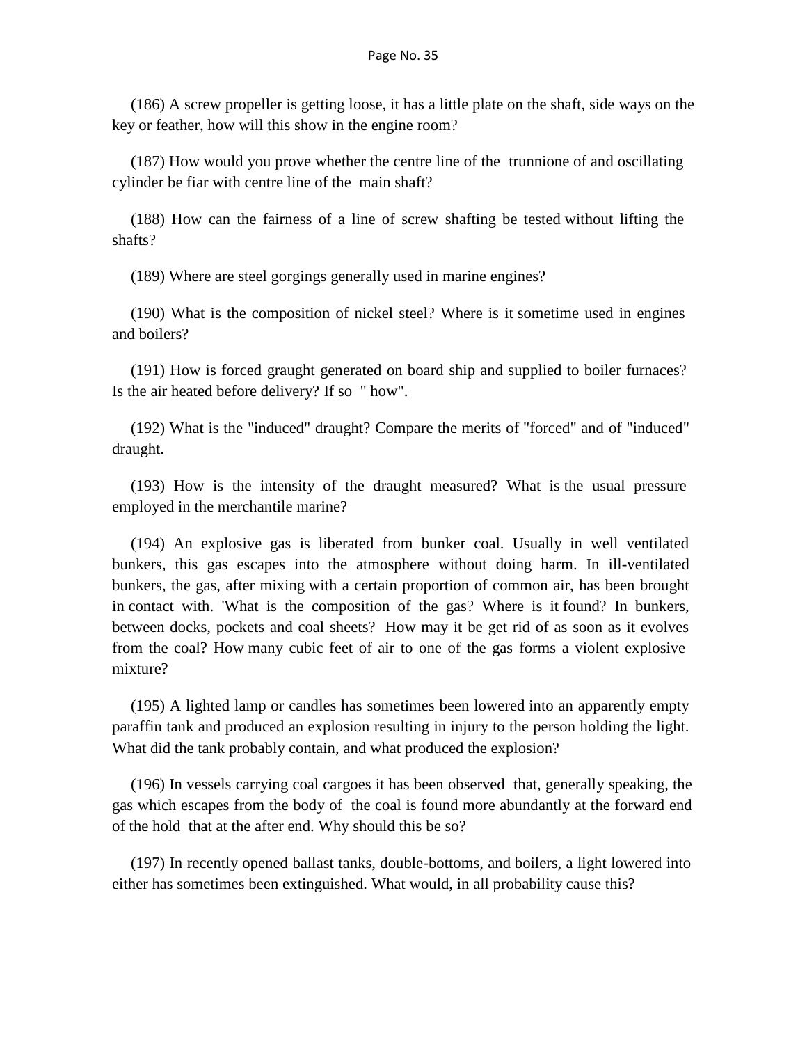(186) A screw propeller is getting loose, it has a little plate on the shaft, side ways on the key or feather, how will this show in the engine room?

(187) How would you prove whether the centre line of the trunnione of and oscillating cylinder be fiar with centre line of the main shaft?

(188) How can the fairness of a line of screw shafting be tested without lifting the shafts?

(189) Where are steel gorgings generally used in marine engines?

(190) What is the composition of nickel steel? Where is it sometime used in engines and boilers?

(191) How is forced graught generated on board ship and supplied to boiler furnaces? Is the air heated before delivery? If so " how".

(192) What is the "induced" draught? Compare the merits of "forced" and of "induced" draught.

(193) How is the intensity of the draught measured? What is the usual pressure employed in the merchantile marine?

(194) An explosive gas is liberated from bunker coal. Usually in well ventilated bunkers, this gas escapes into the atmosphere without doing harm. In ill-ventilated bunkers, the gas, after mixing with a certain proportion of common air, has been brought in contact with. 'What is the composition of the gas? Where is it found? In bunkers, between docks, pockets and coal sheets? How may it be get rid of as soon as it evolves from the coal? How many cubic feet of air to one of the gas forms a violent explosive mixture?

(195) A lighted lamp or candles has sometimes been lowered into an apparently empty paraffin tank and produced an explosion resulting in injury to the person holding the light. What did the tank probably contain, and what produced the explosion?

(196) In vessels carrying coal cargoes it has been observed that, generally speaking, the gas which escapes from the body of the coal is found more abundantly at the forward end of the hold that at the after end. Why should this be so?

(197) In recently opened ballast tanks, double-bottoms, and boilers, a light lowered into either has sometimes been extinguished. What would, in all probability cause this?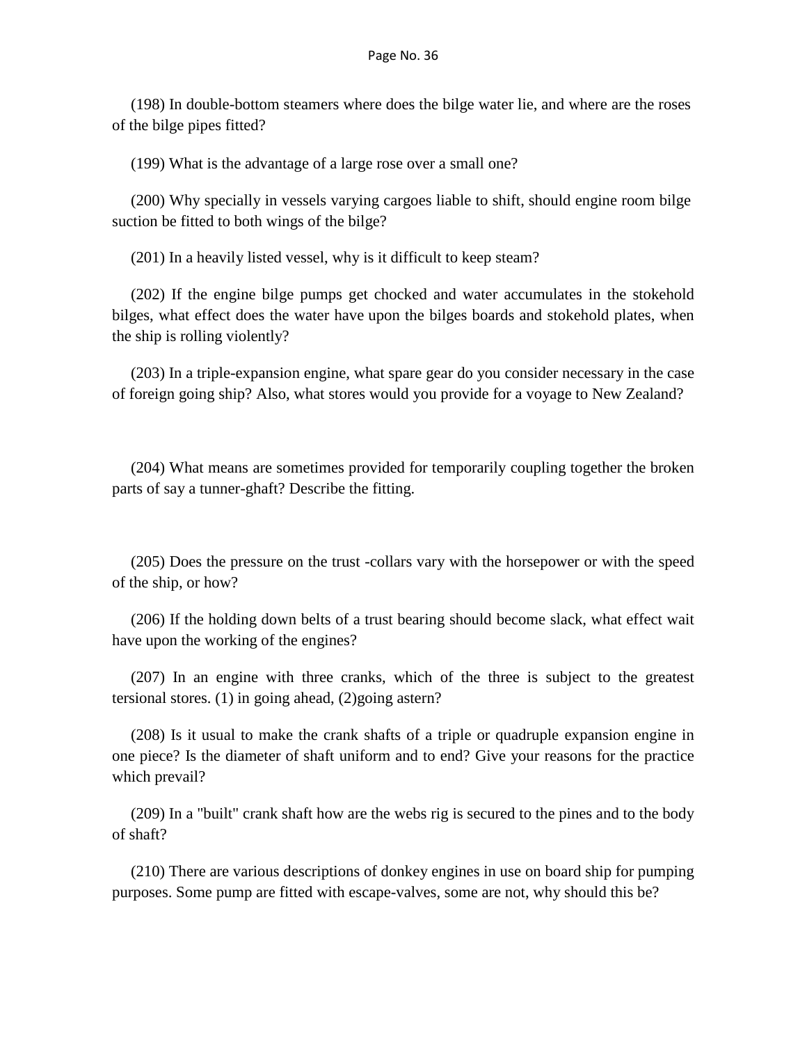(198) In double-bottom steamers where does the bilge water lie, and where are the roses of the bilge pipes fitted?

(199) What is the advantage of a large rose over a small one?

(200) Why specially in vessels varying cargoes liable to shift, should engine room bilge suction be fitted to both wings of the bilge?

(201) In a heavily listed vessel, why is it difficult to keep steam?

(202) If the engine bilge pumps get chocked and water accumulates in the stokehold bilges, what effect does the water have upon the bilges boards and stokehold plates, when the ship is rolling violently?

(203) In a triple-expansion engine, what spare gear do you consider necessary in the case of foreign going ship? Also, what stores would you provide for a voyage to New Zealand?

(204) What means are sometimes provided for temporarily coupling together the broken parts of say a tunner-ghaft? Describe the fitting.

(205) Does the pressure on the trust -collars vary with the horsepower or with the speed of the ship, or how?

(206) If the holding down belts of a trust bearing should become slack, what effect wait have upon the working of the engines?

(207) In an engine with three cranks, which of the three is subject to the greatest tersional stores. (1) in going ahead, (2)going astern?

(208) Is it usual to make the crank shafts of a triple or quadruple expansion engine in one piece? Is the diameter of shaft uniform and to end? Give your reasons for the practice which prevail?

(209) In a "built" crank shaft how are the webs rig is secured to the pines and to the body of shaft?

(210) There are various descriptions of donkey engines in use on board ship for pumping purposes. Some pump are fitted with escape-valves, some are not, why should this be?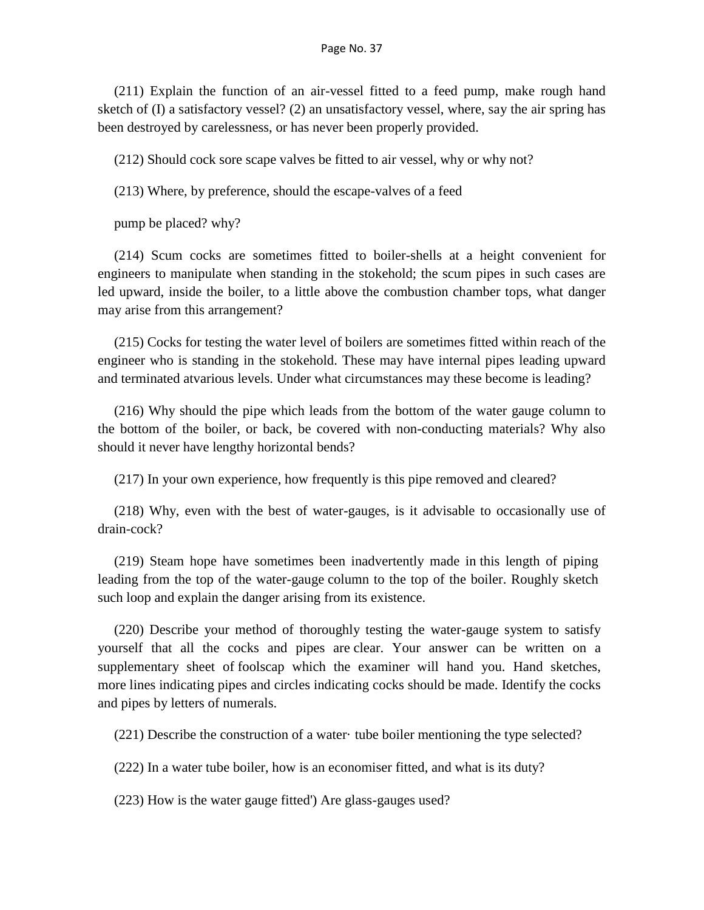(211) Explain the function of an air-vessel fitted to a feed pump, make rough hand sketch of (I) a satisfactory vessel? (2) an unsatisfactory vessel, where, say the air spring has been destroyed by carelessness, or has never been properly provided.

(212) Should cock sore scape valves be fitted to air vessel, why or why not?

(213) Where, by preference, should the escape-valves of a feed

pump be placed? why?

(214) Scum cocks are sometimes fitted to boiler-shells at a height convenient for engineers to manipulate when standing in the stokehold; the scum pipes in such cases are led upward, inside the boiler, to a little above the combustion chamber tops, what danger may arise from this arrangement?

(215) Cocks for testing the water level of boilers are sometimes fitted within reach of the engineer who is standing in the stokehold. These may have internal pipes leading upward and terminated atvarious levels. Under what circumstances may these become is leading?

(216) Why should the pipe which leads from the bottom of the water gauge column to the bottom of the boiler, or back, be covered with non-conducting materials? Why also should it never have lengthy horizontal bends?

(217) In your own experience, how frequently is this pipe removed and cleared?

(218) Why, even with the best of water-gauges, is it advisable to occasionally use of drain-cock?

(219) Steam hope have sometimes been inadvertently made in this length of piping leading from the top of the water-gauge column to the top of the boiler. Roughly sketch such loop and explain the danger arising from its existence.

(220) Describe your method of thoroughly testing the water-gauge system to satisfy yourself that all the cocks and pipes are clear. Your answer can be written on a supplementary sheet of foolscap which the examiner will hand you. Hand sketches, more lines indicating pipes and circles indicating cocks should be made. Identify the cocks and pipes by letters of numerals.

(221) Describe the construction of a water· tube boiler mentioning the type selected?

(222) In a water tube boiler, how is an economiser fitted, and what is its duty?

(223) How is the water gauge fitted') Are glass-gauges used?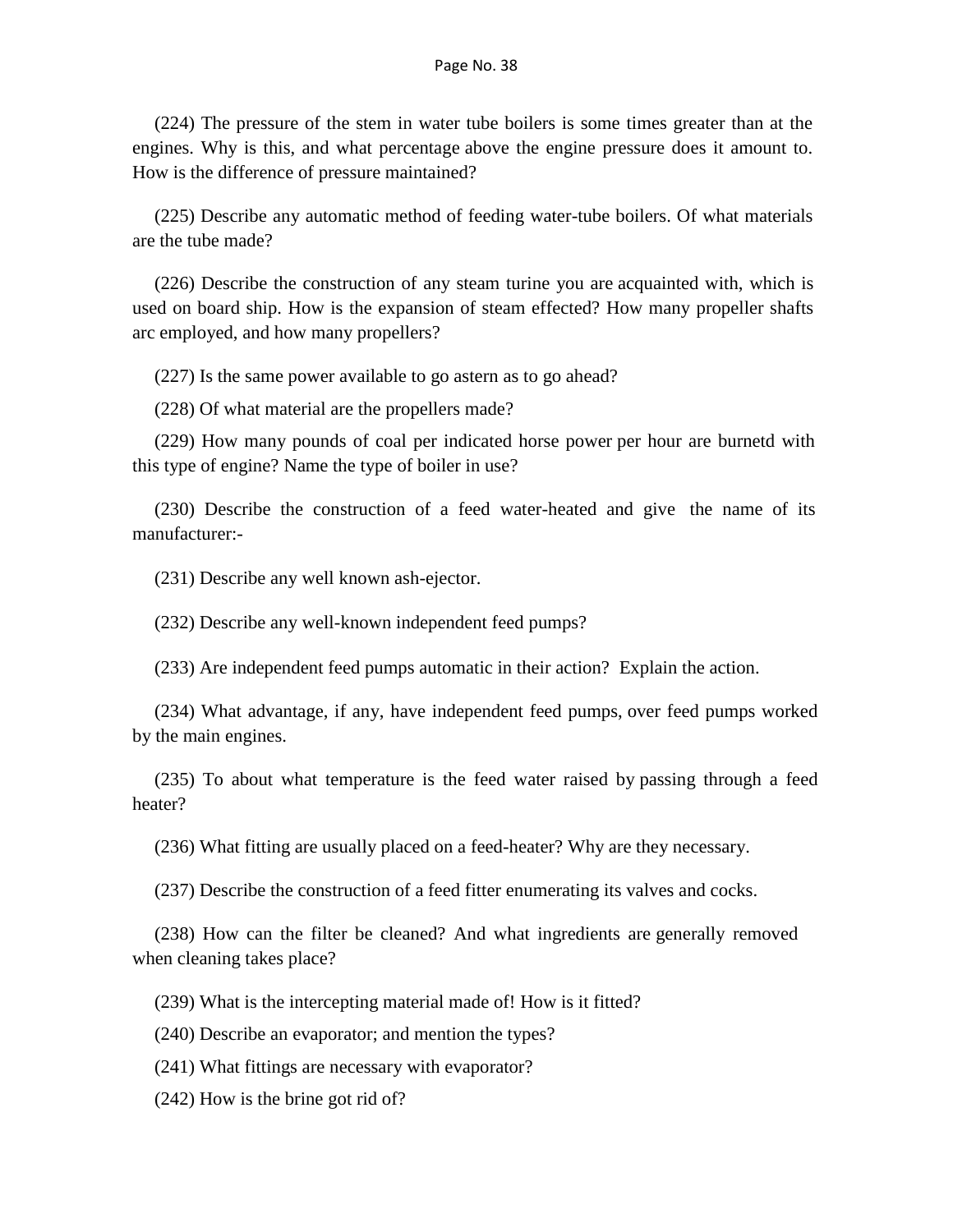(224) The pressure of the stem in water tube boilers is some times greater than at the engines. Why is this, and what percentage above the engine pressure does it amount to. How is the difference of pressure maintained?

(225) Describe any automatic method of feeding water-tube boilers. Of what materials are the tube made?

(226) Describe the construction of any steam turine you are acquainted with, which is used on board ship. How is the expansion of steam effected? How many propeller shafts arc employed, and how many propellers?

(227) Is the same power available to go astern as to go ahead?

(228) Of what material are the propellers made?

(229) How many pounds of coal per indicated horse power per hour are burnetd with this type of engine? Name the type of boiler in use?

(230) Describe the construction of a feed water-heated and give the name of its manufacturer:-

(231) Describe any well known ash-ejector.

(232) Describe any well-known independent feed pumps?

(233) Are independent feed pumps automatic in their action? Explain the action.

(234) What advantage, if any, have independent feed pumps, over feed pumps worked by the main engines.

(235) To about what temperature is the feed water raised by passing through a feed heater?

(236) What fitting are usually placed on a feed-heater? Why are they necessary.

(237) Describe the construction of a feed fitter enumerating its valves and cocks.

(238) How can the filter be cleaned? And what ingredients are generally removed when cleaning takes place?

(239) What is the intercepting material made of! How is it fitted?

(240) Describe an evaporator; and mention the types?

(241) What fittings are necessary with evaporator?

(242) How is the brine got rid of?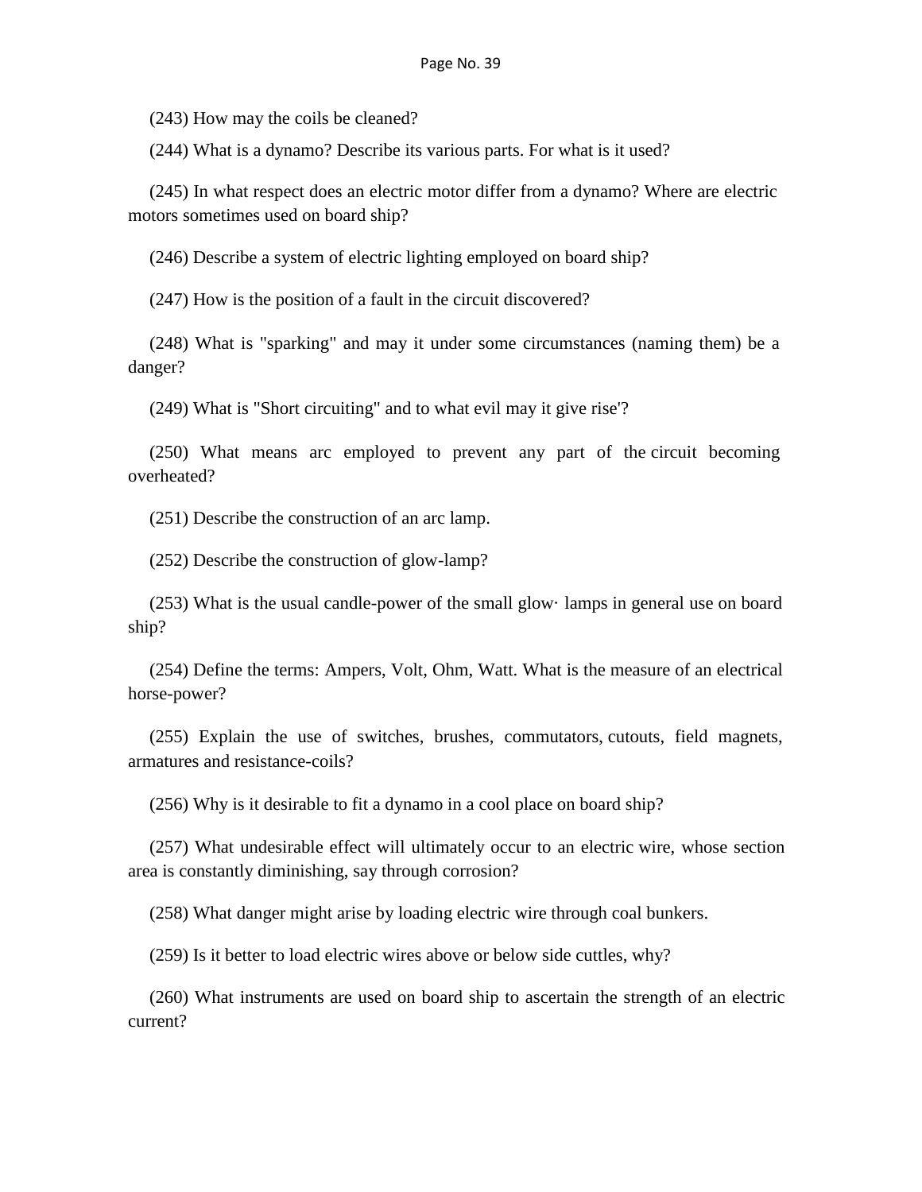(243) How may the coils be cleaned?

(244) What is a dynamo? Describe its various parts. For what is it used?

(245) In what respect does an electric motor differ from a dynamo? Where are electric motors sometimes used on board ship?

(246) Describe a system of electric lighting employed on board ship?

(247) How is the position of a fault in the circuit discovered?

(248) What is "sparking" and may it under some circumstances (naming them) be a danger?

(249) What is "Short circuiting" and to what evil may it give rise'?

(250) What means arc employed to prevent any part of the circuit becoming overheated?

(251) Describe the construction of an arc lamp.

(252) Describe the construction of glow-lamp?

(253) What is the usual candle-power of the small glow· lamps in general use on board ship?

(254) Define the terms: Ampers, Volt, Ohm, Watt. What is the measure of an electrical horse-power?

(255) Explain the use of switches, brushes, commutators, cutouts, field magnets, armatures and resistance-coils?

(256) Why is it desirable to fit a dynamo in a cool place on board ship?

(257) What undesirable effect will ultimately occur to an electric wire, whose section area is constantly diminishing, say through corrosion?

(258) What danger might arise by loading electric wire through coal bunkers.

(259) Is it better to load electric wires above or below side cuttles, why?

(260) What instruments are used on board ship to ascertain the strength of an electric current?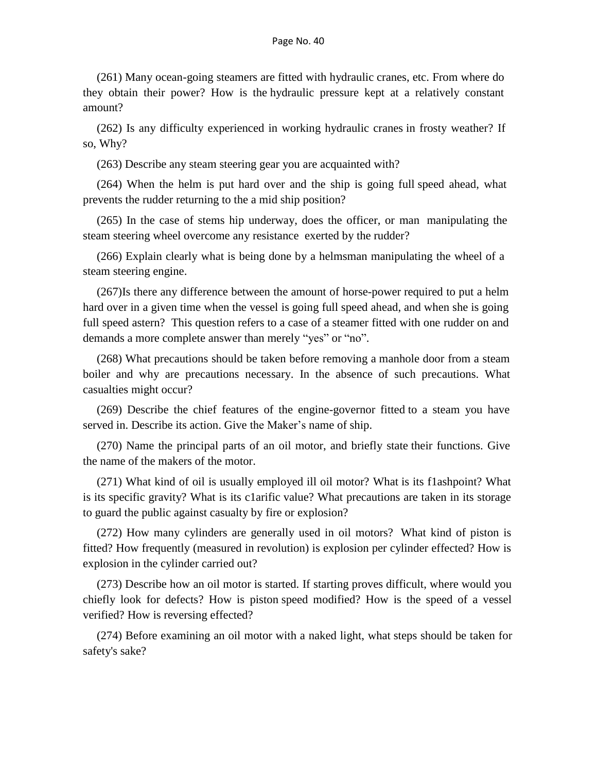(261) Many ocean-going steamers are fitted with hydraulic cranes, etc. From where do they obtain their power? How is the hydraulic pressure kept at a relatively constant amount?

(262) Is any difficulty experienced in working hydraulic cranes in frosty weather? If so, Why?

(263) Describe any steam steering gear you are acquainted with?

(264) When the helm is put hard over and the ship is going full speed ahead, what prevents the rudder returning to the a mid ship position?

(265) In the case of stems hip underway, does the officer, or man manipulating the steam steering wheel overcome any resistance exerted by the rudder?

(266) Explain clearly what is being done by a helmsman manipulating the wheel of a steam steering engine.

(267)Is there any difference between the amount of horse-power required to put a helm hard over in a given time when the vessel is going full speed ahead, and when she is going full speed astern? This question refers to a case of a steamer fitted with one rudder on and demands a more complete answer than merely "yes" or "no".

(268) What precautions should be taken before removing a manhole door from a steam boiler and why are precautions necessary. In the absence of such precautions. What casualties might occur?

(269) Describe the chief features of the engine-governor fitted to a steam you have served in. Describe its action. Give the Maker's name of ship.

(270) Name the principal parts of an oil motor, and briefly state their functions. Give the name of the makers of the motor.

(271) What kind of oil is usually employed ill oil motor? What is its f1ashpoint? What is its specific gravity? What is its c1arific value? What precautions are taken in its storage to guard the public against casualty by fire or explosion?

(272) How many cylinders are generally used in oil motors? What kind of piston is fitted? How frequently (measured in revolution) is explosion per cylinder effected? How is explosion in the cylinder carried out?

(273) Describe how an oil motor is started. If starting proves difficult, where would you chiefly look for defects? How is piston speed modified? How is the speed of a vessel verified? How is reversing effected?

(274) Before examining an oil motor with a naked light, what steps should be taken for safety's sake?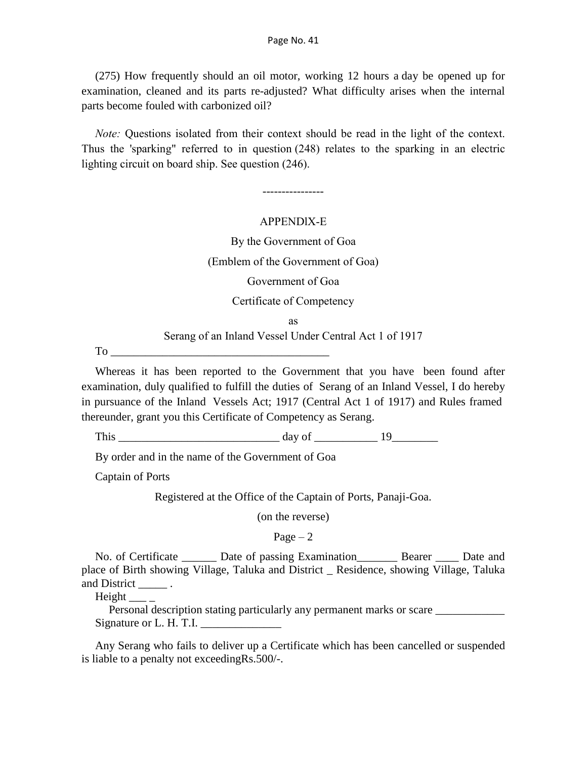(275) How frequently should an oil motor, working 12 hours a day be opened up for examination, cleaned and its parts re-adjusted? What difficulty arises when the internal parts become fouled with carbonized oil?

*Note:* Questions isolated from their context should be read in the light of the context. Thus the 'sparking" referred to in question (248) relates to the sparking in an electric lighting circuit on board ship. See question (246).

----------------

APPENDlX-E

By the Government of Goa

(Emblem of the Government of Goa)

Government of Goa

Certificate of Competency

as

Serang of an Inland Vessel Under Central Act 1 of 1917

To ______________________________________

Whereas it has been reported to the Government that you have been found after examination, duly qualified to fulfill the duties of Serang of an Inland Vessel, I do hereby in pursuance of the Inland Vessels Act; 1917 (Central Act 1 of 1917) and Rules framed thereunder, grant you this Certificate of Competency as Serang.

This ____________________________ day of ___________ 19________

By order and in the name of the Government of Goa

Captain of Ports

Registered at the Office of the Captain of Ports, Panaji-Goa.

(on the reverse)

Page – 2

No. of Certificate ______ Date of passing Examination_______ Bearer ____ Date and place of Birth showing Village, Taluka and District _ Residence, showing Village, Taluka and District _____ .

Height ___ _

Personal description stating particularly any permanent marks or scare ____________

Signature or L. H. T.I. ______________

Any Serang who fails to deliver up a Certificate which has been cancelled or suspended is liable to a penalty not exceedingRs.500/-.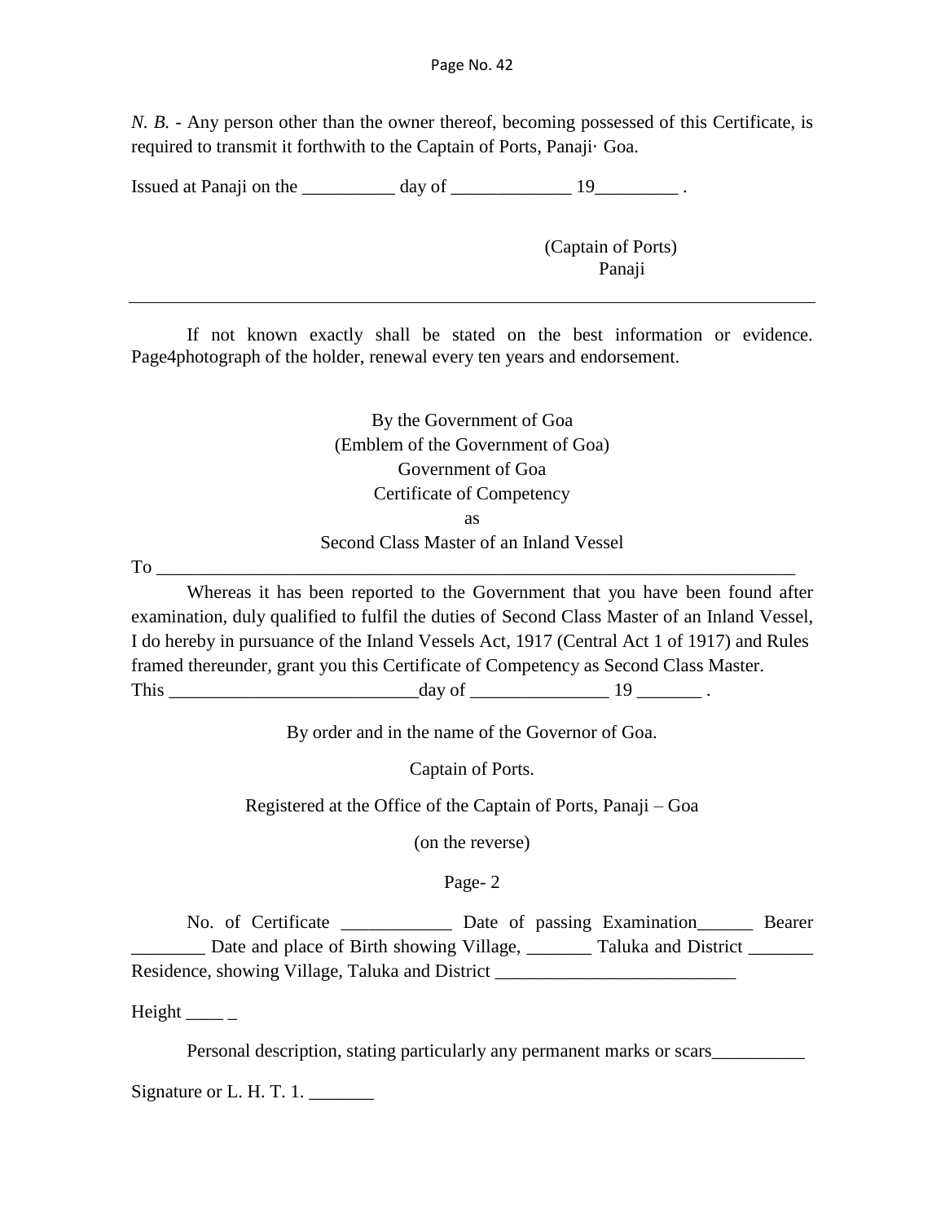*N. B.* - Any person other than the owner thereof, becoming possessed of this Certificate, is required to transmit it forthwith to the Captain of Ports, Panaji· Goa.

Issued at Panaji on the __________ day of _____________ 19_________ .

(Captain of Ports)
Panaji

---

If not known exactly shall be stated on the best information or evidence. Page4photograph of the holder, renewal every ten years and endorsement.

By the Government of Goa
(Emblem of the Government of Goa)
Government of Goa
Certificate of Competency
as
Second Class Master of an Inland Vessel

To ______________________________________________________________________

Whereas it has been reported to the Government that you have been found after examination, duly qualified to fulfil the duties of Second Class Master of an Inland Vessel, I do hereby in pursuance of the Inland Vessels Act, 1917 (Central Act 1 of 1917) and Rules framed thereunder, grant you this Certificate of Competency as Second Class Master. This __________________________day of _______________ 19 _______ .

By order and in the name of the Governor of Goa.

Captain of Ports.

Registered at the Office of the Captain of Ports, Panaji – Goa

(on the reverse)

Page- 2

No. of Certificate ____________ Date of passing Examination______ Bearer ________ Date and place of Birth showing Village, _______ Taluka and District _______ Residence, showing Village, Taluka and District __________________________

Height ____ _

Personal description, stating particularly any permanent marks or scars__________

Signature or L. H. T. 1. _______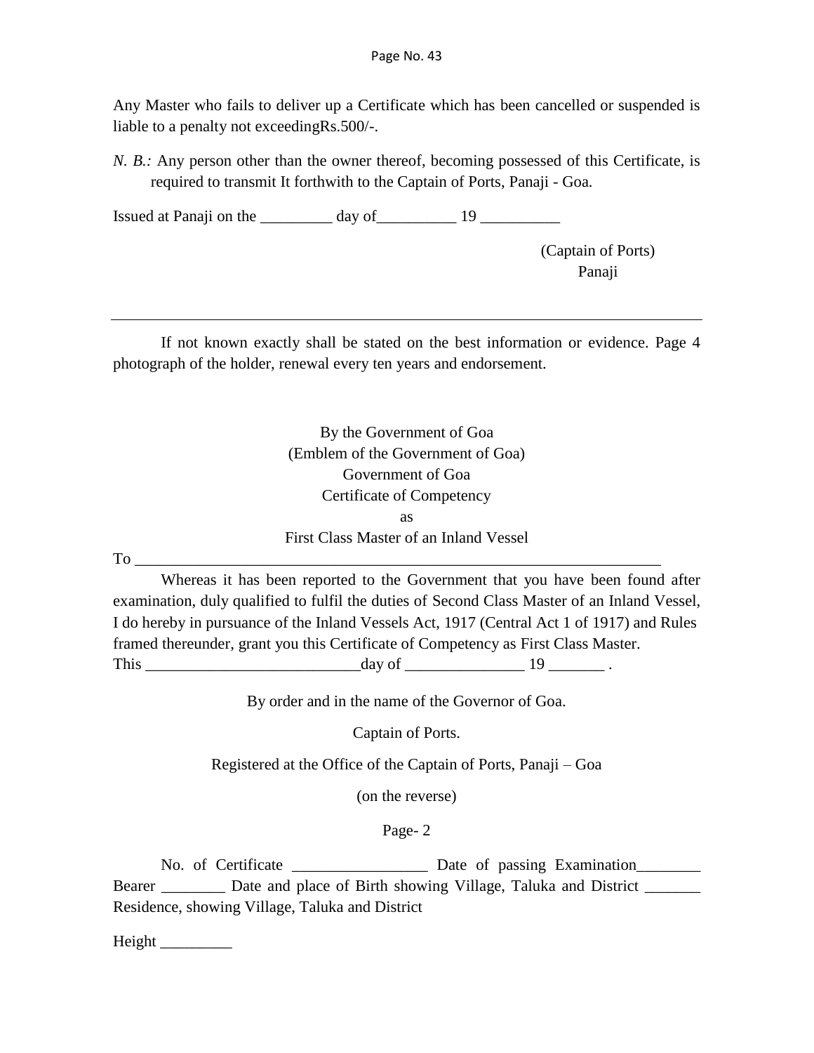Any Master who fails to deliver up a Certificate which has been cancelled or suspended is liable to a penalty not exceedingRs.500/-.

*N. B.:* Any person other than the owner thereof, becoming possessed of this Certificate, is required to transmit It forthwith to the Captain of Ports, Panaji - Goa.

Issued at Panaji on the _________ day of__________ 19 __________

(Captain of Ports)
Panaji

---

If not known exactly shall be stated on the best information or evidence. Page 4 photograph of the holder, renewal every ten years and endorsement.

By the Government of Goa
(Emblem of the Government of Goa)
Government of Goa
Certificate of Competency
as
First Class Master of an Inland Vessel

To ______________________________________________________________________

Whereas it has been reported to the Government that you have been found after examination, duly qualified to fulfil the duties of Second Class Master of an Inland Vessel, I do hereby in pursuance of the Inland Vessels Act, 1917 (Central Act 1 of 1917) and Rules framed thereunder, grant you this Certificate of Competency as First Class Master.
This ___________________________day of _______________ 19 _______ .

By order and in the name of the Governor of Goa.

Captain of Ports.

Registered at the Office of the Captain of Ports, Panaji – Goa

(on the reverse)

Page- 2

No. of Certificate _________________ Date of passing Examination________ Bearer ________ Date and place of Birth showing Village, Taluka and District _______ Residence, showing Village, Taluka and District

Height _________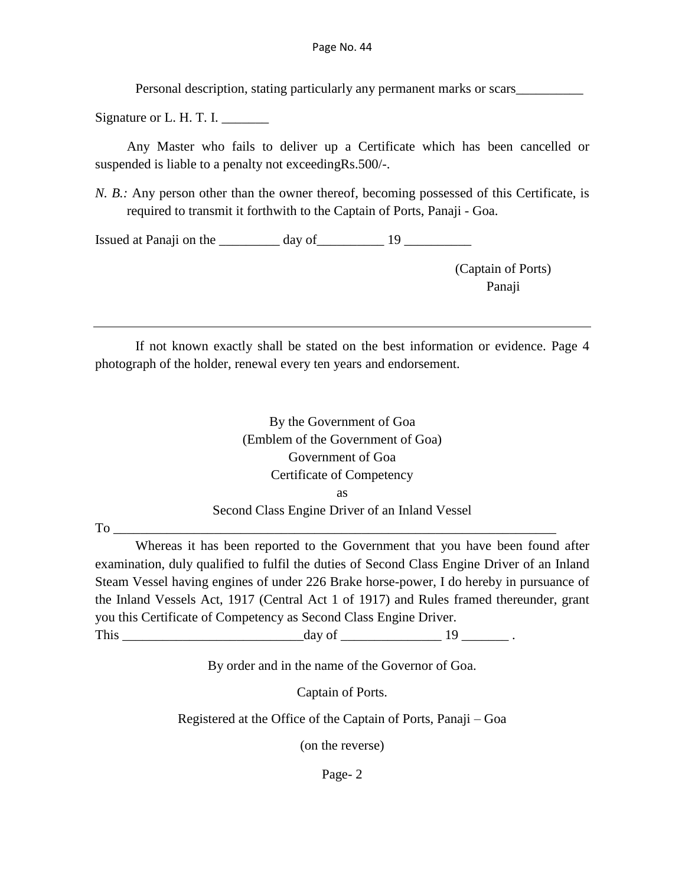Personal description, stating particularly any permanent marks or scars__________

Signature or L. H. T. I. _______

Any Master who fails to deliver up a Certificate which has been cancelled or suspended is liable to a penalty not exceedingRs.500/-.

*N. B.:* Any person other than the owner thereof, becoming possessed of this Certificate, is required to transmit it forthwith to the Captain of Ports, Panaji - Goa.

Issued at Panaji on the _________ day of__________ 19 __________

(Captain of Ports)
Panaji

---

If not known exactly shall be stated on the best information or evidence. Page 4 photograph of the holder, renewal every ten years and endorsement.

By the Government of Goa
(Emblem of the Government of Goa)
Government of Goa
Certificate of Competency
as
Second Class Engine Driver of an Inland Vessel

To ___________________________________________________________________

Whereas it has been reported to the Government that you have been found after examination, duly qualified to fulfil the duties of Second Class Engine Driver of an Inland Steam Vessel having engines of under 226 Brake horse-power, I do hereby in pursuance of the Inland Vessels Act, 1917 (Central Act 1 of 1917) and Rules framed thereunder, grant you this Certificate of Competency as Second Class Engine Driver.

This ___________________________day of _______________ 19 _______ .

By order and in the name of the Governor of Goa.

Captain of Ports.

Registered at the Office of the Captain of Ports, Panaji – Goa

(on the reverse)

Page- 2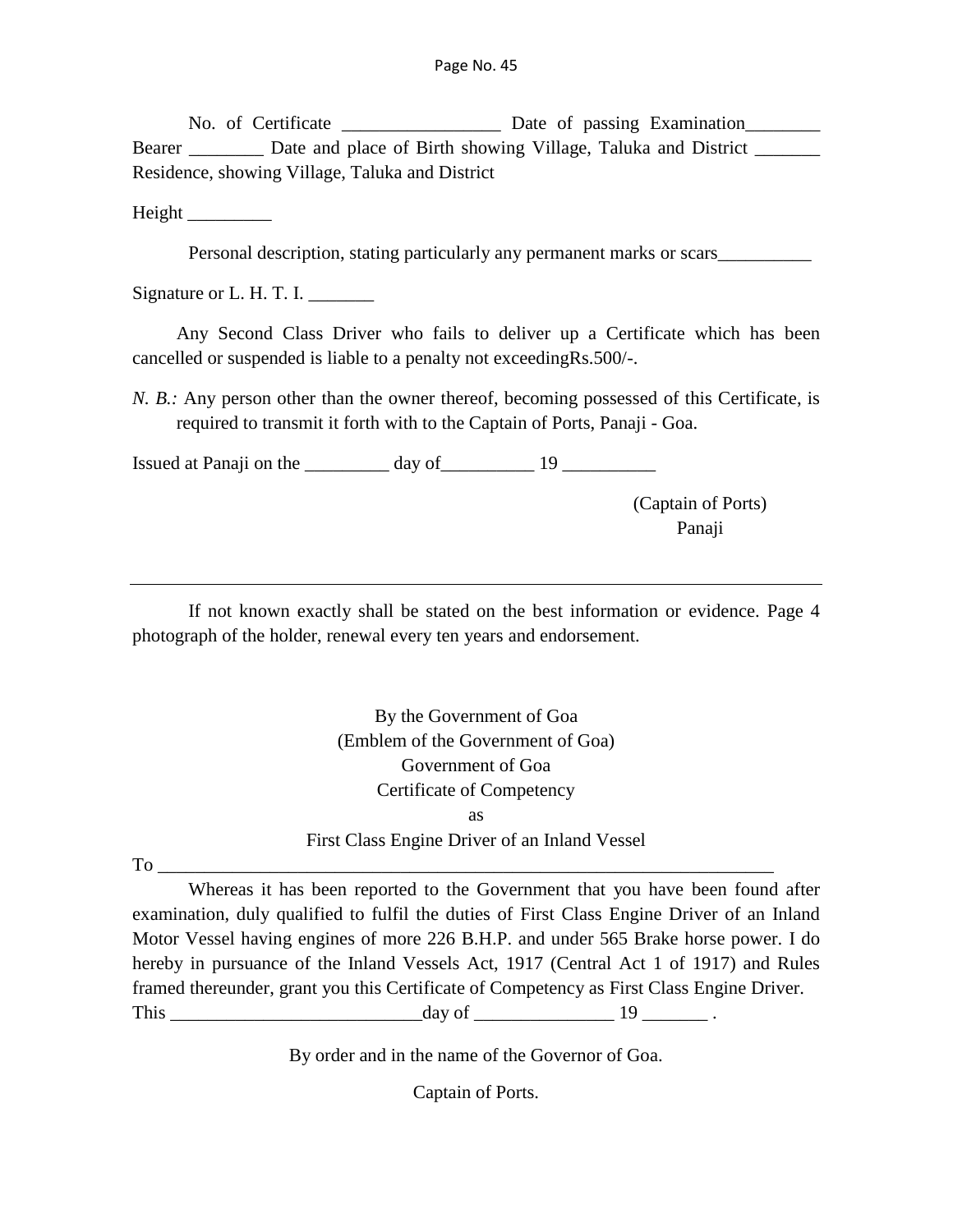No. of Certificate _________________ Date of passing Examination________ Bearer ________ Date and place of Birth showing Village, Taluka and District _______ Residence, showing Village, Taluka and District

Height _________

Personal description, stating particularly any permanent marks or scars__________

Signature or L. H. T. I. _______

Any Second Class Driver who fails to deliver up a Certificate which has been cancelled or suspended is liable to a penalty not exceedingRs.500/-.

*N. B.:* Any person other than the owner thereof, becoming possessed of this Certificate, is required to transmit it forth with to the Captain of Ports, Panaji - Goa.

Issued at Panaji on the _________ day of__________ 19 __________

(Captain of Ports)
Panaji

---

If not known exactly shall be stated on the best information or evidence. Page 4 photograph of the holder, renewal every ten years and endorsement.

By the Government of Goa
(Emblem of the Government of Goa)
Government of Goa
Certificate of Competency
as
First Class Engine Driver of an Inland Vessel

To ____________________________________________________________________

Whereas it has been reported to the Government that you have been found after examination, duly qualified to fulfil the duties of First Class Engine Driver of an Inland Motor Vessel having engines of more 226 B.H.P. and under 565 Brake horse power. I do hereby in pursuance of the Inland Vessels Act, 1917 (Central Act 1 of 1917) and Rules framed thereunder, grant you this Certificate of Competency as First Class Engine Driver. This ___________________________day of _______________ 19 _______ .

By order and in the name of the Governor of Goa.

Captain of Ports.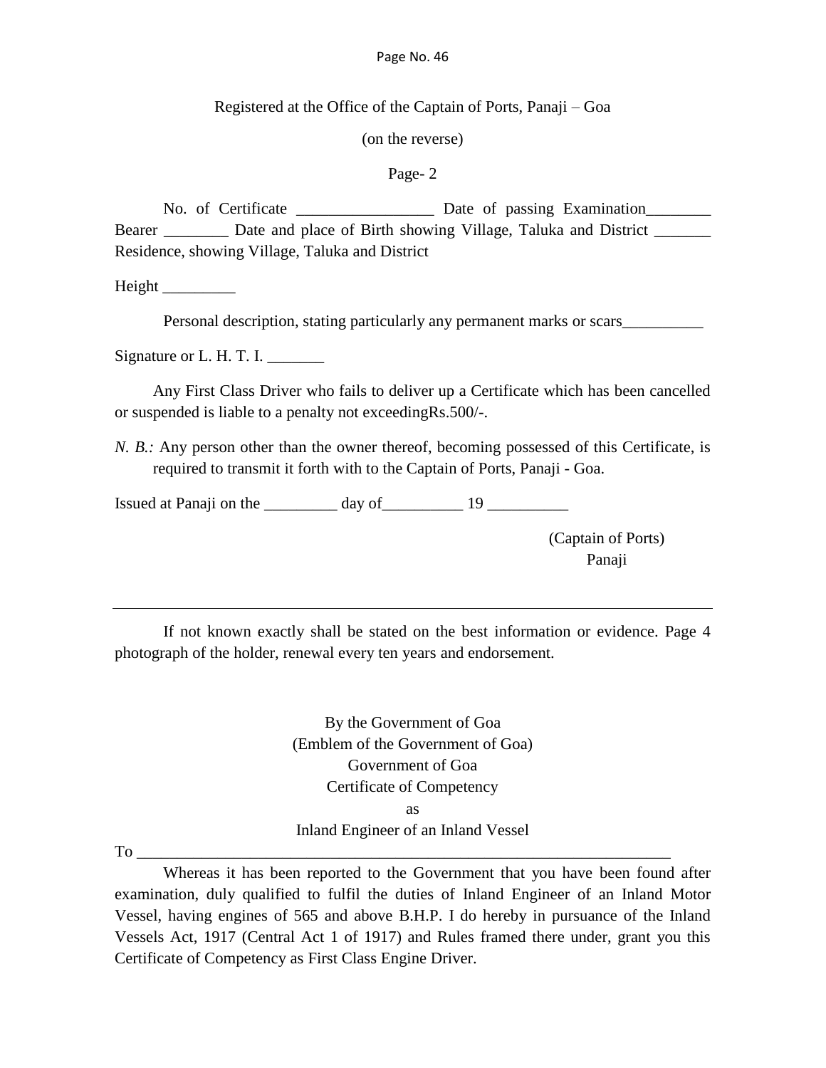Registered at the Office of the Captain of Ports, Panaji – Goa

(on the reverse)

Page- 2

No. of Certificate _________________ Date of passing Examination________ Bearer ________ Date and place of Birth showing Village, Taluka and District _______ Residence, showing Village, Taluka and District

Height _________

Personal description, stating particularly any permanent marks or scars__________

Signature or L. H. T. I. _______

Any First Class Driver who fails to deliver up a Certificate which has been cancelled or suspended is liable to a penalty not exceedingRs.500/-.

*N. B.:* Any person other than the owner thereof, becoming possessed of this Certificate, is required to transmit it forth with to the Captain of Ports, Panaji - Goa.

Issued at Panaji on the _________ day of__________ 19 __________

(Captain of Ports)
Panaji

---

If not known exactly shall be stated on the best information or evidence. Page 4 photograph of the holder, renewal every ten years and endorsement.

By the Government of Goa
(Emblem of the Government of Goa)
Government of Goa
Certificate of Competency
as
Inland Engineer of an Inland Vessel

To ___________________________________________________________________

Whereas it has been reported to the Government that you have been found after examination, duly qualified to fulfil the duties of Inland Engineer of an Inland Motor Vessel, having engines of 565 and above B.H.P. I do hereby in pursuance of the Inland Vessels Act, 1917 (Central Act 1 of 1917) and Rules framed there under, grant you this Certificate of Competency as First Class Engine Driver.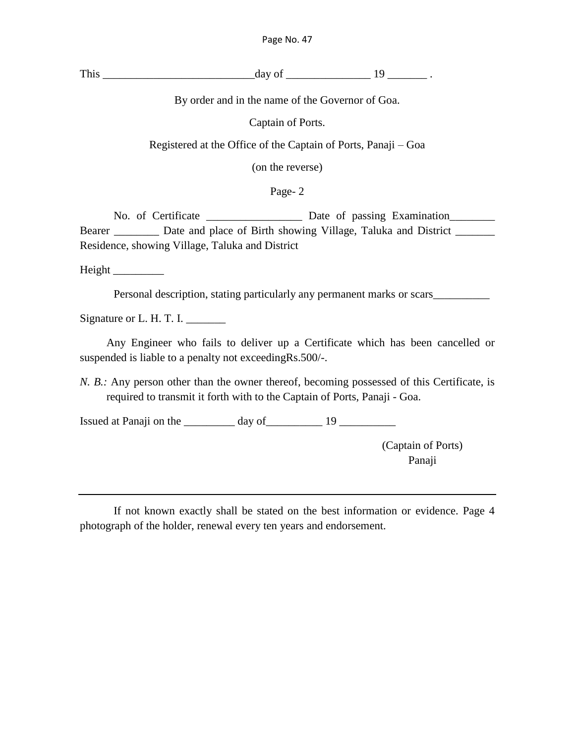This ___________________________day of _______________ 19 _______ .

By order and in the name of the Governor of Goa.

Captain of Ports.

Registered at the Office of the Captain of Ports, Panaji – Goa

(on the reverse)

Page- 2

No. of Certificate _________________ Date of passing Examination________ Bearer ________ Date and place of Birth showing Village, Taluka and District _______ Residence, showing Village, Taluka and District

Height _________

Personal description, stating particularly any permanent marks or scars__________

Signature or L. H. T. I. _______

Any Engineer who fails to deliver up a Certificate which has been cancelled or suspended is liable to a penalty not exceedingRs.500/-.

*N. B.:* Any person other than the owner thereof, becoming possessed of this Certificate, is required to transmit it forth with to the Captain of Ports, Panaji - Goa.

Issued at Panaji on the _________ day of__________ 19 __________

(Captain of Ports)
Panaji

---

If not known exactly shall be stated on the best information or evidence. Page 4 photograph of the holder, renewal every ten years and endorsement.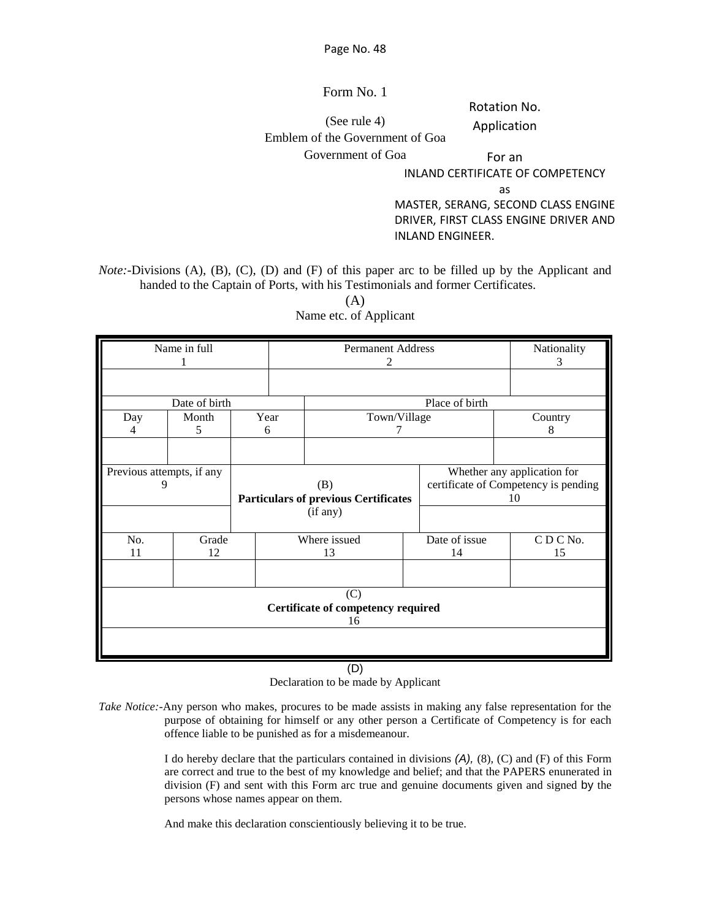Form No. 1

(See rule 4)

Emblem of the Government of Goa

Government of Goa

Rotation No.

Application

For an

INLAND CERTIFICATE OF COMPETENCY

as

MASTER, SERANG, SECOND CLASS ENGINE DRIVER, FIRST CLASS ENGINE DRIVER AND INLAND ENGINEER.

*Note:*-Divisions (A), (B), (C), (D) and (F) of this paper arc to be filled up by the Applicant and handed to the Captain of Ports, with his Testimonials and former Certificates.

(A)

Name etc. of Applicant

| Name in full<br>1 | | | Permanent Address<br>2 | | Nationality<br>3 |
|---|---|---|---|---|---|
| | | | | | |
| Date of birth | | | Place of birth | | |
| Day<br>4 | Month<br>5 | Year<br>6 | Town/Village<br>7 | | Country<br>8 |
| | | | | | |
| Previous attempts, if any<br>9 | | (B)<br>**Particulars of previous Certificates**<br>(if any) | | Whether any application for certificate of Competency is pending<br>10 | |
| | | | | | |
| No.<br>11 | Grade<br>12 | Where issued<br>13 | | Date of issue<br>14 | C D C No.<br>15 |
| | | | | | |
| (C)<br>**Certificate of competency required**<br>16 | | | | | |
| | | | | | |

(D)

Declaration to be made by Applicant

*Take Notice:*-Any person who makes, procures to be made assists in making any false representation for the purpose of obtaining for himself or any other person a Certificate of Competency is for each offence liable to be punished as for a misdemeanour.

I do hereby declare that the particulars contained in divisions *(A)*, (8), (C) and (F) of this Form are correct and true to the best of my knowledge and belief; and that the PAPERS enunerated in division (F) and sent with this Form arc true and genuine documents given and signed by the persons whose names appear on them.

And make this declaration conscientiously believing it to be true.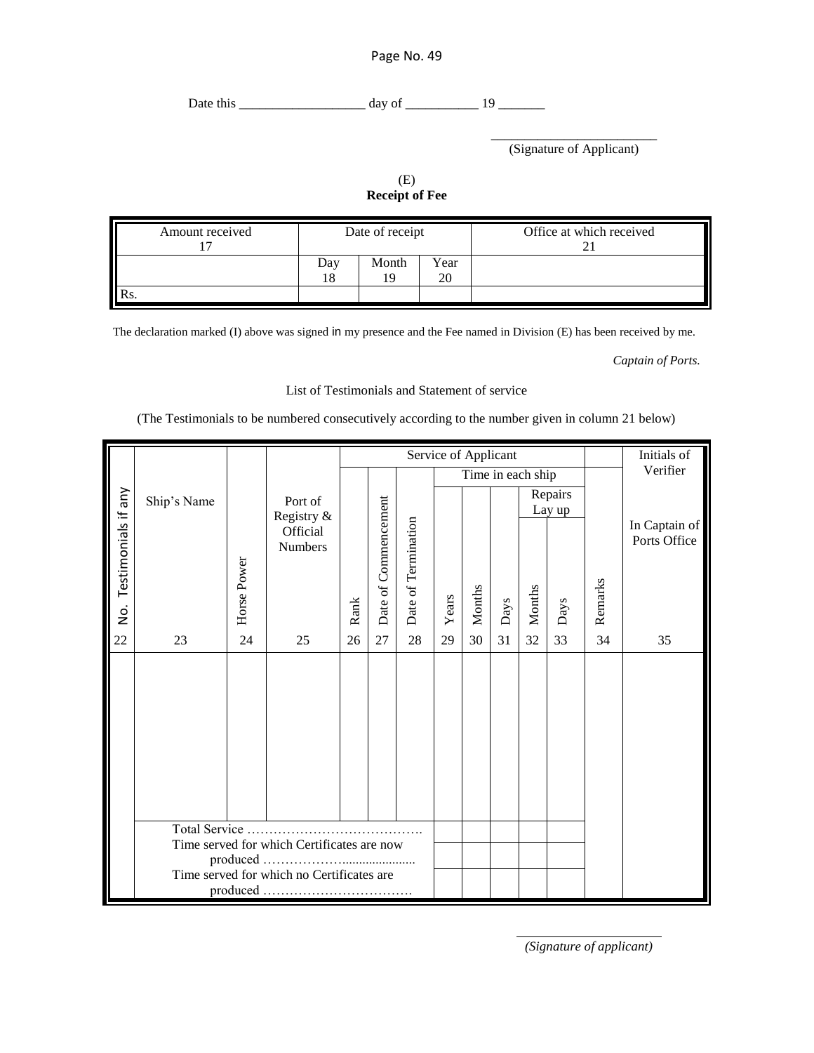Date this ____________________ day of ___________ 19 _______

_________________________
(Signature of Applicant)

(E)
**Receipt of Fee**

| Amount received 17 | Date of receipt | | | Office at which received 21 |
|---|---|---|---|---|
| | Day 18 | Month 19 | Year 20 | |
| Rs. | | | | |

The declaration marked (I) above was signed in my presence and the Fee named in Division (E) has been received by me.

*Captain of Ports.*

List of Testimonials and Statement of service

(The Testimonials to be numbered consecutively according to the number given in column 21 below)

| No. Testimonials if any | Ship's Name | Horse Power | Port of Registry & Official Numbers | Service of Applicant | | | | | | | | | Initials of Verifier |
|---|---|---|---|---|---|---|---|---|---|---|---|---|---|
| | | | | | | | Time in each ship | | | | | | |
| | | | | | | | | | | Repairs Lay up | | | In Captain of Ports Office |
| | | | | Rank | Date of Commencement | Date of Termination | Years | Months | Days | Months | Days | Remarks | |
| 22 | 23 | 24 | 25 | 26 | 27 | 28 | 29 | 30 | 31 | 32 | 33 | 34 | 35 |
| | | | | | | | | | | | | | |
| | Total Service …………………………………. | | | | | | | | | | | | |
| | Time served for which Certificates are now produced ………………................... | | | | | | | | | | | | |
| | Time served for which no Certificates are produced ……………………………. | | | | | | | | | | | | |

_________________________
*(Signature of applicant)*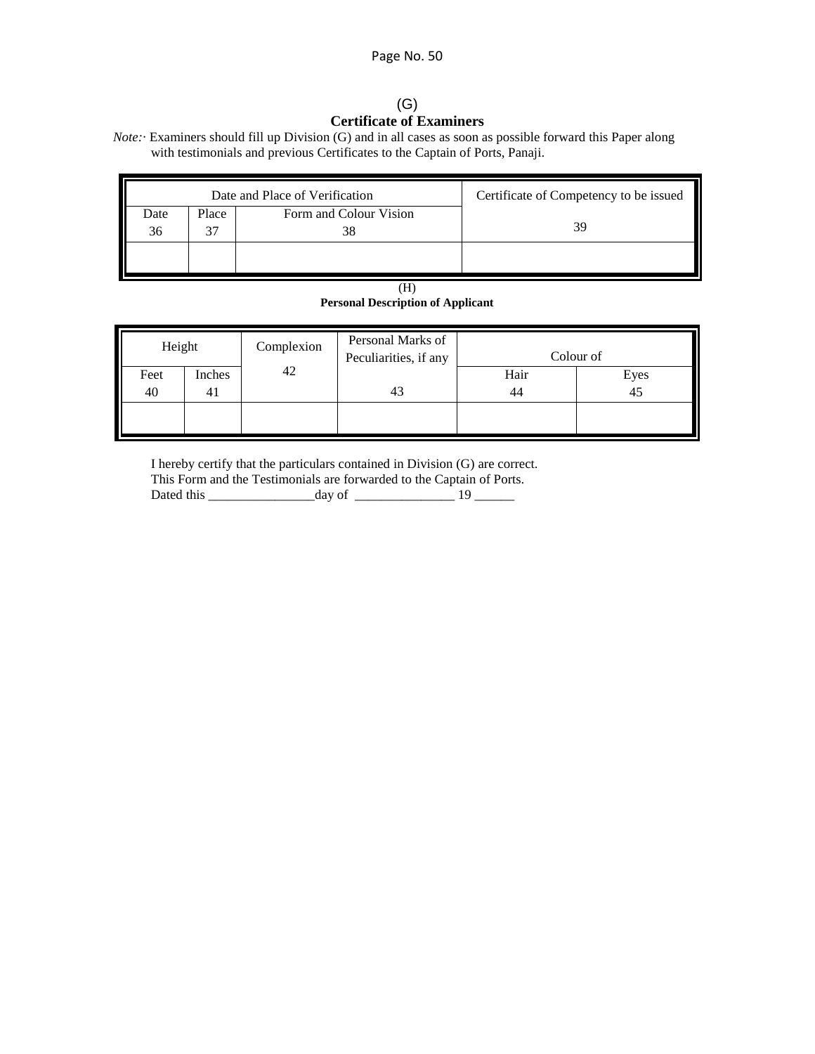(G)

**Certificate of Examiners**

*Note:·* Examiners should fill up Division (G) and in all cases as soon as possible forward this Paper along with testimonials and previous Certificates to the Captain of Ports, Panaji.

| Date and Place of Verification | | | Certificate of Competency to be issued |
|---|---|---|---|
| Date<br>36 | Place<br>37 | Form and Colour Vision<br>38 | 39 |
| | | | |

(H)

**Personal Description of Applicant**

| Height | | Complexion | Personal Marks of Peculiarities, if any | Colour of | |
|---|---|---|---|---|---|
| Feet<br>40 | Inches<br>41 | 42 | 43 | Hair<br>44 | Eyes<br>45 |
| | | | | | |

I hereby certify that the particulars contained in Division (G) are correct.
This Form and the Testimonials are forwarded to the Captain of Ports.
Dated this ________________day of _______________ 19 ______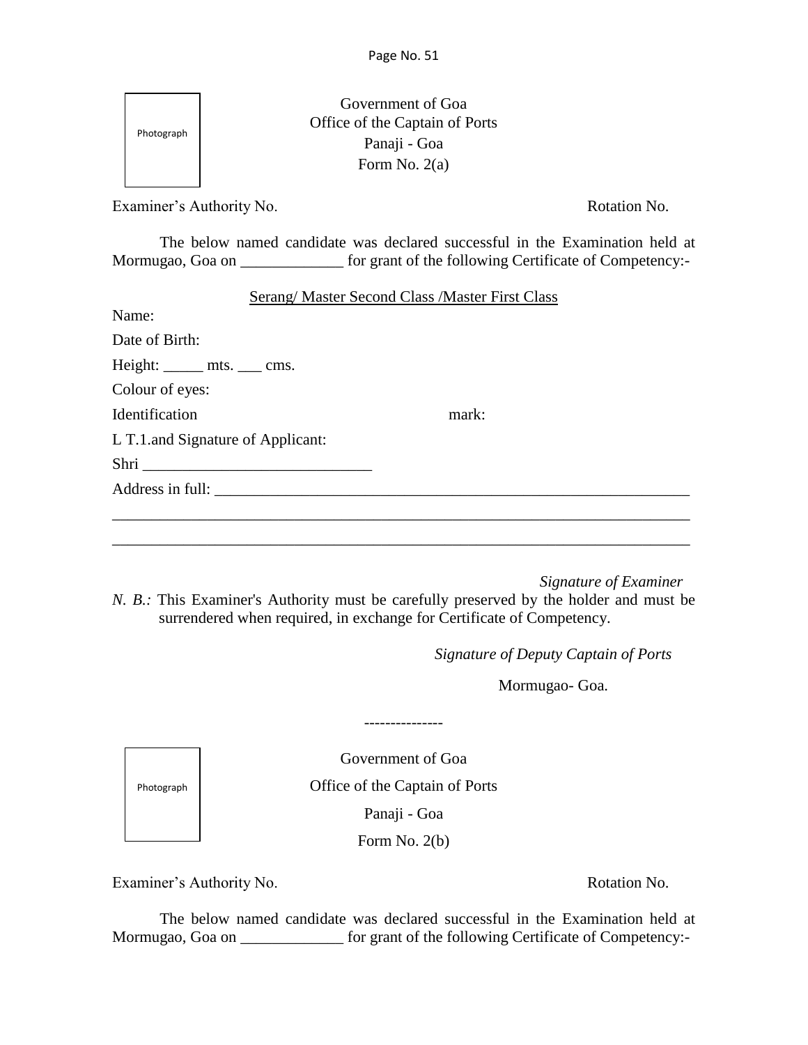Photograph

Government of Goa
Office of the Captain of Ports
Panaji - Goa
Form No. 2(a)

Examiner's Authority No. Rotation No.

The below named candidate was declared successful in the Examination held at Mormugao, Goa on _____________ for grant of the following Certificate of Competency:-

<u>Serang/ Master Second Class /Master First Class</u>

Name:

Date of Birth:

Height: _____ mts. ___ cms.

Colour of eyes:

Identification mark:

L T.1.and Signature of Applicant:

Shri _____________________________

Address in full: ______________________________________________________________

_____________________________________________________________________________

_____________________________________________________________________________

*Signature of Examiner*

*N. B.:* This Examiner's Authority must be carefully preserved by the holder and must be surrendered when required, in exchange for Certificate of Competency.

*Signature of Deputy Captain of Ports*

Mormugao- Goa.

---------------

Photograph

Government of Goa
Office of the Captain of Ports
Panaji - Goa
Form No. 2(b)

Examiner's Authority No. Rotation No.

The below named candidate was declared successful in the Examination held at Mormugao, Goa on _____________ for grant of the following Certificate of Competency:-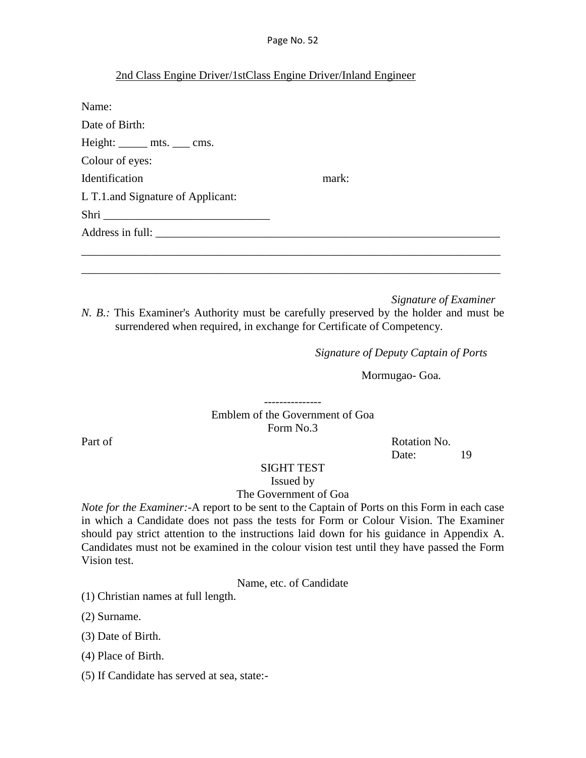2nd Class Engine Driver/1stClass Engine Driver/Inland Engineer

Name:

Date of Birth:

Height: _____ mts. ___ cms.

Colour of eyes:

Identification mark:

L T.1.and Signature of Applicant:

Shri ____________________________

Address in full: ______________________________________________________________

_________________________________________________________________________

_________________________________________________________________________

*Signature of Examiner*

*N. B.:* This Examiner's Authority must be carefully preserved by the holder and must be surrendered when required, in exchange for Certificate of Competency.

*Signature of Deputy Captain of Ports*

Mormugao- Goa.

---------------

Emblem of the Government of Goa

Form No.3

Part of

Rotation No.

Date: 19

SIGHT TEST

Issued by

The Government of Goa

*Note for the Examiner:*-A report to be sent to the Captain of Ports on this Form in each case in which a Candidate does not pass the tests for Form or Colour Vision. The Examiner should pay strict attention to the instructions laid down for his guidance in Appendix A. Candidates must not be examined in the colour vision test until they have passed the Form Vision test.

Name, etc. of Candidate

(1) Christian names at full length.

(2) Surname.

(3) Date of Birth.

(4) Place of Birth.

(5) If Candidate has served at sea, state:-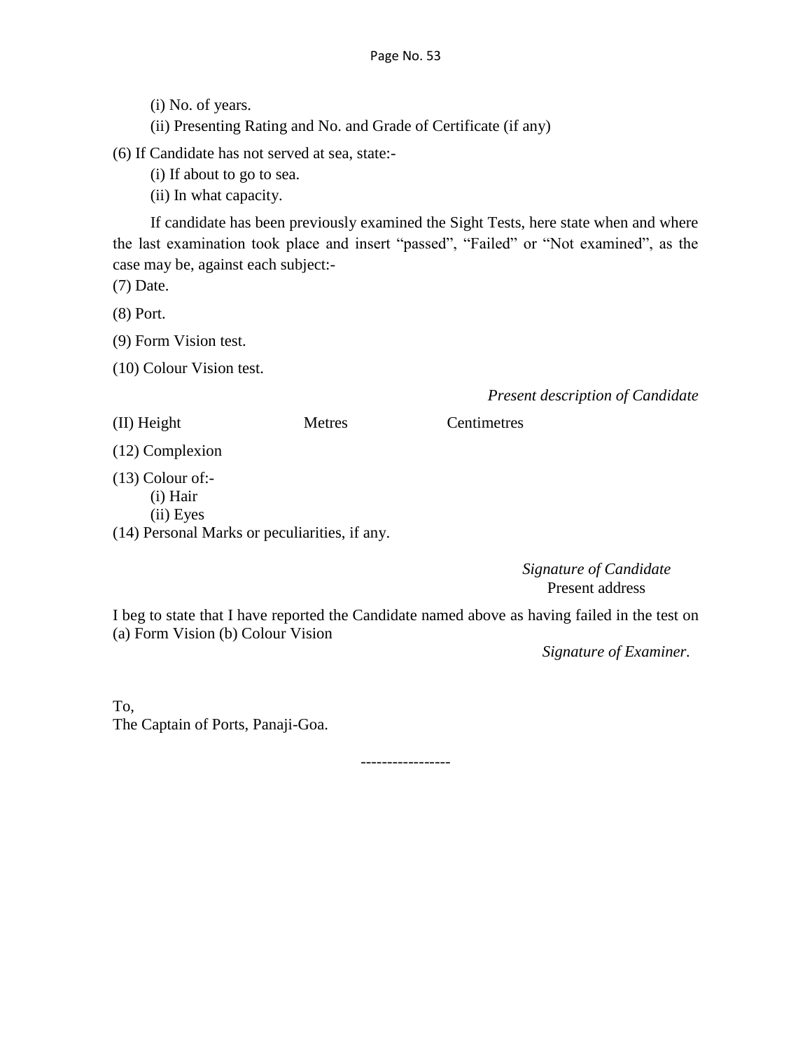(i) No. of years.

(ii) Presenting Rating and No. and Grade of Certificate (if any)

(6) If Candidate has not served at sea, state:-

(i) If about to go to sea.

(ii) In what capacity.

If candidate has been previously examined the Sight Tests, here state when and where the last examination took place and insert "passed", "Failed" or "Not examined", as the case may be, against each subject:-

(7) Date.

(8) Port.

(9) Form Vision test.

(10) Colour Vision test.

*Present description of Candidate*

(II) Height Metres Centimetres

(12) Complexion

(13) Colour of:-

(i) Hair

(ii) Eyes

(14) Personal Marks or peculiarities, if any.

*Signature of Candidate*

Present address

I beg to state that I have reported the Candidate named above as having failed in the test on (a) Form Vision (b) Colour Vision

*Signature of Examiner.*

To,

The Captain of Ports, Panaji-Goa.

-----------------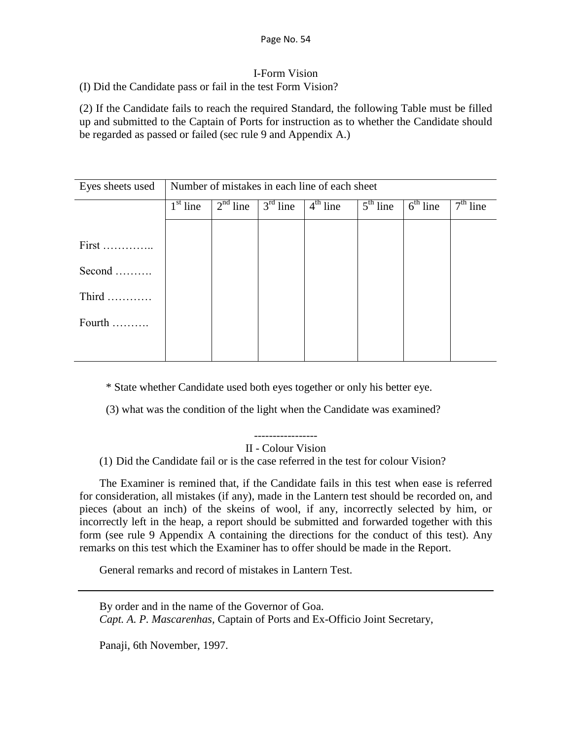I-Form Vision

(I) Did the Candidate pass or fail in the test Form Vision?

(2) If the Candidate fails to reach the required Standard, the following Table must be filled up and submitted to the Captain of Ports for instruction as to whether the Candidate should be regarded as passed or failed (sec rule 9 and Appendix A.)

| Eyes sheets used | Number of mistakes in each line of each sheet | | | | | | |
|---|---|---|---|---|---|---|---|
| | 1st line | 2nd line | 3rd line | 4th line | 5th line | 6th line | 7th line |
| First ………….. | | | | | | | |
| Second ………. | | | | | | | |
| Third ………… | | | | | | | |
| Fourth ………. | | | | | | | |

\* State whether Candidate used both eyes together or only his better eye.

(3) what was the condition of the light when the Candidate was examined?

-----------------

II - Colour Vision

(1) Did the Candidate fail or is the case referred in the test for colour Vision?

The Examiner is remined that, if the Candidate fails in this test when ease is referred for consideration, all mistakes (if any), made in the Lantern test should be recorded on, and pieces (about an inch) of the skeins of wool, if any, incorrectly selected by him, or incorrectly left in the heap, a report should be submitted and forwarded together with this form (see rule 9 Appendix A containing the directions for the conduct of this test). Any remarks on this test which the Examiner has to offer should be made in the Report.

General remarks and record of mistakes in Lantern Test.

---

By order and in the name of the Governor of Goa.

*Capt. A. P. Mascarenhas,* Captain of Ports and Ex-Officio Joint Secretary,

Panaji, 6th November, 1997.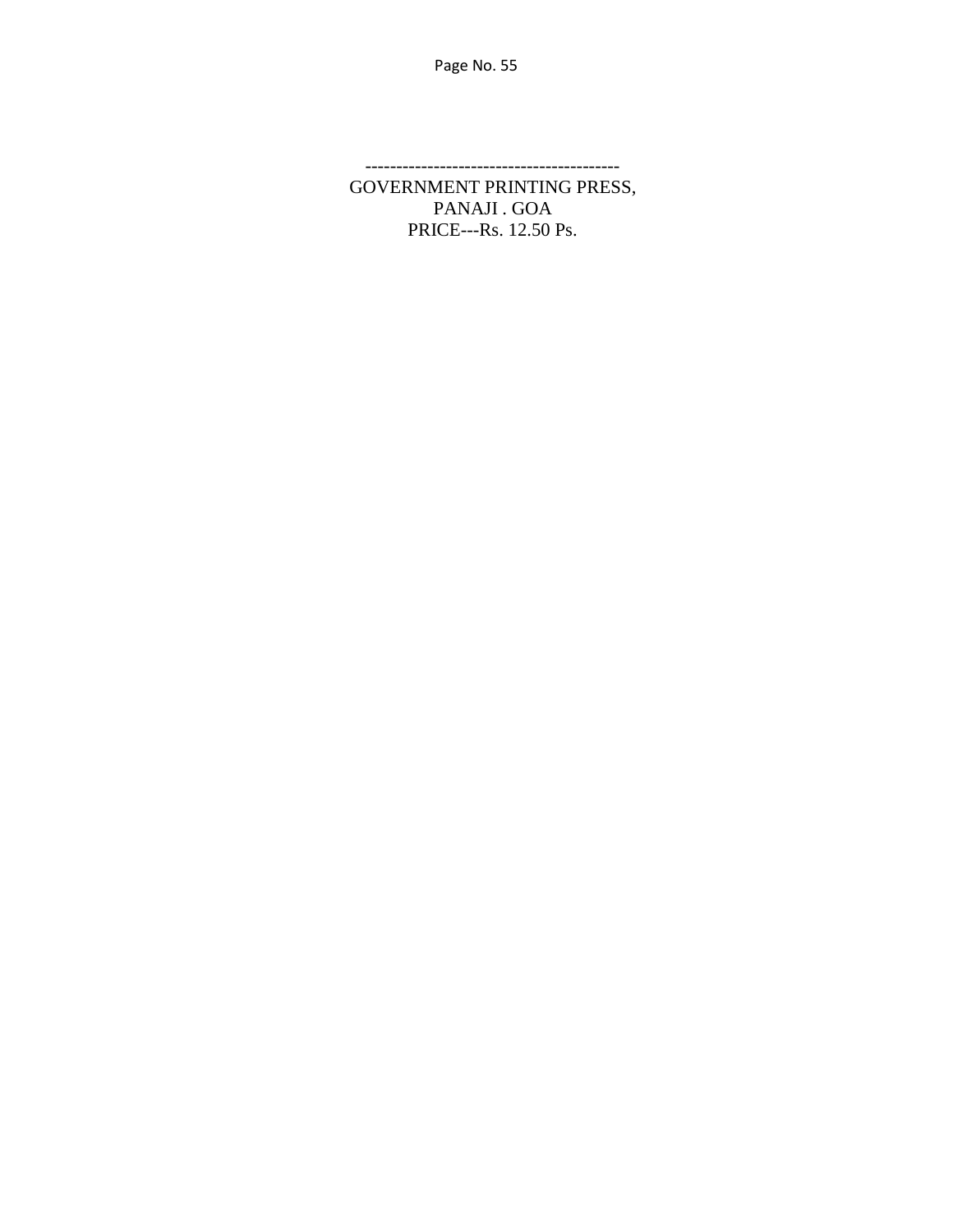----------------------------------------

GOVERNMENT PRINTING PRESS,
PANAJI . GOA
PRICE---Rs. 12.50 Ps.